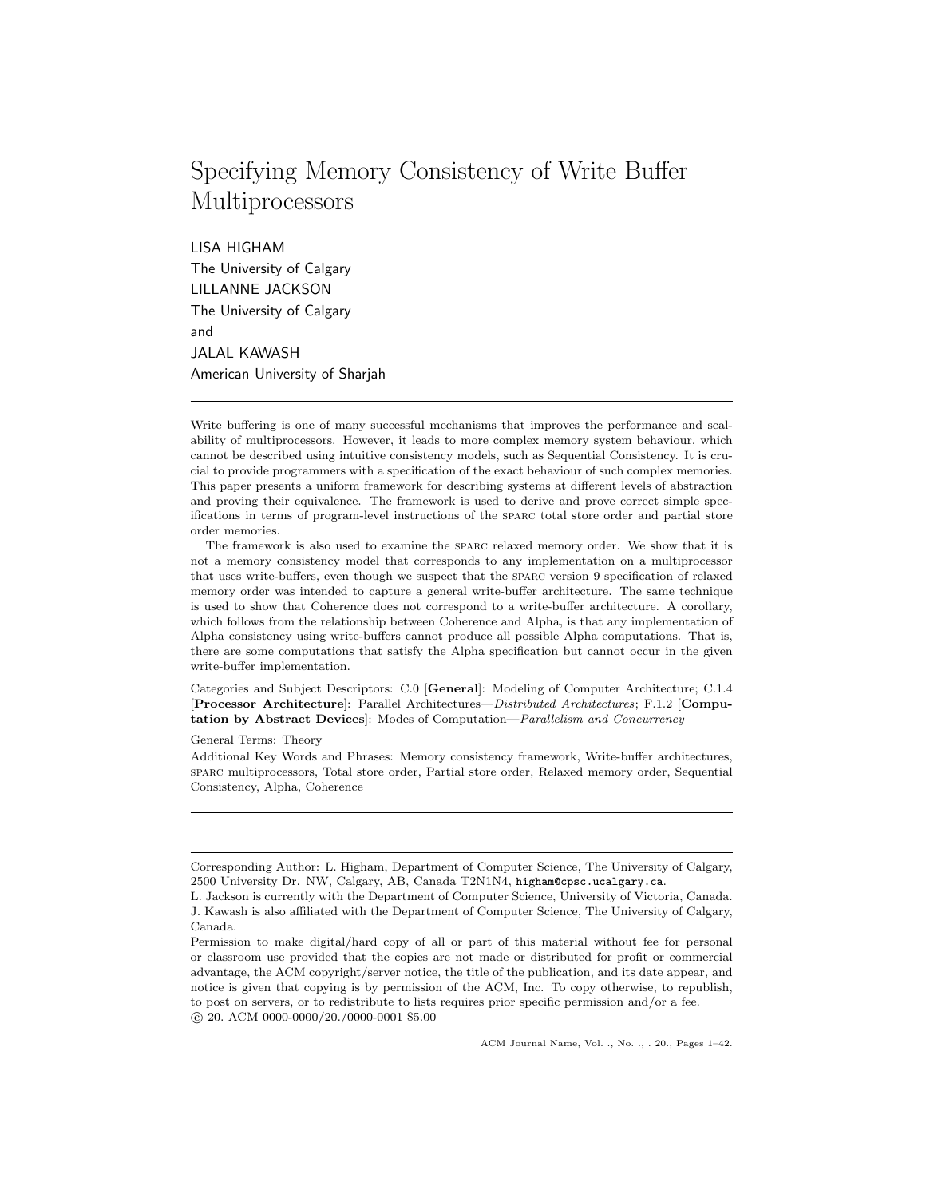# Specifying Memory Consistency of Write Buffer Multiprocessors

LISA HIGHAM
The University of Calgary
LILLANNE JACKSON
The University of Calgary
and
JALAL KAWASH
American University of Sharjah

---

Write buffering is one of many successful mechanisms that improves the performance and scalability of multiprocessors. However, it leads to more complex memory system behaviour, which cannot be described using intuitive consistency models, such as Sequential Consistency. It is crucial to provide programmers with a specification of the exact behaviour of such complex memories. This paper presents a uniform framework for describing systems at different levels of abstraction and proving their equivalence. The framework is used to derive and prove correct simple specifications in terms of program-level instructions of the SPARC total store order and partial store order memories.

The framework is also used to examine the SPARC relaxed memory order. We show that it is not a memory consistency model that corresponds to any implementation on a multiprocessor that uses write-buffers, even though we suspect that the SPARC version 9 specification of relaxed memory order was intended to capture a general write-buffer architecture. The same technique is used to show that Coherence does not correspond to a write-buffer architecture. A corollary, which follows from the relationship between Coherence and Alpha, is that any implementation of Alpha consistency using write-buffers cannot produce all possible Alpha computations. That is, there are some computations that satisfy the Alpha specification but cannot occur in the given write-buffer implementation.

Categories and Subject Descriptors: C.0 [**General**]: Modeling of Computer Architecture; C.1.4 [**Processor Architecture**]: Parallel Architectures—*Distributed Architectures*; F.1.2 [**Computation by Abstract Devices**]: Modes of Computation—*Parallelism and Concurrency*

General Terms: Theory

Additional Key Words and Phrases: Memory consistency framework, Write-buffer architectures, SPARC multiprocessors, Total store order, Partial store order, Relaxed memory order, Sequential Consistency, Alpha, Coherence

---

Corresponding Author: L. Higham, Department of Computer Science, The University of Calgary, 2500 University Dr. NW, Calgary, AB, Canada T2N1N4, higham@cpsc.ucalgary.ca.

L. Jackson is currently with the Department of Computer Science, University of Victoria, Canada.
J. Kawash is also affiliated with the Department of Computer Science, The University of Calgary, Canada.

Permission to make digital/hard copy of all or part of this material without fee for personal or classroom use provided that the copies are not made or distributed for profit or commercial advantage, the ACM copyright/server notice, the title of the publication, and its date appear, and notice is given that copying is by permission of the ACM, Inc. To copy otherwise, to republish, to post on servers, or to redistribute to lists requires prior specific permission and/or a fee.
© 20. ACM 0000-0000/20./0000-0001 $5.00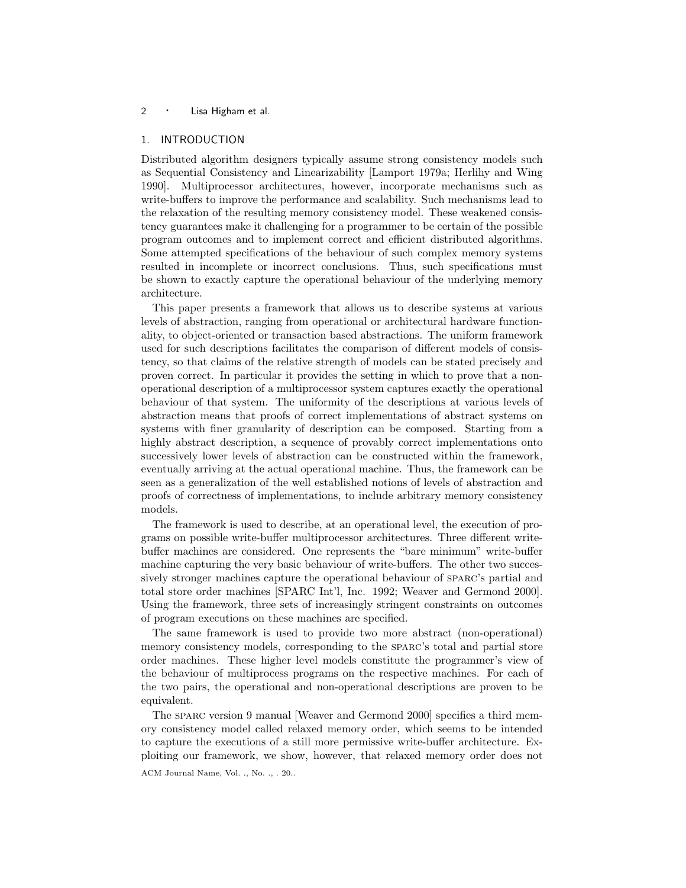## 1. INTRODUCTION

Distributed algorithm designers typically assume strong consistency models such as Sequential Consistency and Linearizability [Lamport 1979a; Herlihy and Wing 1990]. Multiprocessor architectures, however, incorporate mechanisms such as write-buffers to improve the performance and scalability. Such mechanisms lead to the relaxation of the resulting memory consistency model. These weakened consistency guarantees make it challenging for a programmer to be certain of the possible program outcomes and to implement correct and efficient distributed algorithms. Some attempted specifications of the behaviour of such complex memory systems resulted in incomplete or incorrect conclusions. Thus, such specifications must be shown to exactly capture the operational behaviour of the underlying memory architecture.

This paper presents a framework that allows us to describe systems at various levels of abstraction, ranging from operational or architectural hardware functionality, to object-oriented or transaction based abstractions. The uniform framework used for such descriptions facilitates the comparison of different models of consistency, so that claims of the relative strength of models can be stated precisely and proven correct. In particular it provides the setting in which to prove that a non-operational description of a multiprocessor system captures exactly the operational behaviour of that system. The uniformity of the descriptions at various levels of abstraction means that proofs of correct implementations of abstract systems on systems with finer granularity of description can be composed. Starting from a highly abstract description, a sequence of provably correct implementations onto successively lower levels of abstraction can be constructed within the framework, eventually arriving at the actual operational machine. Thus, the framework can be seen as a generalization of the well established notions of levels of abstraction and proofs of correctness of implementations, to include arbitrary memory consistency models.

The framework is used to describe, at an operational level, the execution of programs on possible write-buffer multiprocessor architectures. Three different write-buffer machines are considered. One represents the "bare minimum" write-buffer machine capturing the very basic behaviour of write-buffers. The other two successively stronger machines capture the operational behaviour of SPARC's partial and total store order machines [SPARC Int'l, Inc. 1992; Weaver and Germond 2000]. Using the framework, three sets of increasingly stringent constraints on outcomes of program executions on these machines are specified.

The same framework is used to provide two more abstract (non-operational) memory consistency models, corresponding to the SPARC's total and partial store order machines. These higher level models constitute the programmer's view of the behaviour of multiprocess programs on the respective machines. For each of the two pairs, the operational and non-operational descriptions are proven to be equivalent.

The SPARC version 9 manual [Weaver and Germond 2000] specifies a third memory consistency model called relaxed memory order, which seems to be intended to capture the executions of a still more permissive write-buffer architecture. Exploiting our framework, we show, however, that relaxed memory order does not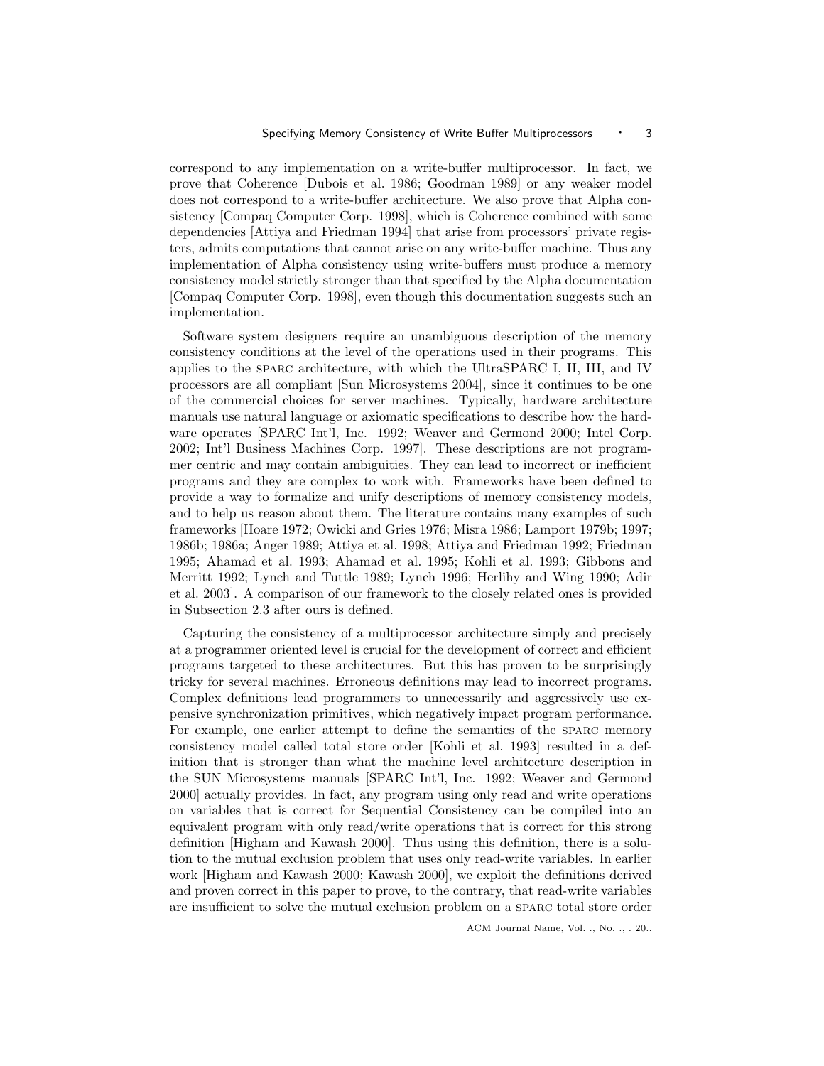correspond to any implementation on a write-buffer multiprocessor. In fact, we prove that Coherence [Dubois et al. 1986; Goodman 1989] or any weaker model does not correspond to a write-buffer architecture. We also prove that Alpha consistency [Compaq Computer Corp. 1998], which is Coherence combined with some dependencies [Attiya and Friedman 1994] that arise from processors' private registers, admits computations that cannot arise on any write-buffer machine. Thus any implementation of Alpha consistency using write-buffers must produce a memory consistency model strictly stronger than that specified by the Alpha documentation [Compaq Computer Corp. 1998], even though this documentation suggests such an implementation.

Software system designers require an unambiguous description of the memory consistency conditions at the level of the operations used in their programs. This applies to the SPARC architecture, with which the UltraSPARC I, II, III, and IV processors are all compliant [Sun Microsystems 2004], since it continues to be one of the commercial choices for server machines. Typically, hardware architecture manuals use natural language or axiomatic specifications to describe how the hardware operates [SPARC Int'l, Inc. 1992; Weaver and Germond 2000; Intel Corp. 2002; Int'l Business Machines Corp. 1997]. These descriptions are not programmer centric and may contain ambiguities. They can lead to incorrect or inefficient programs and they are complex to work with. Frameworks have been defined to provide a way to formalize and unify descriptions of memory consistency models, and to help us reason about them. The literature contains many examples of such frameworks [Hoare 1972; Owicki and Gries 1976; Misra 1986; Lamport 1979b; 1997; 1986b; 1986a; Anger 1989; Attiya et al. 1998; Attiya and Friedman 1992; Friedman 1995; Ahamad et al. 1993; Ahamad et al. 1995; Kohli et al. 1993; Gibbons and Merritt 1992; Lynch and Tuttle 1989; Lynch 1996; Herlihy and Wing 1990; Adir et al. 2003]. A comparison of our framework to the closely related ones is provided in Subsection 2.3 after ours is defined.

Capturing the consistency of a multiprocessor architecture simply and precisely at a programmer oriented level is crucial for the development of correct and efficient programs targeted to these architectures. But this has proven to be surprisingly tricky for several machines. Erroneous definitions may lead to incorrect programs. Complex definitions lead programmers to unnecessarily and aggressively use expensive synchronization primitives, which negatively impact program performance. For example, one earlier attempt to define the semantics of the SPARC memory consistency model called total store order [Kohli et al. 1993] resulted in a definition that is stronger than what the machine level architecture description in the SUN Microsystems manuals [SPARC Int'l, Inc. 1992; Weaver and Germond 2000] actually provides. In fact, any program using only read and write operations on variables that is correct for Sequential Consistency can be compiled into an equivalent program with only read/write operations that is correct for this strong definition [Higham and Kawash 2000]. Thus using this definition, there is a solution to the mutual exclusion problem that uses only read-write variables. In earlier work [Higham and Kawash 2000; Kawash 2000], we exploit the definitions derived and proven correct in this paper to prove, to the contrary, that read-write variables are insufficient to solve the mutual exclusion problem on a SPARC total store order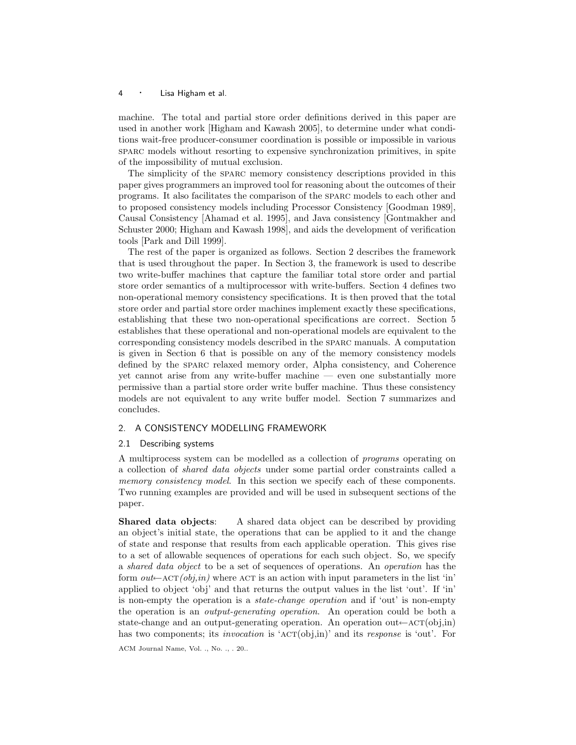machine. The total and partial store order definitions derived in this paper are used in another work [Higham and Kawash 2005], to determine under what conditions wait-free producer-consumer coordination is possible or impossible in various SPARC models without resorting to expensive synchronization primitives, in spite of the impossibility of mutual exclusion.

The simplicity of the SPARC memory consistency descriptions provided in this paper gives programmers an improved tool for reasoning about the outcomes of their programs. It also facilitates the comparison of the SPARC models to each other and to proposed consistency models including Processor Consistency [Goodman 1989], Causal Consistency [Ahamad et al. 1995], and Java consistency [Gontmakher and Schuster 2000; Higham and Kawash 1998], and aids the development of verification tools [Park and Dill 1999].

The rest of the paper is organized as follows. Section 2 describes the framework that is used throughout the paper. In Section 3, the framework is used to describe two write-buffer machines that capture the familiar total store order and partial store order semantics of a multiprocessor with write-buffers. Section 4 defines two non-operational memory consistency specifications. It is then proved that the total store order and partial store order machines implement exactly these specifications, establishing that these two non-operational specifications are correct. Section 5 establishes that these operational and non-operational models are equivalent to the corresponding consistency models described in the SPARC manuals. A computation is given in Section 6 that is possible on any of the memory consistency models defined by the SPARC relaxed memory order, Alpha consistency, and Coherence yet cannot arise from any write-buffer machine — even one substantially more permissive than a partial store order write buffer machine. Thus these consistency models are not equivalent to any write buffer model. Section 7 summarizes and concludes.

## 2. A CONSISTENCY MODELLING FRAMEWORK

### 2.1 Describing systems

A multiprocess system can be modelled as a collection of *programs* operating on a collection of *shared data objects* under some partial order constraints called a *memory consistency model*. In this section we specify each of these components. Two running examples are provided and will be used in subsequent sections of the paper.

**Shared data objects**: A shared data object can be described by providing an object's initial state, the operations that can be applied to it and the change of state and response that results from each applicable operation. This gives rise to a set of allowable sequences of operations for each such object. So, we specify a *shared data object* to be a set of sequences of operations. An *operation* has the form *out*←ACT*(obj,in)* where ACT is an action with input parameters in the list 'in' applied to object 'obj' and that returns the output values in the list 'out'. If 'in' is non-empty the operation is a *state-change operation* and if 'out' is non-empty the operation is an *output-generating operation*. An operation could be both a state-change and an output-generating operation. An operation out←ACT(obj,in) has two components; its *invocation* is 'ACT(obj,in)' and its *response* is 'out'. For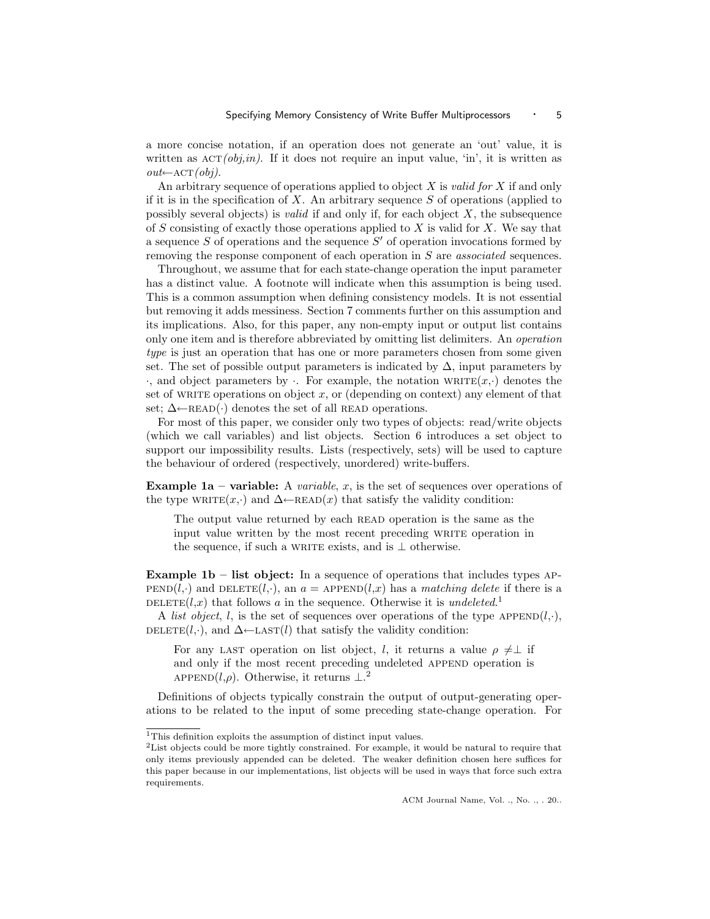a more concise notation, if an operation does not generate an 'out' value, it is written as ACT*(obj,in)*. If it does not require an input value, 'in', it is written as *out*←ACT*(obj)*.

An arbitrary sequence of operations applied to object $X$ is *valid for* $X$ if and only if it is in the specification of $X$. An arbitrary sequence $S$ of operations (applied to possibly several objects) is *valid* if and only if, for each object $X$, the subsequence of $S$ consisting of exactly those operations applied to $X$ is valid for $X$. We say that a sequence $S$ of operations and the sequence $S'$ of operation invocations formed by removing the response component of each operation in $S$ are *associated* sequences.

Throughout, we assume that for each state-change operation the input parameter has a distinct value. A footnote will indicate when this assumption is being used. This is a common assumption when defining consistency models. It is not essential but removing it adds messiness. Section 7 comments further on this assumption and its implications. Also, for this paper, any non-empty input or output list contains only one item and is therefore abbreviated by omitting list delimiters. An *operation type* is just an operation that has one or more parameters chosen from some given set. The set of possible output parameters is indicated by $\Delta$, input parameters by $\cdot$, and object parameters by $\cdot$. For example, the notation WRITE($x$,·) denotes the set of WRITE operations on object $x$, or (depending on context) any element of that set; $\Delta$←READ(·) denotes the set of all READ operations.

For most of this paper, we consider only two types of objects: read/write objects (which we call variables) and list objects. Section 6 introduces a set object to support our impossibility results. Lists (respectively, sets) will be used to capture the behaviour of ordered (respectively, unordered) write-buffers.

**Example 1a – variable:** A *variable*, $x$, is the set of sequences over operations of the type WRITE($x$,·) and $\Delta$←READ($x$) that satisfy the validity condition:

> The output value returned by each READ operation is the same as the input value written by the most recent preceding WRITE operation in the sequence, if such a WRITE exists, and is $\perp$ otherwise.

**Example 1b – list object:** In a sequence of operations that includes types APPEND($l$,·) and DELETE($l$,·), an $a$ = APPEND($l$,$x$) has a *matching delete* if there is a DELETE($l$,$x$) that follows $a$ in the sequence. Otherwise it is *undeleted*.[1]

A *list object*, $l$, is the set of sequences over operations of the type APPEND($l$,·), DELETE($l$,·), and $\Delta$←LAST($l$) that satisfy the validity condition:

> For any LAST operation on list object, $l$, it returns a value $\rho \neq \perp$ if and only if the most recent preceding undeleted APPEND operation is APPEND($l$,$\rho$). Otherwise, it returns $\perp$.[2]

Definitions of objects typically constrain the output of output-generating operations to be related to the input of some preceding state-change operation. For

---

[1] This definition exploits the assumption of distinct input values.

[2] List objects could be more tightly constrained. For example, it would be natural to require that only items previously appended can be deleted. The weaker definition chosen here suffices for this paper because in our implementations, list objects will be used in ways that force such extra requirements.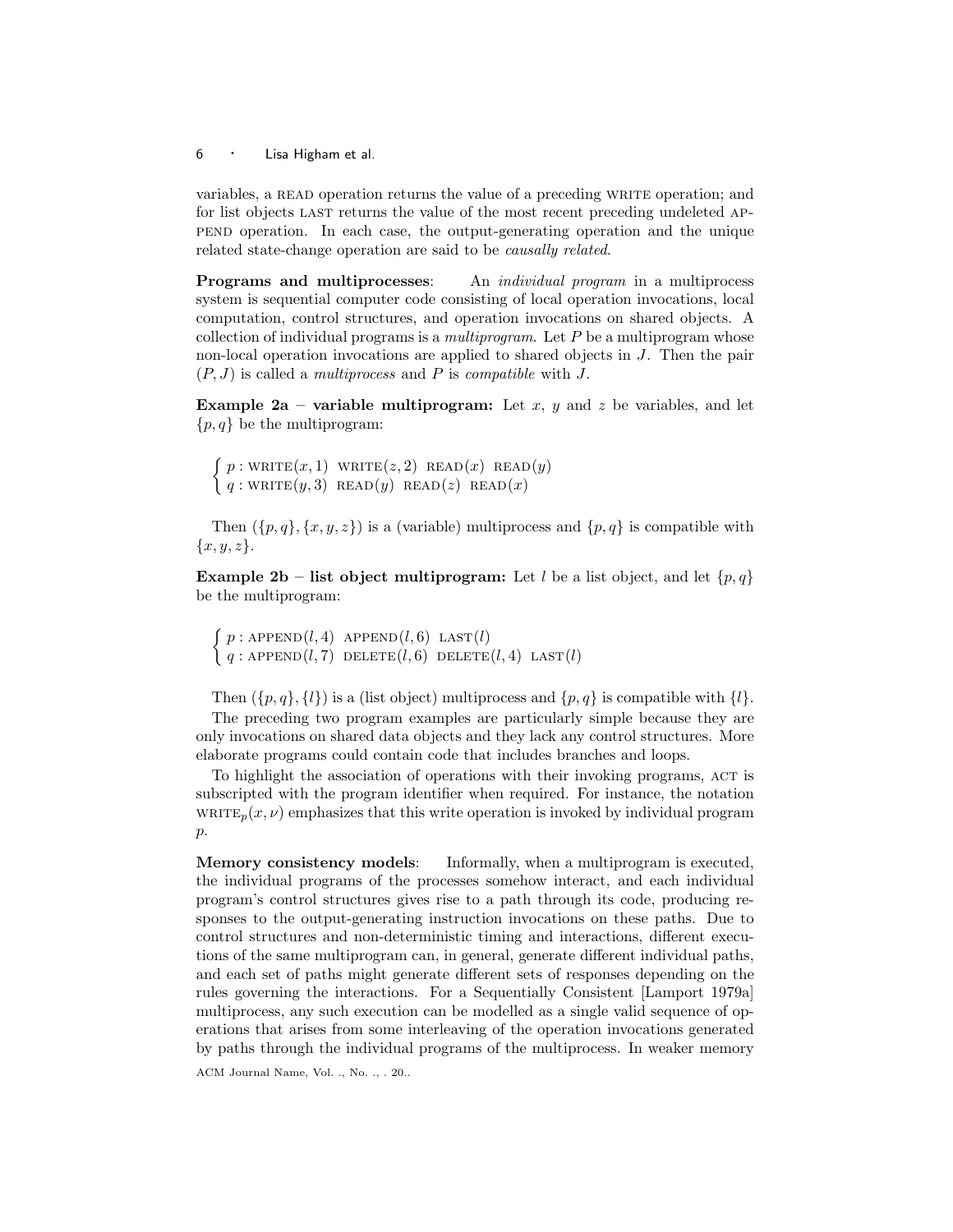variables, a READ operation returns the value of a preceding WRITE operation; and for list objects LAST returns the value of the most recent preceding undeleted APPEND operation. In each case, the output-generating operation and the unique related state-change operation are said to be *causally related*.

**Programs and multiprocesses**: An *individual program* in a multiprocess system is sequential computer code consisting of local operation invocations, local computation, control structures, and operation invocations on shared objects. A collection of individual programs is a *multiprogram*. Let $P$ be a multiprogram whose non-local operation invocations are applied to shared objects in $J$. Then the pair $(P, J)$ is called a *multiprocess* and $P$ is *compatible* with $J$.

**Example 2a – variable multiprogram:** Let $x$, $y$ and $z$ be variables, and let $\{p, q\}$ be the multiprogram:

$$\begin{cases} p : \text{WRITE}(x,1)\ \ \text{WRITE}(z,2)\ \ \text{READ}(x)\ \ \text{READ}(y) \\ q : \text{WRITE}(y,3)\ \ \text{READ}(y)\ \ \text{READ}(z)\ \ \text{READ}(x) \end{cases}$$

Then $(\{p, q\}, \{x, y, z\})$ is a (variable) multiprocess and $\{p, q\}$ is compatible with $\{x, y, z\}$.

**Example 2b – list object multiprogram:** Let $l$ be a list object, and let $\{p, q\}$ be the multiprogram:

$$\begin{cases} p : \text{APPEND}(l,4)\ \ \text{APPEND}(l,6)\ \ \text{LAST}(l) \\ q : \text{APPEND}(l,7)\ \ \text{DELETE}(l,6)\ \ \text{DELETE}(l,4)\ \ \text{LAST}(l) \end{cases}$$

Then $(\{p, q\}, \{l\})$ is a (list object) multiprocess and $\{p, q\}$ is compatible with $\{l\}$.

The preceding two program examples are particularly simple because they are only invocations on shared data objects and they lack any control structures. More elaborate programs could contain code that includes branches and loops.

To highlight the association of operations with their invoking programs, ACT is subscripted with the program identifier when required. For instance, the notation $\text{WRITE}_p(x, \nu)$ emphasizes that this write operation is invoked by individual program $p$.

**Memory consistency models**: Informally, when a multiprogram is executed, the individual programs of the processes somehow interact, and each individual program's control structures gives rise to a path through its code, producing responses to the output-generating instruction invocations on these paths. Due to control structures and non-deterministic timing and interactions, different executions of the same multiprogram can, in general, generate different individual paths, and each set of paths might generate different sets of responses depending on the rules governing the interactions. For a Sequentially Consistent [Lamport 1979a] multiprocess, any such execution can be modelled as a single valid sequence of operations that arises from some interleaving of the operation invocations generated by paths through the individual programs of the multiprocess. In weaker memory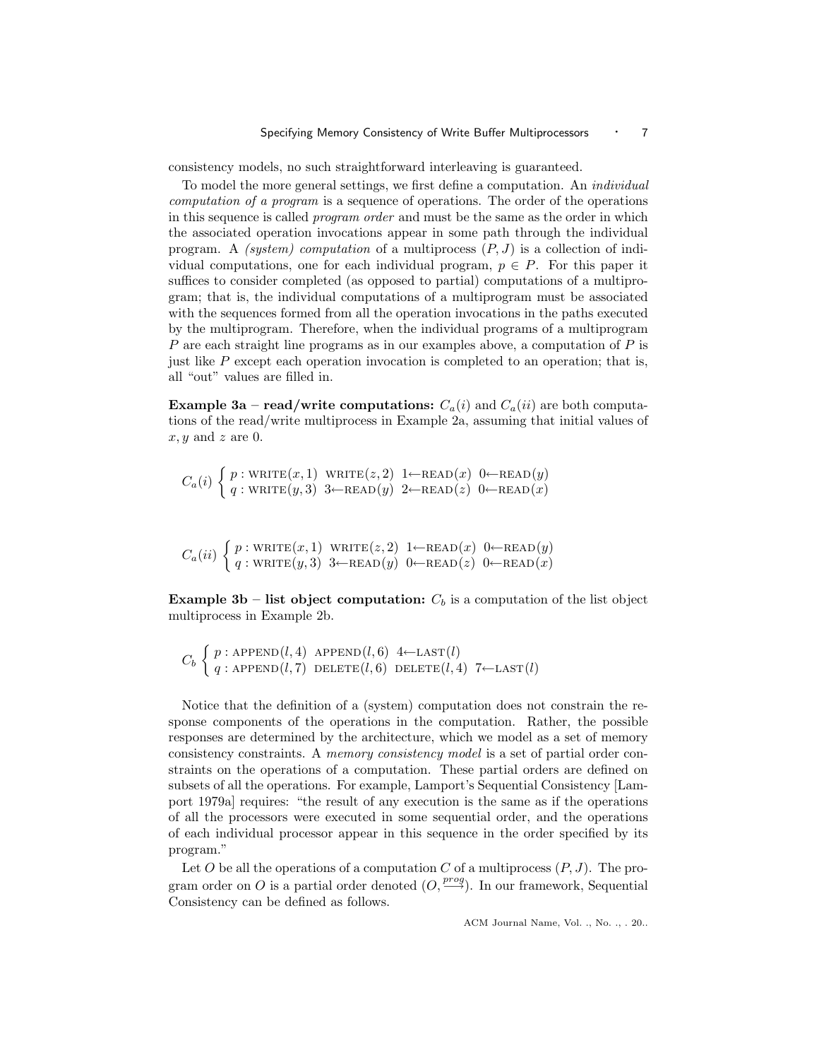consistency models, no such straightforward interleaving is guaranteed.

To model the more general settings, we first define a computation. An *individual computation of a program* is a sequence of operations. The order of the operations in this sequence is called *program order* and must be the same as the order in which the associated operation invocations appear in some path through the individual program. A *(system) computation* of a multiprocess $(P, J)$ is a collection of individual computations, one for each individual program, $p \in P$. For this paper it suffices to consider completed (as opposed to partial) computations of a multiprogram; that is, the individual computations of a multiprogram must be associated with the sequences formed from all the operation invocations in the paths executed by the multiprogram. Therefore, when the individual programs of a multiprogram $P$ are each straight line programs as in our examples above, a computation of $P$ is just like $P$ except each operation invocation is completed to an operation; that is, all "out" values are filled in.

**Example 3a – read/write computations:** $C_a(i)$ and $C_a(ii)$ are both computations of the read/write multiprocess in Example 2a, assuming that initial values of $x, y$ and $z$ are 0.

$$C_a(i) \begin{cases} p : \text{WRITE}(x,1) \;\; \text{WRITE}(z,2) \;\; 1 \leftarrow \text{READ}(x) \;\; 0 \leftarrow \text{READ}(y) \\ q : \text{WRITE}(y,3) \;\; 3 \leftarrow \text{READ}(y) \;\; 2 \leftarrow \text{READ}(z) \;\; 0 \leftarrow \text{READ}(x) \end{cases}$$

$$C_a(ii) \begin{cases} p : \text{WRITE}(x,1) \;\; \text{WRITE}(z,2) \;\; 1 \leftarrow \text{READ}(x) \;\; 0 \leftarrow \text{READ}(y) \\ q : \text{WRITE}(y,3) \;\; 3 \leftarrow \text{READ}(y) \;\; 0 \leftarrow \text{READ}(z) \;\; 0 \leftarrow \text{READ}(x) \end{cases}$$

**Example 3b – list object computation:** $C_b$ is a computation of the list object multiprocess in Example 2b.

$$C_b \begin{cases} p : \text{APPEND}(l,4) \;\; \text{APPEND}(l,6) \;\; 4 \leftarrow \text{LAST}(l) \\ q : \text{APPEND}(l,7) \;\; \text{DELETE}(l,6) \;\; \text{DELETE}(l,4) \;\; 7 \leftarrow \text{LAST}(l) \end{cases}$$

Notice that the definition of a (system) computation does not constrain the response components of the operations in the computation. Rather, the possible responses are determined by the architecture, which we model as a set of memory consistency constraints. A *memory consistency model* is a set of partial order constraints on the operations of a computation. These partial orders are defined on subsets of all the operations. For example, Lamport's Sequential Consistency [Lamport 1979a] requires: "the result of any execution is the same as if the operations of all the processors were executed in some sequential order, and the operations of each individual processor appear in this sequence in the order specified by its program."

Let $O$ be all the operations of a computation $C$ of a multiprocess $(P, J)$. The program order on $O$ is a partial order denoted $(O, \stackrel{prog}{\longrightarrow})$. In our framework, Sequential Consistency can be defined as follows.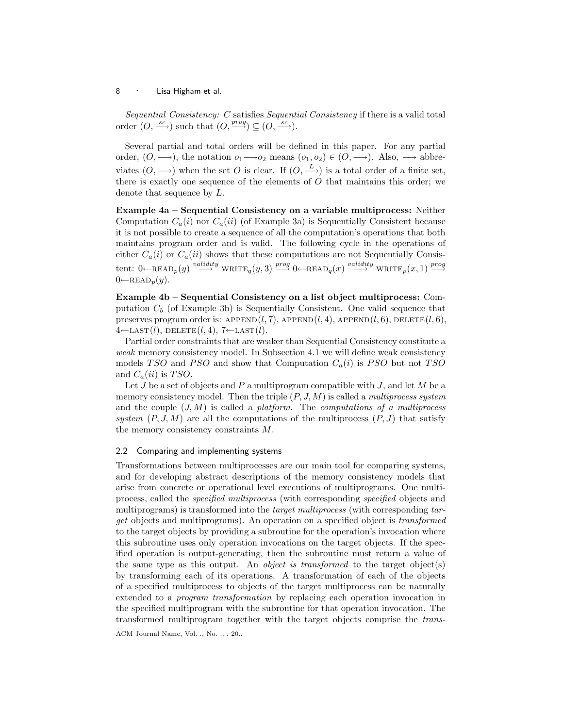*Sequential Consistency: C* satisfies *Sequential Consistency* if there is a valid total order $(O, \xrightarrow{sc})$ such that $(O, \xrightarrow{prog}) \subseteq (O, \xrightarrow{sc})$.

Several partial and total orders will be defined in this paper. For any partial order, $(O, \longrightarrow)$, the notation $o_1 \longrightarrow o_2$ means $(o_1, o_2) \in (O, \longrightarrow)$. Also, $\longrightarrow$ abbreviates $(O, \longrightarrow)$ when the set $O$ is clear. If $(O, \xrightarrow{L})$ is a total order of a finite set, there is exactly one sequence of the elements of $O$ that maintains this order; we denote that sequence by $L$.

**Example 4a – Sequential Consistency on a variable multiprocess:** Neither Computation $C_a(i)$ nor $C_a(ii)$ (of Example 3a) is Sequentially Consistent because it is not possible to create a sequence of all the computation's operations that both maintains program order and is valid. The following cycle in the operations of either $C_a(i)$ or $C_a(ii)$ shows that these computations are not Sequentially Consistent: $0 \leftarrow \text{READ}_p(y) \xrightarrow{validity} \text{WRITE}_q(y, 3) \xrightarrow{prog} 0 \leftarrow \text{READ}_q(x) \xrightarrow{validity} \text{WRITE}_p(x, 1) \xrightarrow{prog} 0 \leftarrow \text{READ}_p(y)$.

**Example 4b – Sequential Consistency on a list object multiprocess:** Computation $C_b$ (of Example 3b) is Sequentially Consistent. One valid sequence that preserves program order is: $\text{APPEND}(l, 7)$, $\text{APPEND}(l, 4)$, $\text{APPEND}(l, 6)$, $\text{DELETE}(l, 6)$, $4 \leftarrow \text{LAST}(l)$, $\text{DELETE}(l, 4)$, $7 \leftarrow \text{LAST}(l)$.

Partial order constraints that are weaker than Sequential Consistency constitute a *weak* memory consistency model. In Subsection 4.1 we will define weak consistency models $TSO$ and $PSO$ and show that Computation $C_a(i)$ is $PSO$ but not $TSO$ and $C_a(ii)$ is $TSO$.

Let $J$ be a set of objects and $P$ a multiprogram compatible with $J$, and let $M$ be a memory consistency model. Then the triple $(P, J, M)$ is called a *multiprocess system* and the couple $(J, M)$ is called a *platform*. The *computations of a multiprocess system* $(P, J, M)$ are all the computations of the multiprocess $(P, J)$ that satisfy the memory consistency constraints $M$.

### 2.2 Comparing and implementing systems

Transformations between multiprocesses are our main tool for comparing systems, and for developing abstract descriptions of the memory consistency models that arise from concrete or operational level executions of multiprograms. One multiprocess, called the *specified multiprocess* (with corresponding *specified* objects and multiprograms) is transformed into the *target multiprocess* (with corresponding *target* objects and multiprograms). An operation on a specified object is *transformed* to the target objects by providing a subroutine for the operation's invocation where this subroutine uses only operation invocations on the target objects. If the specified operation is output-generating, then the subroutine must return a value of the same type as this output. An *object is transformed* to the target object(s) by transforming each of its operations. A transformation of each of the objects of a specified multiprocess to objects of the target multiprocess can be naturally extended to a *program transformation* by replacing each operation invocation in the specified multiprogram with the subroutine for that operation invocation. The transformed multiprogram together with the target objects comprise the *trans-*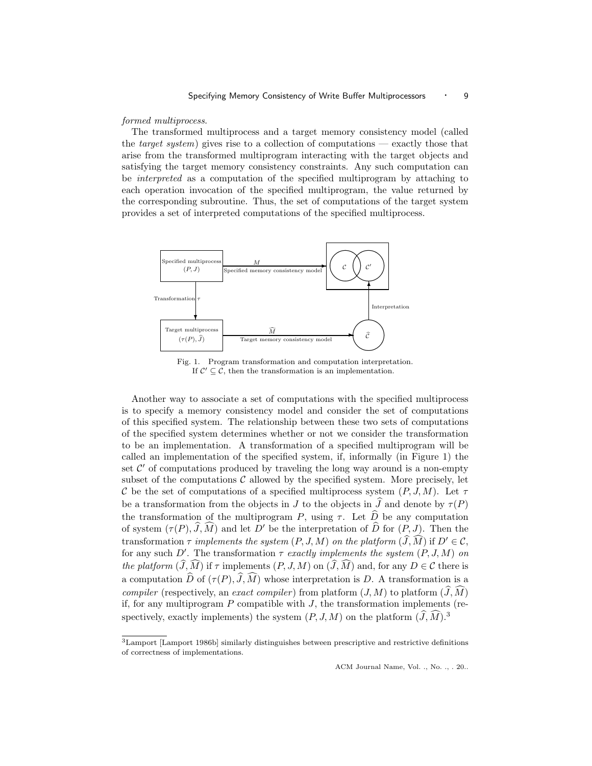*formed multiprocess*.

The transformed multiprocess and a target memory consistency model (called the *target system*) gives rise to a collection of computations — exactly those that arise from the transformed multiprogram interacting with the target objects and satisfying the target memory consistency constraints. Any such computation can be *interpreted* as a computation of the specified multiprogram by attaching to each operation invocation of the specified multiprogram, the value returned by the corresponding subroutine. Thus, the set of computations of the target system provides a set of interpreted computations of the specified multiprocess.

Fig. 1. Program transformation and computation interpretation. If $\mathcal{C}' \subseteq \mathcal{C}$, then the transformation is an implementation.

Another way to associate a set of computations with the specified multiprocess is to specify a memory consistency model and consider the set of computations of this specified system. The relationship between these two sets of computations of the specified system determines whether or not we consider the transformation to be an implementation. A transformation of a specified multiprogram will be called an implementation of the specified system, if, informally (in Figure 1) the set $\mathcal{C}'$ of computations produced by traveling the long way around is a non-empty subset of the computations $\mathcal{C}$ allowed by the specified system. More precisely, let $\mathcal{C}$ be the set of computations of a specified multiprocess system $(P, J, M)$. Let $\tau$ be a transformation from the objects in $J$ to the objects in $\widehat{J}$ and denote by $\tau(P)$ the transformation of the multiprogram $P$, using $\tau$. Let $\widehat{D}$ be any computation of system $(\tau(P), \widehat{J}, \widehat{M})$ and let $D'$ be the interpretation of $\widehat{D}$ for $(P, J)$. Then the transformation $\tau$ *implements the system* $(P, J, M)$ *on the platform* $(\widehat{J}, \widehat{M})$ if $D' \in \mathcal{C}$, for any such $D'$. The transformation $\tau$ *exactly implements the system* $(P, J, M)$ *on the platform* $(\widehat{J}, \widehat{M})$ if $\tau$ implements $(P, J, M)$ on $(\widehat{J}, \widehat{M})$ and, for any $D \in \mathcal{C}$ there is a computation $\widehat{D}$ of $(\tau(P), \widehat{J}, \widehat{M})$ whose interpretation is $D$. A transformation is a *compiler* (respectively, an *exact compiler*) from platform $(J, M)$ to platform $(\widehat{J}, \widehat{M})$ if, for any multiprogram $P$ compatible with $J$, the transformation implements (respectively, exactly implements) the system $(P, J, M)$ on the platform $(\widehat{J}, \widehat{M})$.[3]

[3] Lamport [Lamport 1986b] similarly distinguishes between prescriptive and restrictive definitions of correctness of implementations.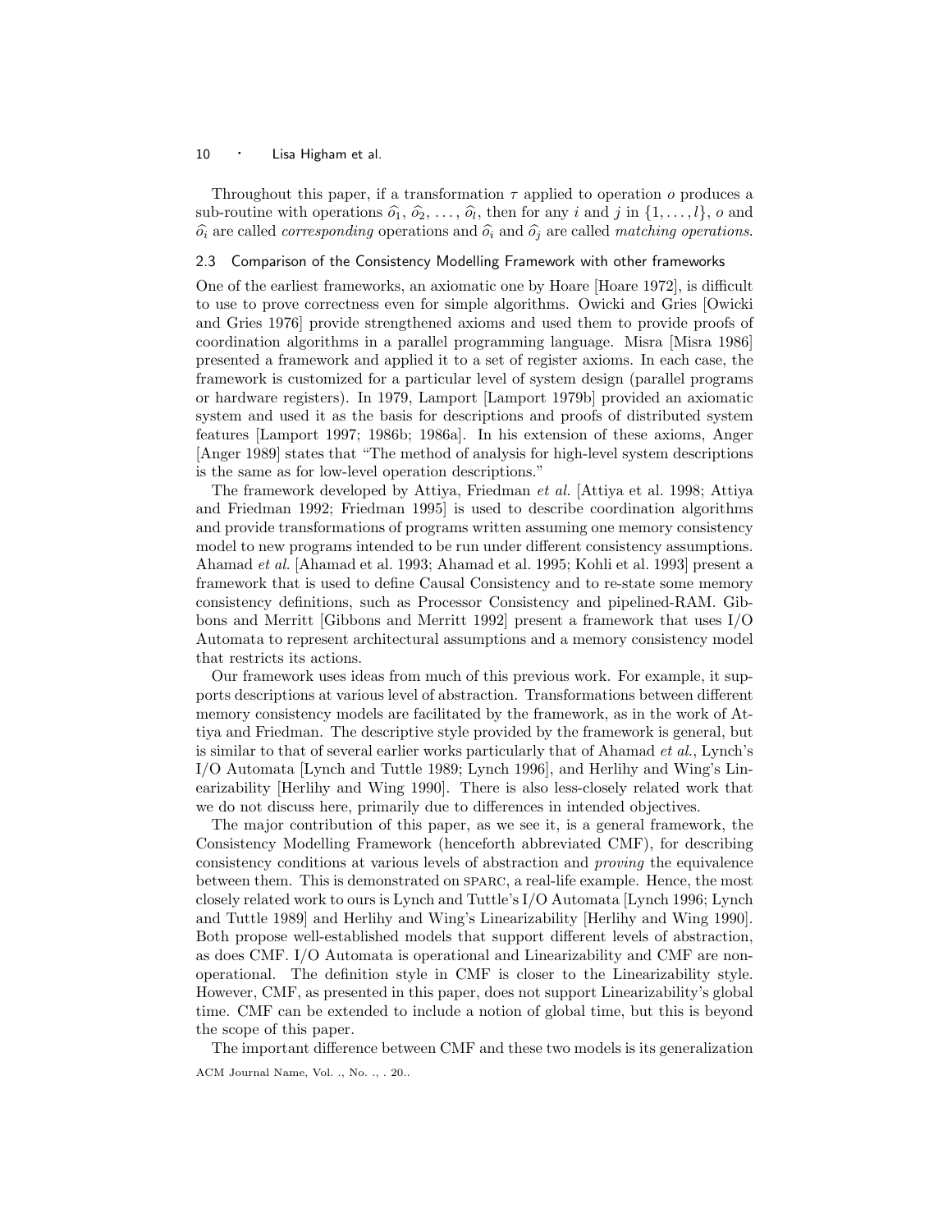Throughout this paper, if a transformation $\tau$ applied to operation $o$ produces a sub-routine with operations $\widehat{o}_1$, $\widehat{o}_2$, ..., $\widehat{o}_l$, then for any $i$ and $j$ in $\{1, \ldots, l\}$, $o$ and $\widehat{o}_i$ are called *corresponding* operations and $\widehat{o}_i$ and $\widehat{o}_j$ are called *matching operations*.

### 2.3 Comparison of the Consistency Modelling Framework with other frameworks

One of the earliest frameworks, an axiomatic one by Hoare [Hoare 1972], is difficult to use to prove correctness even for simple algorithms. Owicki and Gries [Owicki and Gries 1976] provide strengthened axioms and used them to provide proofs of coordination algorithms in a parallel programming language. Misra [Misra 1986] presented a framework and applied it to a set of register axioms. In each case, the framework is customized for a particular level of system design (parallel programs or hardware registers). In 1979, Lamport [Lamport 1979b] provided an axiomatic system and used it as the basis for descriptions and proofs of distributed system features [Lamport 1997; 1986b; 1986a]. In his extension of these axioms, Anger [Anger 1989] states that "The method of analysis for high-level system descriptions is the same as for low-level operation descriptions."

The framework developed by Attiya, Friedman *et al.* [Attiya et al. 1998; Attiya and Friedman 1992; Friedman 1995] is used to describe coordination algorithms and provide transformations of programs written assuming one memory consistency model to new programs intended to be run under different consistency assumptions. Ahamad *et al.* [Ahamad et al. 1993; Ahamad et al. 1995; Kohli et al. 1993] present a framework that is used to define Causal Consistency and to re-state some memory consistency definitions, such as Processor Consistency and pipelined-RAM. Gibbons and Merritt [Gibbons and Merritt 1992] present a framework that uses I/O Automata to represent architectural assumptions and a memory consistency model that restricts its actions.

Our framework uses ideas from much of this previous work. For example, it supports descriptions at various level of abstraction. Transformations between different memory consistency models are facilitated by the framework, as in the work of Attiya and Friedman. The descriptive style provided by the framework is general, but is similar to that of several earlier works particularly that of Ahamad *et al.*, Lynch's I/O Automata [Lynch and Tuttle 1989; Lynch 1996], and Herlihy and Wing's Linearizability [Herlihy and Wing 1990]. There is also less-closely related work that we do not discuss here, primarily due to differences in intended objectives.

The major contribution of this paper, as we see it, is a general framework, the Consistency Modelling Framework (henceforth abbreviated CMF), for describing consistency conditions at various levels of abstraction and *proving* the equivalence between them. This is demonstrated on SPARC, a real-life example. Hence, the most closely related work to ours is Lynch and Tuttle's I/O Automata [Lynch 1996; Lynch and Tuttle 1989] and Herlihy and Wing's Linearizability [Herlihy and Wing 1990]. Both propose well-established models that support different levels of abstraction, as does CMF. I/O Automata is operational and Linearizability and CMF are non-operational. The definition style in CMF is closer to the Linearizability style. However, CMF, as presented in this paper, does not support Linearizability's global time. CMF can be extended to include a notion of global time, but this is beyond the scope of this paper.

The important difference between CMF and these two models is its generalization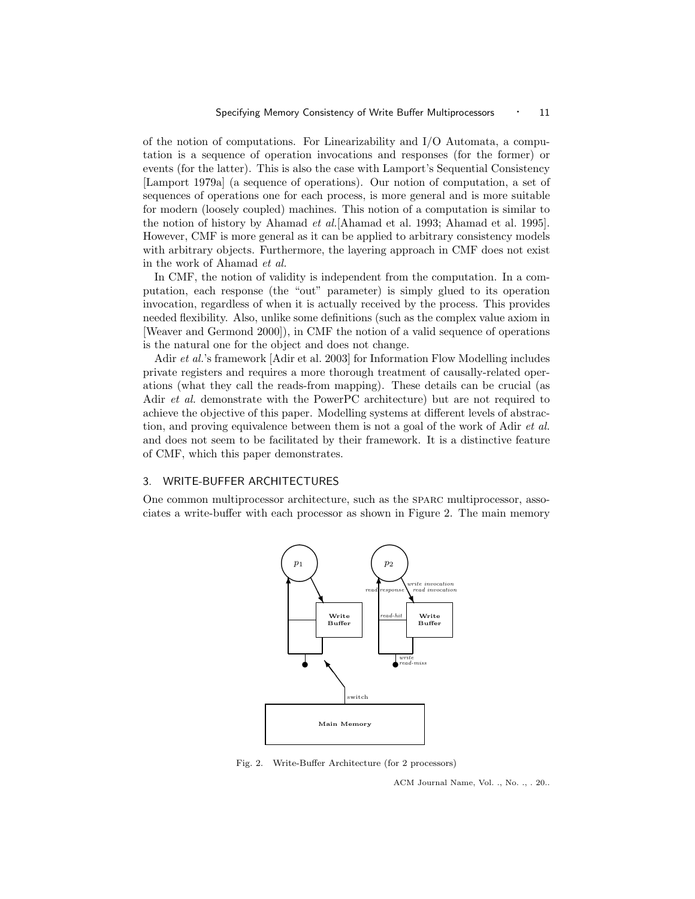of the notion of computations. For Linearizability and I/O Automata, a computation is a sequence of operation invocations and responses (for the former) or events (for the latter). This is also the case with Lamport's Sequential Consistency [Lamport 1979a] (a sequence of operations). Our notion of computation, a set of sequences of operations one for each process, is more general and is more suitable for modern (loosely coupled) machines. This notion of a computation is similar to the notion of history by Ahamad *et al.*[Ahamad et al. 1993; Ahamad et al. 1995]. However, CMF is more general as it can be applied to arbitrary consistency models with arbitrary objects. Furthermore, the layering approach in CMF does not exist in the work of Ahamad *et al.*

In CMF, the notion of validity is independent from the computation. In a computation, each response (the "out" parameter) is simply glued to its operation invocation, regardless of when it is actually received by the process. This provides needed flexibility. Also, unlike some definitions (such as the complex value axiom in [Weaver and Germond 2000]), in CMF the notion of a valid sequence of operations is the natural one for the object and does not change.

Adir *et al.*'s framework [Adir et al. 2003] for Information Flow Modelling includes private registers and requires a more thorough treatment of causally-related operations (what they call the reads-from mapping). These details can be crucial (as Adir *et al.* demonstrate with the PowerPC architecture) but are not required to achieve the objective of this paper. Modelling systems at different levels of abstraction, and proving equivalence between them is not a goal of the work of Adir *et al.* and does not seem to be facilitated by their framework. It is a distinctive feature of CMF, which this paper demonstrates.

## 3. WRITE-BUFFER ARCHITECTURES

One common multiprocessor architecture, such as the SPARC multiprocessor, associates a write-buffer with each processor as shown in Figure 2. The main memory

Fig. 2. Write-Buffer Architecture (for 2 processors)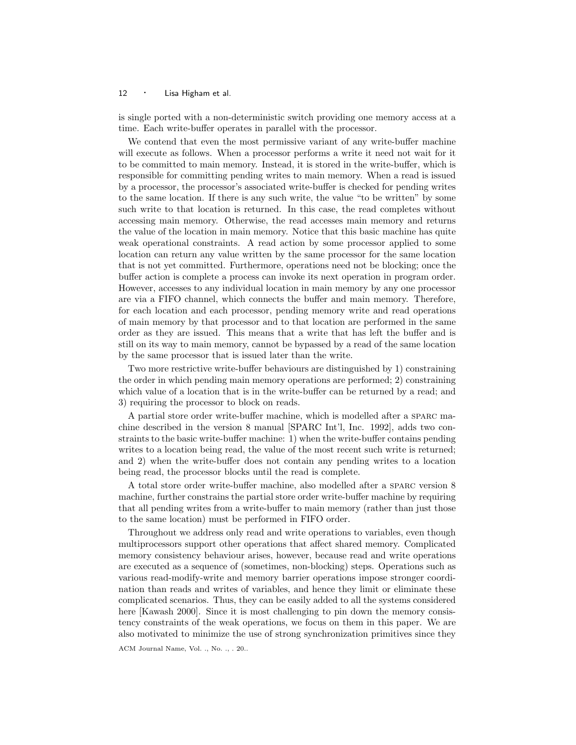is single ported with a non-deterministic switch providing one memory access at a time. Each write-buffer operates in parallel with the processor.

We contend that even the most permissive variant of any write-buffer machine will execute as follows. When a processor performs a write it need not wait for it to be committed to main memory. Instead, it is stored in the write-buffer, which is responsible for committing pending writes to main memory. When a read is issued by a processor, the processor's associated write-buffer is checked for pending writes to the same location. If there is any such write, the value "to be written" by some such write to that location is returned. In this case, the read completes without accessing main memory. Otherwise, the read accesses main memory and returns the value of the location in main memory. Notice that this basic machine has quite weak operational constraints. A read action by some processor applied to some location can return any value written by the same processor for the same location that is not yet committed. Furthermore, operations need not be blocking; once the buffer action is complete a process can invoke its next operation in program order. However, accesses to any individual location in main memory by any one processor are via a FIFO channel, which connects the buffer and main memory. Therefore, for each location and each processor, pending memory write and read operations of main memory by that processor and to that location are performed in the same order as they are issued. This means that a write that has left the buffer and is still on its way to main memory, cannot be bypassed by a read of the same location by the same processor that is issued later than the write.

Two more restrictive write-buffer behaviours are distinguished by 1) constraining the order in which pending main memory operations are performed; 2) constraining which value of a location that is in the write-buffer can be returned by a read; and 3) requiring the processor to block on reads.

A partial store order write-buffer machine, which is modelled after a SPARC machine described in the version 8 manual [SPARC Int'l, Inc. 1992], adds two constraints to the basic write-buffer machine: 1) when the write-buffer contains pending writes to a location being read, the value of the most recent such write is returned; and 2) when the write-buffer does not contain any pending writes to a location being read, the processor blocks until the read is complete.

A total store order write-buffer machine, also modelled after a SPARC version 8 machine, further constrains the partial store order write-buffer machine by requiring that all pending writes from a write-buffer to main memory (rather than just those to the same location) must be performed in FIFO order.

Throughout we address only read and write operations to variables, even though multiprocessors support other operations that affect shared memory. Complicated memory consistency behaviour arises, however, because read and write operations are executed as a sequence of (sometimes, non-blocking) steps. Operations such as various read-modify-write and memory barrier operations impose stronger coordination than reads and writes of variables, and hence they limit or eliminate these complicated scenarios. Thus, they can be easily added to all the systems considered here [Kawash 2000]. Since it is most challenging to pin down the memory consistency constraints of the weak operations, we focus on them in this paper. We are also motivated to minimize the use of strong synchronization primitives since they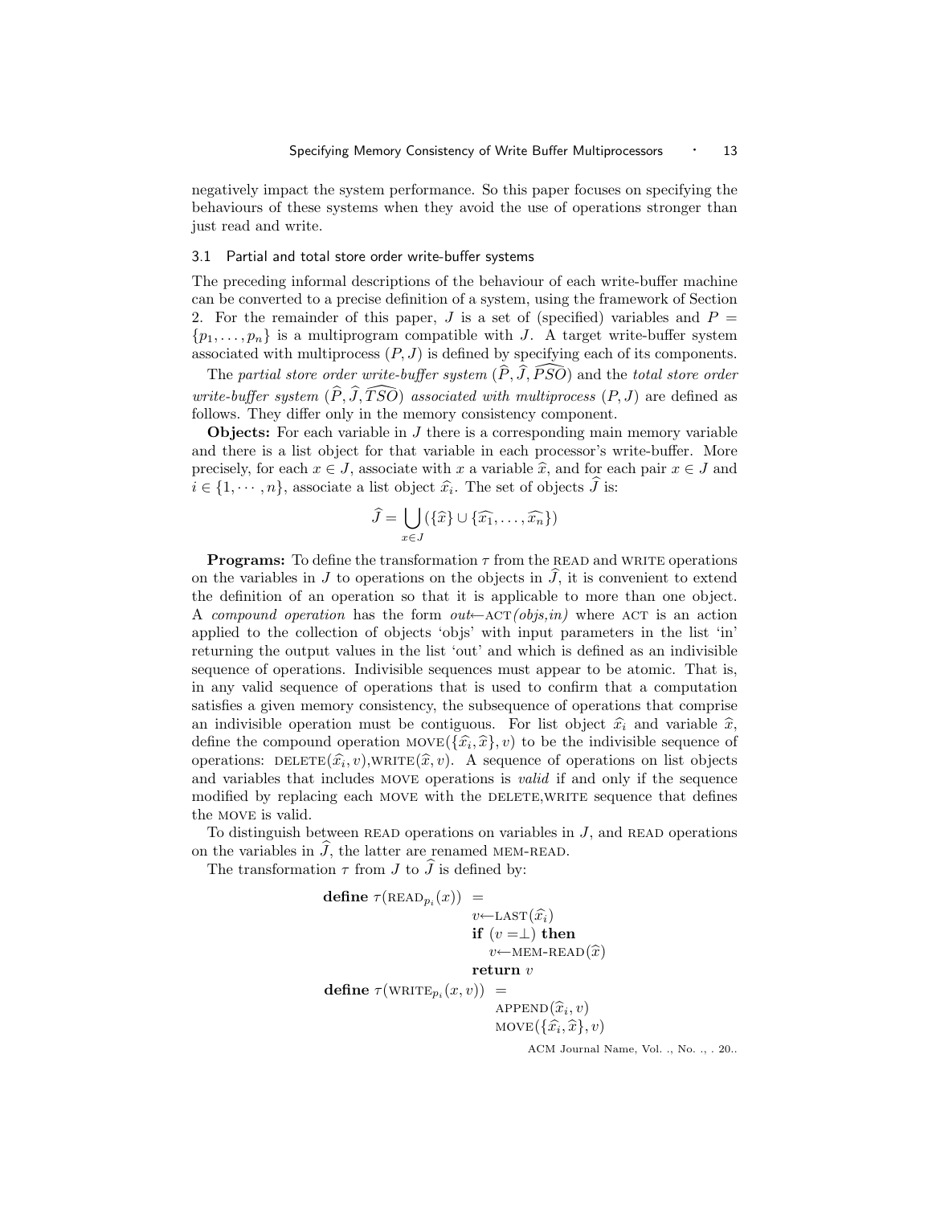negatively impact the system performance. So this paper focuses on specifying the behaviours of these systems when they avoid the use of operations stronger than just read and write.

### 3.1 Partial and total store order write-buffer systems

The preceding informal descriptions of the behaviour of each write-buffer machine can be converted to a precise definition of a system, using the framework of Section 2. For the remainder of this paper, $J$ is a set of (specified) variables and $P = \{p_1, \ldots, p_n\}$ is a multiprogram compatible with $J$. A target write-buffer system associated with multiprocess $(P, J)$ is defined by specifying each of its components.

The *partial store order write-buffer system* $(\widehat{P}, \widehat{J}, \widehat{PSO})$ and the *total store order write-buffer system* $(\widehat{P}, \widehat{J}, \widehat{TSO})$ *associated with multiprocess* $(P, J)$ are defined as follows. They differ only in the memory consistency component.

**Objects:** For each variable in $J$ there is a corresponding main memory variable and there is a list object for that variable in each processor's write-buffer. More precisely, for each $x \in J$, associate with $x$ a variable $\widehat{x}$, and for each pair $x \in J$ and $i \in \{1, \cdots, n\}$, associate a list object $\widehat{x_i}$. The set of objects $\widehat{J}$ is:

$$\widehat{J} = \bigcup_{x \in J} (\{\widehat{x}\} \cup \{\widehat{x_1}, \ldots, \widehat{x_n}\})$$

**Programs:** To define the transformation $\tau$ from the READ and WRITE operations on the variables in $J$ to operations on the objects in $\widehat{J}$, it is convenient to extend the definition of an operation so that it is applicable to more than one object. A *compound operation* has the form *out*←ACT*(objs,in)* where ACT is an action applied to the collection of objects 'objs' with input parameters in the list 'in' returning the output values in the list 'out' and which is defined as an indivisible sequence of operations. Indivisible sequences must appear to be atomic. That is, in any valid sequence of operations that is used to confirm that a computation satisfies a given memory consistency, the subsequence of operations that comprise an indivisible operation must be contiguous. For list object $\widehat{x_i}$ and variable $\widehat{x}$, define the compound operation MOVE$(\{\widehat{x_i}, \widehat{x}\}, v)$ to be the indivisible sequence of operations: DELETE$(\widehat{x_i}, v)$,WRITE$(\widehat{x}, v)$. A sequence of operations on list objects and variables that includes MOVE operations is *valid* if and only if the sequence modified by replacing each MOVE with the DELETE,WRITE sequence that defines the MOVE is valid.

To distinguish between READ operations on variables in $J$, and READ operations on the variables in $\widehat{J}$, the latter are renamed MEM-READ.

The transformation $\tau$ from $J$ to $\widehat{J}$ is defined by:

```
define τ(READ_{p_i}(x)) =
        v←LAST(x̂_i)
        if (v =⊥) then
            v←MEM-READ(x̂)
        return v
define τ(WRITE_{p_i}(x, v)) =
        APPEND(x̂_i, v)
        MOVE({x̂_i, x̂}, v)
```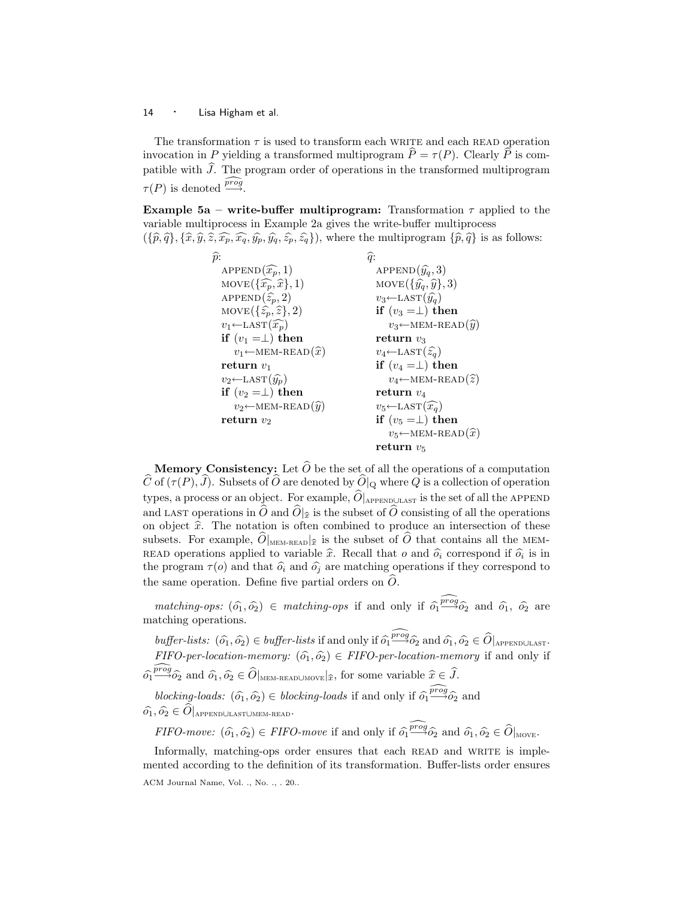The transformation $\tau$ is used to transform each WRITE and each READ operation invocation in $P$ yielding a transformed multiprogram $\widehat{P} = \tau(P)$. Clearly $\widehat{P}$ is compatible with $\widehat{J}$. The program order of operations in the transformed multiprogram $\tau(P)$ is denoted $\stackrel{\widehat{prog}}{\longrightarrow}$.

**Example 5a – write-buffer multiprogram:** Transformation $\tau$ applied to the variable multiprocess in Example 2a gives the write-buffer multiprocess $(\{\widehat{p}, \widehat{q}\}, \{\widehat{x}, \widehat{y}, \widehat{z}, \widehat{x_p}, \widehat{x_q}, \widehat{y_p}, \widehat{y_q}, \widehat{z_p}, \widehat{z_q}\})$, where the multiprogram $\{\widehat{p}, \widehat{q}\}$ is as follows:

```
p̂:                                   q̂:
  APPEND(x̂_p, 1)                      APPEND(ŷ_q, 3)
  MOVE({x̂_p, x̂}, 1)                   MOVE({ŷ_q, ŷ}, 3)
  APPEND(ẑ_p, 2)                      v3 ← LAST(ŷ_q)
  MOVE({ẑ_p, ẑ}, 2)                   if (v3 = ⊥) then
  v1 ← LAST(x̂_p)                         v3 ← MEM-READ(ŷ)
  if (v1 = ⊥) then                    return v3
     v1 ← MEM-READ(x̂)                 v4 ← LAST(ẑ_q)
  return v1                           if (v4 = ⊥) then
  v2 ← LAST(ŷ_p)                         v4 ← MEM-READ(ẑ)
  if (v2 = ⊥) then                    return v4
     v2 ← MEM-READ(ŷ)                 v5 ← LAST(x̂_q)
  return v2                           if (v5 = ⊥) then
                                         v5 ← MEM-READ(x̂)
                                      return v5
```

**Memory Consistency:** Let $\widehat{O}$ be the set of all the operations of a computation $\widehat{C}$ of $(\tau(P), \widehat{J})$. Subsets of $\widehat{O}$ are denoted by $\widehat{O}|_{\mathrm{Q}}$ where $Q$ is a collection of operation types, a process or an object. For example, $\widehat{O}|_{\text{APPEND}\cup\text{LAST}}$ is the set of all the APPEND and LAST operations in $\widehat{O}$ and $\widehat{O}|_{\widehat{x}}$ is the subset of $\widehat{O}$ consisting of all the operations on object $\widehat{x}$. The notation is often combined to produce an intersection of these subsets. For example, $\widehat{O}|_{\text{MEM-READ}}|_{\widehat{x}}$ is the subset of $\widehat{O}$ that contains all the MEM-READ operations applied to variable $\widehat{x}$. Recall that $o$ and $\widehat{o_i}$ correspond if $\widehat{o_i}$ is in the program $\tau(o)$ and that $\widehat{o_i}$ and $\widehat{o_j}$ are matching operations if they correspond to the same operation. Define five partial orders on $\widehat{O}$.

*matching-ops:* $(\widehat{o_1}, \widehat{o_2}) \in$ *matching-ops* if and only if $\widehat{o_1} \stackrel{\widehat{prog}}{\longrightarrow} \widehat{o_2}$ and $\widehat{o_1}$, $\widehat{o_2}$ are matching operations.

*buffer-lists:* $(\widehat{o_1}, \widehat{o_2}) \in$ *buffer-lists* if and only if $\widehat{o_1} \stackrel{\widehat{prog}}{\longrightarrow} \widehat{o_2}$ and $\widehat{o_1}, \widehat{o_2} \in \widehat{O}|_{\text{APPEND}\cup\text{LAST}}$.

*FIFO-per-location-memory:* $(\widehat{o_1}, \widehat{o_2}) \in$ *FIFO-per-location-memory* if and only if $\widehat{o_1} \stackrel{\widehat{prog}}{\longrightarrow} \widehat{o_2}$ and $\widehat{o_1}, \widehat{o_2} \in \widehat{O}|_{\text{MEM-READ}\cup\text{MOVE}}|_{\widehat{x}}$, for some variable $\widehat{x} \in \widehat{J}$.

*blocking-loads:* $(\widehat{o_1}, \widehat{o_2}) \in$ *blocking-loads* if and only if $\widehat{o_1} \stackrel{\widehat{prog}}{\longrightarrow} \widehat{o_2}$ and $\widehat{o_1}, \widehat{o_2} \in \widehat{O}|_{\text{APPEND}\cup\text{LAST}\cup\text{MEM-READ}}$.

*FIFO-move:* $(\widehat{o_1}, \widehat{o_2}) \in$ *FIFO-move* if and only if $\widehat{o_1} \stackrel{\widehat{prog}}{\longrightarrow} \widehat{o_2}$ and $\widehat{o_1}, \widehat{o_2} \in \widehat{O}|_{\text{MOVE}}$.

Informally, matching-ops order ensures that each READ and WRITE is implemented according to the definition of its transformation. Buffer-lists order ensures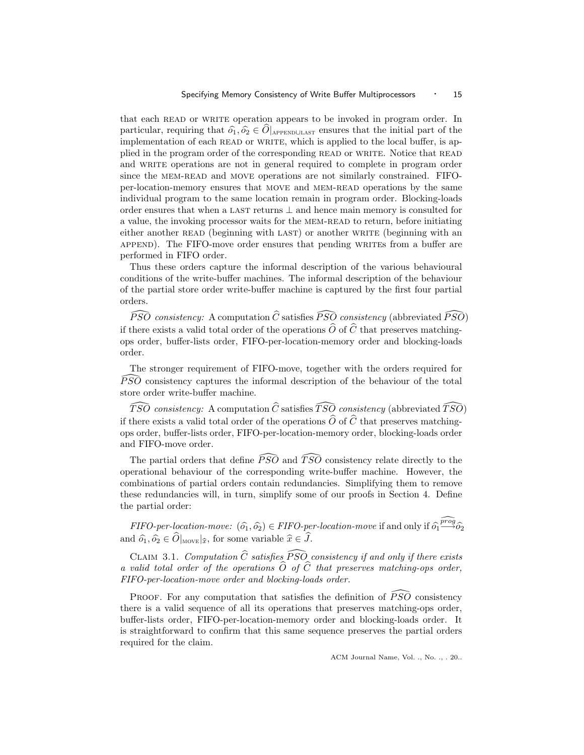that each READ or WRITE operation appears to be invoked in program order. In particular, requiring that $\widehat{o_1}, \widehat{o_2} \in \widehat{O}|_{\text{APPEND}\cup\text{LAST}}$ ensures that the initial part of the implementation of each READ or WRITE, which is applied to the local buffer, is applied in the program order of the corresponding READ or WRITE. Notice that READ and WRITE operations are not in general required to complete in program order since the MEM-READ and MOVE operations are not similarly constrained. FIFO-per-location-memory ensures that MOVE and MEM-READ operations by the same individual program to the same location remain in program order. Blocking-loads order ensures that when a LAST returns $\perp$ and hence main memory is consulted for a value, the invoking processor waits for the MEM-READ to return, before initiating either another READ (beginning with LAST) or another WRITE (beginning with an APPEND). The FIFO-move order ensures that pending WRITEs from a buffer are performed in FIFO order.

Thus these orders capture the informal description of the various behavioural conditions of the write-buffer machines. The informal description of the behaviour of the partial store order write-buffer machine is captured by the first four partial orders.

$\widehat{PSO}$ *consistency:* A computation $\widehat{C}$ satisfies $\widehat{PSO}$ *consistency* (abbreviated $\widehat{PSO}$) if there exists a valid total order of the operations $\widehat{O}$ of $\widehat{C}$ that preserves matching-ops order, buffer-lists order, FIFO-per-location-memory order and blocking-loads order.

The stronger requirement of FIFO-move, together with the orders required for $\widehat{PSO}$ consistency captures the informal description of the behaviour of the total store order write-buffer machine.

$\widehat{TSO}$ *consistency:* A computation $\widehat{C}$ satisfies $\widehat{TSO}$ *consistency* (abbreviated $\widehat{TSO}$) if there exists a valid total order of the operations $\widehat{O}$ of $\widehat{C}$ that preserves matching-ops order, buffer-lists order, FIFO-per-location-memory order, blocking-loads order and FIFO-move order.

The partial orders that define $\widehat{PSO}$ and $\widehat{TSO}$ consistency relate directly to the operational behaviour of the corresponding write-buffer machine. However, the combinations of partial orders contain redundancies. Simplifying them to remove these redundancies will, in turn, simplify some of our proofs in Section 4. Define the partial order:

*FIFO-per-location-move:* $(\widehat{o_1}, \widehat{o_2}) \in$ *FIFO-per-location-move* if and only if $\widehat{o_1} \overset{\widehat{prog}}{\longrightarrow} \widehat{o_2}$ and $\widehat{o_1}, \widehat{o_2} \in \widehat{O}|_{\text{MOVE}}|_{\widehat{x}}$, for some variable $\widehat{x} \in \widehat{J}$.

CLAIM 3.1. *Computation $\widehat{C}$ satisfies $\widehat{PSO}$ consistency if and only if there exists a valid total order of the operations $\widehat{O}$ of $\widehat{C}$ that preserves matching-ops order, FIFO-per-location-move order and blocking-loads order.*

PROOF. For any computation that satisfies the definition of $\widehat{PSO}$ consistency there is a valid sequence of all its operations that preserves matching-ops order, buffer-lists order, FIFO-per-location-memory order and blocking-loads order. It is straightforward to confirm that this same sequence preserves the partial orders required for the claim.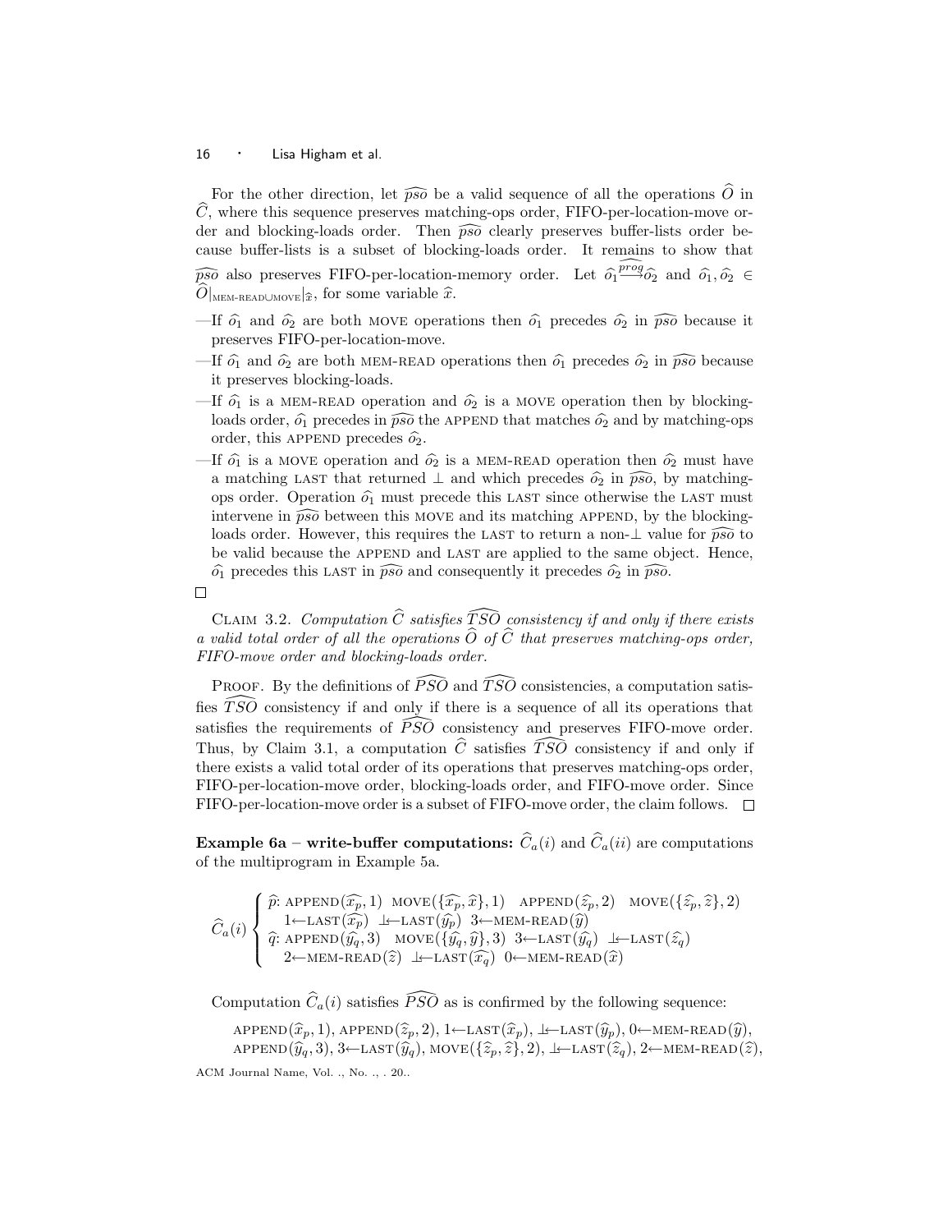For the other direction, let $\widehat{pso}$ be a valid sequence of all the operations $\widehat{O}$ in $\widehat{C}$, where this sequence preserves matching-ops order, FIFO-per-location-move order and blocking-loads order. Then $\widehat{pso}$ clearly preserves buffer-lists order because buffer-lists is a subset of blocking-loads order. It remains to show that $\widehat{pso}$ also preserves FIFO-per-location-memory order. Let $\widehat{o_1} \overset{\widehat{prog}}{\longrightarrow} \widehat{o_2}$ and $\widehat{o_1}, \widehat{o_2} \in \widehat{O}|_{\text{MEM-READ}\cup\text{MOVE}}|_{\widehat{x}}$, for some variable $\widehat{x}$.

— If $\widehat{o_1}$ and $\widehat{o_2}$ are both MOVE operations then $\widehat{o_1}$ precedes $\widehat{o_2}$ in $\widehat{pso}$ because it preserves FIFO-per-location-move.

— If $\widehat{o_1}$ and $\widehat{o_2}$ are both MEM-READ operations then $\widehat{o_1}$ precedes $\widehat{o_2}$ in $\widehat{pso}$ because it preserves blocking-loads.

— If $\widehat{o_1}$ is a MEM-READ operation and $\widehat{o_2}$ is a MOVE operation then by blocking-loads order, $\widehat{o_1}$ precedes in $\widehat{pso}$ the APPEND that matches $\widehat{o_2}$ and by matching-ops order, this APPEND precedes $\widehat{o_2}$.

— If $\widehat{o_1}$ is a MOVE operation and $\widehat{o_2}$ is a MEM-READ operation then $\widehat{o_2}$ must have a matching LAST that returned $\perp$ and which precedes $\widehat{o_2}$ in $\widehat{pso}$, by matching-ops order. Operation $\widehat{o_1}$ must precede this LAST since otherwise the LAST must intervene in $\widehat{pso}$ between this MOVE and its matching APPEND, by the blocking-loads order. However, this requires the LAST to return a non-$\perp$ value for $\widehat{pso}$ to be valid because the APPEND and LAST are applied to the same object. Hence, $\widehat{o_1}$ precedes this LAST in $\widehat{pso}$ and consequently it precedes $\widehat{o_2}$ in $\widehat{pso}$.

□

CLAIM 3.2. *Computation $\widehat{C}$ satisfies $\widehat{TSO}$ consistency if and only if there exists a valid total order of all the operations $\widehat{O}$ of $\widehat{C}$ that preserves matching-ops order, FIFO-move order and blocking-loads order.*

PROOF. By the definitions of $\widehat{PSO}$ and $\widehat{TSO}$ consistencies, a computation satisfies $\widehat{TSO}$ consistency if and only if there is a sequence of all its operations that satisfies the requirements of $\widehat{PSO}$ consistency and preserves FIFO-move order. Thus, by Claim 3.1, a computation $\widehat{C}$ satisfies $\widehat{TSO}$ consistency if and only if there exists a valid total order of its operations that preserves matching-ops order, FIFO-per-location-move order, blocking-loads order, and FIFO-move order. Since FIFO-per-location-move order is a subset of FIFO-move order, the claim follows. □

**Example 6a – write-buffer computations:** $\widehat{C}_a(i)$ and $\widehat{C}_a(ii)$ are computations of the multiprogram in Example 5a.

$$\widehat{C}_a(i) \begin{cases} \widehat{p}\text{: APPEND}(\widehat{x_p},1)\ \ \text{MOVE}(\{\widehat{x_p},\widehat{x}\},1)\ \ \text{APPEND}(\widehat{z}_p,2)\ \ \text{MOVE}(\{\widehat{z}_p,\widehat{z}\},2) \\ \quad 1\!\leftarrow\!\text{LAST}(\widehat{x_p})\ \ \perp\!\leftarrow\!\text{LAST}(\widehat{y_p})\ \ 3\!\leftarrow\!\text{MEM-READ}(\widehat{y}) \\ \widehat{q}\text{: APPEND}(\widehat{y_q},3)\ \ \text{MOVE}(\{\widehat{y_q},\widehat{y}\},3)\ \ 3\!\leftarrow\!\text{LAST}(\widehat{y_q})\ \ \perp\!\leftarrow\!\text{LAST}(\widehat{z}_q) \\ \quad 2\!\leftarrow\!\text{MEM-READ}(\widehat{z})\ \ \perp\!\leftarrow\!\text{LAST}(\widehat{x_q})\ \ 0\!\leftarrow\!\text{MEM-READ}(\widehat{x}) \end{cases}$$

Computation $\widehat{C}_a(i)$ satisfies $\widehat{PSO}$ as is confirmed by the following sequence:

APPEND$(\widehat{x}_p,1)$, APPEND$(\widehat{z}_p,2)$, $1\leftarrow$LAST$(\widehat{x}_p)$, $\perp\leftarrow$LAST$(\widehat{y}_p)$, $0\leftarrow$MEM-READ$(\widehat{y})$, APPEND$(\widehat{y}_q,3)$, $3\leftarrow$LAST$(\widehat{y}_q)$, MOVE$(\{\widehat{z}_p,\widehat{z}\},2)$, $\perp\leftarrow$LAST$(\widehat{z}_q)$, $2\leftarrow$MEM-READ$(\widehat{z})$,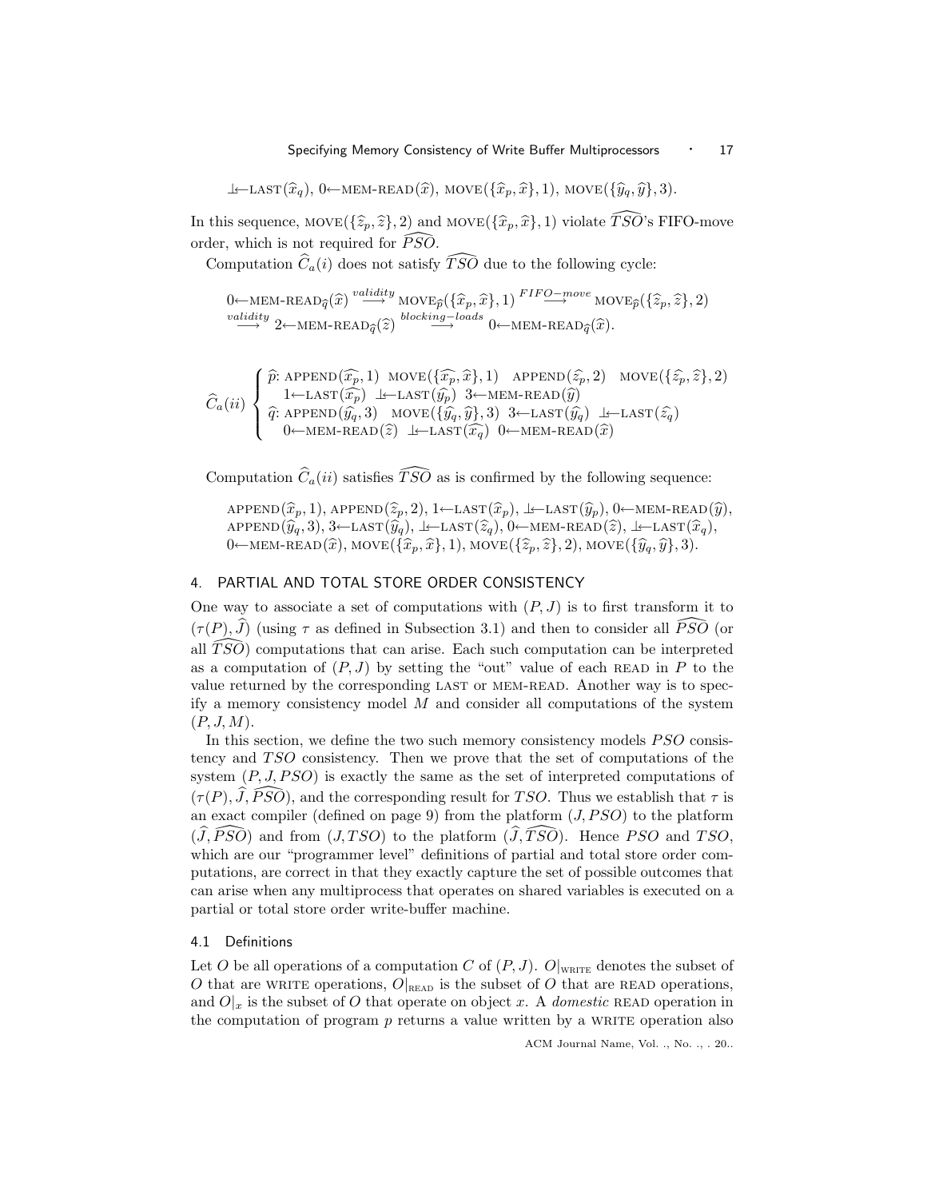$\perp\!\!\leftarrow$LAST$(\widehat{x}_q)$, $0\leftarrow$MEM-READ$(\widehat{x})$, MOVE$(\{\widehat{x}_p, \widehat{x}\}, 1)$, MOVE$(\{\widehat{y}_q, \widehat{y}\}, 3)$.

In this sequence, MOVE$(\{\widehat{z}_p, \widehat{z}\}, 2)$ and MOVE$(\{\widehat{x}_p, \widehat{x}\}, 1)$ violate $\widehat{TSO}$'s FIFO-move order, which is not required for $\widehat{PSO}$.

Computation $\widehat{C}_a(i)$ does not satisfy $\widehat{TSO}$ due to the following cycle:

$$0\leftarrow\text{MEM-READ}_{\widehat{q}}(\widehat{x}) \overset{validity}{\longrightarrow} \text{MOVE}_{\widehat{p}}(\{\widehat{x}_p, \widehat{x}\}, 1) \overset{FIFO-move}{\longrightarrow} \text{MOVE}_{\widehat{p}}(\{\widehat{z}_p, \widehat{z}\}, 2)$$
$$\overset{validity}{\longrightarrow} 2\leftarrow\text{MEM-READ}_{\widehat{q}}(\widehat{z}) \overset{blocking-loads}{\longrightarrow} 0\leftarrow\text{MEM-READ}_{\widehat{q}}(\widehat{x}).$$

$$\widehat{C}_a(ii) \begin{cases} \widehat{p}\text{: APPEND}(\widehat{x_p}, 1) \;\; \text{MOVE}(\{\widehat{x_p}, \widehat{x}\}, 1) \;\; \text{APPEND}(\widehat{z_p}, 2) \;\; \text{MOVE}(\{\widehat{z_p}, \widehat{z}\}, 2) \\ \quad 1\leftarrow\text{LAST}(\widehat{x_p}) \;\; \perp\!\!\leftarrow\text{LAST}(\widehat{y_p}) \;\; 3\leftarrow\text{MEM-READ}(\widehat{y}) \\ \widehat{q}\text{: APPEND}(\widehat{y_q}, 3) \;\; \text{MOVE}(\{\widehat{y_q}, \widehat{y}\}, 3) \;\; 3\leftarrow\text{LAST}(\widehat{y_q}) \;\; \perp\!\!\leftarrow\text{LAST}(\widehat{z_q}) \\ \quad 0\leftarrow\text{MEM-READ}(\widehat{z}) \;\; \perp\!\!\leftarrow\text{LAST}(\widehat{x_q}) \;\; 0\leftarrow\text{MEM-READ}(\widehat{x}) \end{cases}$$

Computation $\widehat{C}_a(ii)$ satisfies $\widehat{TSO}$ as is confirmed by the following sequence:

APPEND$(\widehat{x}_p, 1)$, APPEND$(\widehat{z}_p, 2)$, $1\leftarrow$LAST$(\widehat{x}_p)$, $\perp\!\!\leftarrow$LAST$(\widehat{y}_p)$, $0\leftarrow$MEM-READ$(\widehat{y})$, APPEND$(\widehat{y}_q, 3)$, $3\leftarrow$LAST$(\widehat{y}_q)$, $\perp\!\!\leftarrow$LAST$(\widehat{z}_q)$, $0\leftarrow$MEM-READ$(\widehat{z})$, $\perp\!\!\leftarrow$LAST$(\widehat{x}_q)$, $0\leftarrow$MEM-READ$(\widehat{x})$, MOVE$(\{\widehat{x}_p, \widehat{x}\}, 1)$, MOVE$(\{\widehat{z}_p, \widehat{z}\}, 2)$, MOVE$(\{\widehat{y}_q, \widehat{y}\}, 3)$.

## 4. PARTIAL AND TOTAL STORE ORDER CONSISTENCY

One way to associate a set of computations with $(P, J)$ is to first transform it to $(\tau(P), \widehat{J})$ (using $\tau$ as defined in Subsection 3.1) and then to consider all $\widehat{PSO}$ (or all $\widehat{TSO}$) computations that can arise. Each such computation can be interpreted as a computation of $(P, J)$ by setting the "out" value of each READ in $P$ to the value returned by the corresponding LAST or MEM-READ. Another way is to specify a memory consistency model $M$ and consider all computations of the system $(P, J, M)$.

In this section, we define the two such memory consistency models $PSO$ consistency and $TSO$ consistency. Then we prove that the set of computations of the system $(P, J, PSO)$ is exactly the same as the set of interpreted computations of $(\tau(P), \widehat{J}, \widehat{PSO})$, and the corresponding result for $TSO$. Thus we establish that $\tau$ is an exact compiler (defined on page 9) from the platform $(J, PSO)$ to the platform $(\widehat{J}, \widehat{PSO})$ and from $(J, TSO)$ to the platform $(\widehat{J}, \widehat{TSO})$. Hence $PSO$ and $TSO$, which are our "programmer level" definitions of partial and total store order computations, are correct in that they exactly capture the set of possible outcomes that can arise when any multiprocess that operates on shared variables is executed on a partial or total store order write-buffer machine.

### 4.1 Definitions

Let $O$ be all operations of a computation $C$ of $(P, J)$. $O|_{\text{WRITE}}$ denotes the subset of $O$ that are WRITE operations, $O|_{\text{READ}}$ is the subset of $O$ that are READ operations, and $O|_x$ is the subset of $O$ that operate on object $x$. A *domestic* READ operation in the computation of program $p$ returns a value written by a WRITE operation also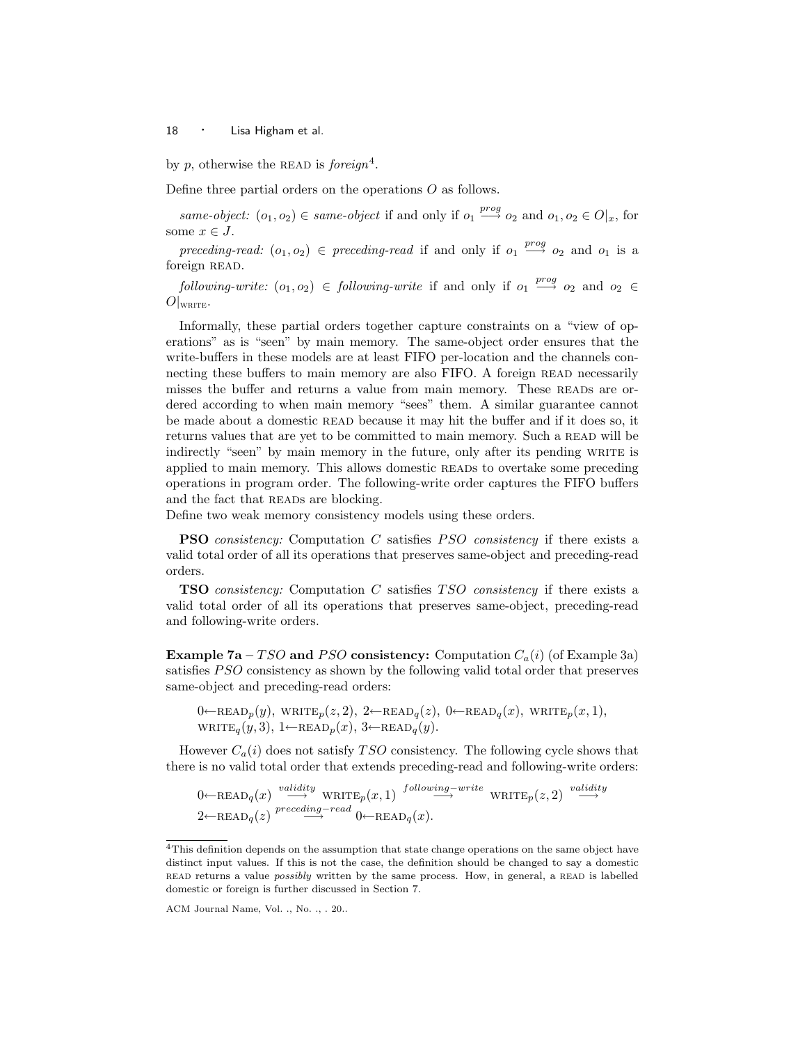by $p$, otherwise the READ is *foreign*[4].

Define three partial orders on the operations $O$ as follows.

*same-object:* $(o_1, o_2) \in$ *same-object* if and only if $o_1 \stackrel{prog}{\longrightarrow} o_2$ and $o_1, o_2 \in O|_x$, for some $x \in J$.

*preceding-read:* $(o_1, o_2) \in$ *preceding-read* if and only if $o_1 \stackrel{prog}{\longrightarrow} o_2$ and $o_1$ is a foreign READ.

*following-write:* $(o_1, o_2) \in$ *following-write* if and only if $o_1 \stackrel{prog}{\longrightarrow} o_2$ and $o_2 \in O|_{\text{WRITE}}$.

Informally, these partial orders together capture constraints on a "view of operations" as is "seen" by main memory. The same-object order ensures that the write-buffers in these models are at least FIFO per-location and the channels connecting these buffers to main memory are also FIFO. A foreign READ necessarily misses the buffer and returns a value from main memory. These READs are ordered according to when main memory "sees" them. A similar guarantee cannot be made about a domestic READ because it may hit the buffer and if it does so, it returns values that are yet to be committed to main memory. Such a READ will be indirectly "seen" by main memory in the future, only after its pending WRITE is applied to main memory. This allows domestic READs to overtake some preceding operations in program order. The following-write order captures the FIFO buffers and the fact that READs are blocking.

Define two weak memory consistency models using these orders.

**PSO** *consistency:* Computation $C$ satisfies *PSO consistency* if there exists a valid total order of all its operations that preserves same-object and preceding-read orders.

**TSO** *consistency:* Computation $C$ satisfies *TSO consistency* if there exists a valid total order of all its operations that preserves same-object, preceding-read and following-write orders.

**Example 7a** – $TSO$ **and** $PSO$ **consistency:** Computation $C_a(i)$ (of Example 3a) satisfies $PSO$ consistency as shown by the following valid total order that preserves same-object and preceding-read orders:

$0 \leftarrow \text{READ}_p(y)$, $\text{WRITE}_p(z, 2)$, $2 \leftarrow \text{READ}_q(z)$, $0 \leftarrow \text{READ}_q(x)$, $\text{WRITE}_p(x, 1)$, $\text{WRITE}_q(y, 3)$, $1 \leftarrow \text{READ}_p(x)$, $3 \leftarrow \text{READ}_q(y)$.

However $C_a(i)$ does not satisfy $TSO$ consistency. The following cycle shows that there is no valid total order that extends preceding-read and following-write orders:

$0 \leftarrow \text{READ}_q(x) \stackrel{validity}{\longrightarrow} \text{WRITE}_p(x, 1) \stackrel{following-write}{\longrightarrow} \text{WRITE}_p(z, 2) \stackrel{validity}{\longrightarrow} 2 \leftarrow \text{READ}_q(z) \stackrel{preceding-read}{\longrightarrow} 0 \leftarrow \text{READ}_q(x)$.

[4] This definition depends on the assumption that state change operations on the same object have distinct input values. If this is not the case, the definition should be changed to say a domestic READ returns a value *possibly* written by the same process. How, in general, a READ is labelled domestic or foreign is further discussed in Section 7.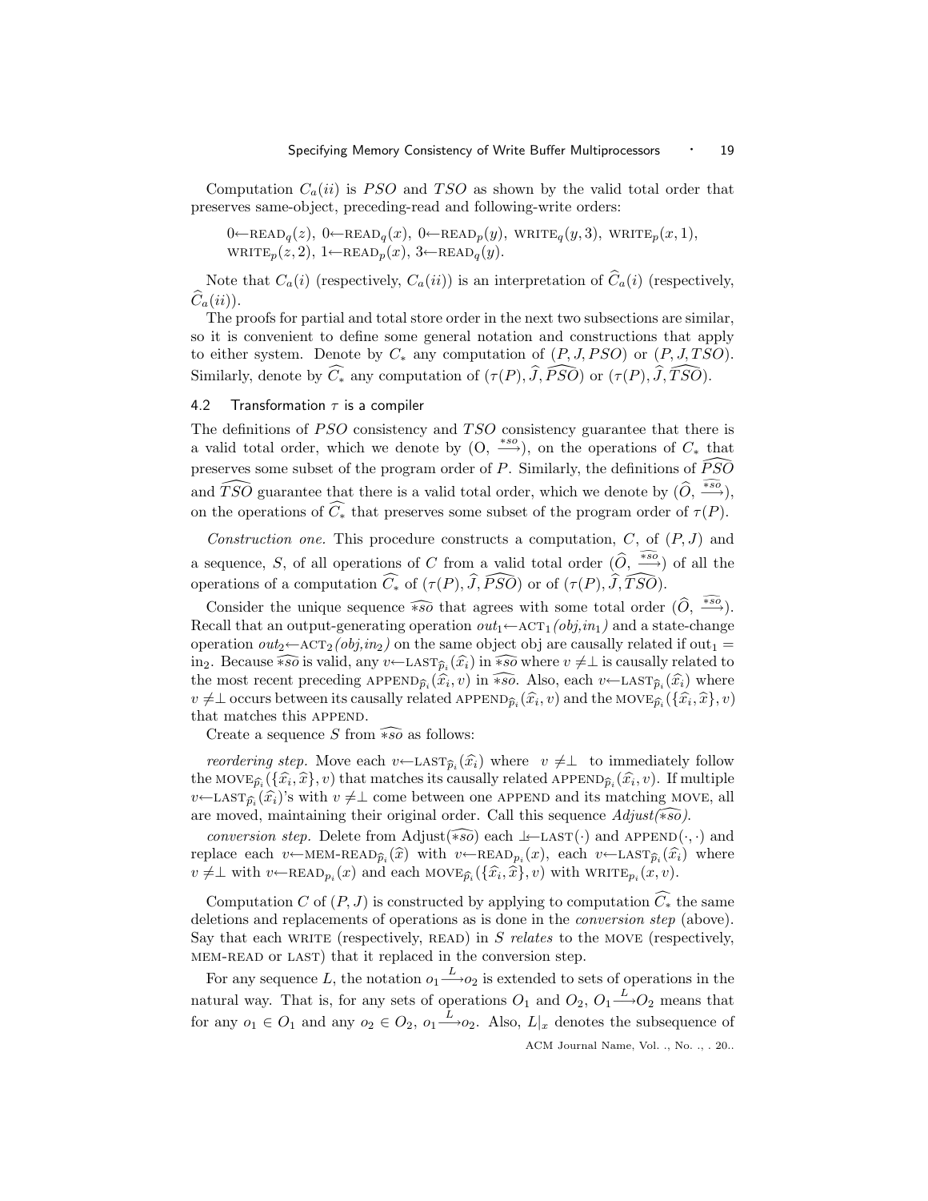Computation $C_a(ii)$ is $PSO$ and $TSO$ as shown by the valid total order that preserves same-object, preceding-read and following-write orders:

> $0 \leftarrow \text{READ}_q(z)$, $0 \leftarrow \text{READ}_q(x)$, $0 \leftarrow \text{READ}_p(y)$, $\text{WRITE}_q(y, 3)$, $\text{WRITE}_p(x, 1)$, $\text{WRITE}_p(z, 2)$, $1 \leftarrow \text{READ}_p(x)$, $3 \leftarrow \text{READ}_q(y)$.

Note that $C_a(i)$ (respectively, $C_a(ii)$) is an interpretation of $\widehat{C}_a(i)$ (respectively, $\widehat{C}_a(ii)$).

The proofs for partial and total store order in the next two subsections are similar, so it is convenient to define some general notation and constructions that apply to either system. Denote by $C_*$ any computation of $(P, J, PSO)$ or $(P, J, TSO)$. Similarly, denote by $\widehat{C_*}$ any computation of $(\tau(P), \widehat{J}, \widehat{PSO})$ or $(\tau(P), \widehat{J}, \widehat{TSO})$.

### 4.2 Transformation $\tau$ is a compiler

The definitions of $PSO$ consistency and $TSO$ consistency guarantee that there is a valid total order, which we denote by $(\text{O}, \xrightarrow{*so})$, on the operations of $C_*$ that preserves some subset of the program order of $P$. Similarly, the definitions of $\widehat{PSO}$ and $\widehat{TSO}$ guarantee that there is a valid total order, which we denote by $(\widehat{O}, \xrightarrow{\widehat{*so}})$, on the operations of $\widehat{C_*}$ that preserves some subset of the program order of $\tau(P)$.

*Construction one.* This procedure constructs a computation, $C$, of $(P, J)$ and a sequence, $S$, of all operations of $C$ from a valid total order $(\widehat{O}, \xrightarrow{\widehat{*so}})$ of all the operations of a computation $\widehat{C_*}$ of $(\tau(P), \widehat{J}, \widehat{PSO})$ or of $(\tau(P), \widehat{J}, \widehat{TSO})$.

Consider the unique sequence $\widehat{*so}$ that agrees with some total order $(\widehat{O}, \xrightarrow{\widehat{*so}})$. Recall that an output-generating operation $out_1 \leftarrow \text{ACT}_1(obj, in_1)$ and a state-change operation $out_2 \leftarrow \text{ACT}_2(obj, in_2)$ on the same object obj are causally related if $\text{out}_1 = \text{in}_2$. Because $\widehat{*so}$ is valid, any $v \leftarrow \text{LAST}_{\widehat{p}_i}(\widehat{x}_i)$ in $\widehat{*so}$ where $v \neq \perp$ is causally related to the most recent preceding $\text{APPEND}_{\widehat{p}_i}(\widehat{x}_i, v)$ in $\widehat{*so}$. Also, each $v \leftarrow \text{LAST}_{\widehat{p}_i}(\widehat{x}_i)$ where $v \neq \perp$ occurs between its causally related $\text{APPEND}_{\widehat{p}_i}(\widehat{x}_i, v)$ and the $\text{MOVE}_{\widehat{p}_i}(\{\widehat{x}_i, \widehat{x}\}, v)$ that matches this APPEND.

Create a sequence $S$ from $\widehat{*so}$ as follows:

*reordering step.* Move each $v \leftarrow \text{LAST}_{\widehat{p}_i}(\widehat{x}_i)$ where $v \neq \perp$ to immediately follow the $\text{MOVE}_{\widehat{p}_i}(\{\widehat{x}_i, \widehat{x}\}, v)$ that matches its causally related $\text{APPEND}_{\widehat{p}_i}(\widehat{x}_i, v)$. If multiple $v \leftarrow \text{LAST}_{\widehat{p}_i}(\widehat{x}_i)$'s with $v \neq \perp$ come between one APPEND and its matching MOVE, all are moved, maintaining their original order. Call this sequence *Adjust*$(\widehat{*so})$.

*conversion step.* Delete from Adjust$(\widehat{*so})$ each $\perp \leftarrow \text{LAST}(\cdot)$ and $\text{APPEND}(\cdot, \cdot)$ and replace each $v \leftarrow \text{MEM-READ}_{\widehat{p}_i}(\widehat{x})$ with $v \leftarrow \text{READ}_{p_i}(x)$, each $v \leftarrow \text{LAST}_{\widehat{p}_i}(\widehat{x}_i)$ where $v \neq \perp$ with $v \leftarrow \text{READ}_{p_i}(x)$ and each $\text{MOVE}_{\widehat{p}_i}(\{\widehat{x}_i, \widehat{x}\}, v)$ with $\text{WRITE}_{p_i}(x, v)$.

Computation $C$ of $(P, J)$ is constructed by applying to computation $\widehat{C_*}$ the same deletions and replacements of operations as is done in the *conversion step* (above). Say that each WRITE (respectively, READ) in $S$ *relates* to the MOVE (respectively, MEM-READ or LAST) that it replaced in the conversion step.

For any sequence $L$, the notation $o_1 \xrightarrow{L} o_2$ is extended to sets of operations in the natural way. That is, for any sets of operations $O_1$ and $O_2$, $O_1 \xrightarrow{L} O_2$ means that for any $o_1 \in O_1$ and any $o_2 \in O_2$, $o_1 \xrightarrow{L} o_2$. Also, $L|_x$ denotes the subsequence of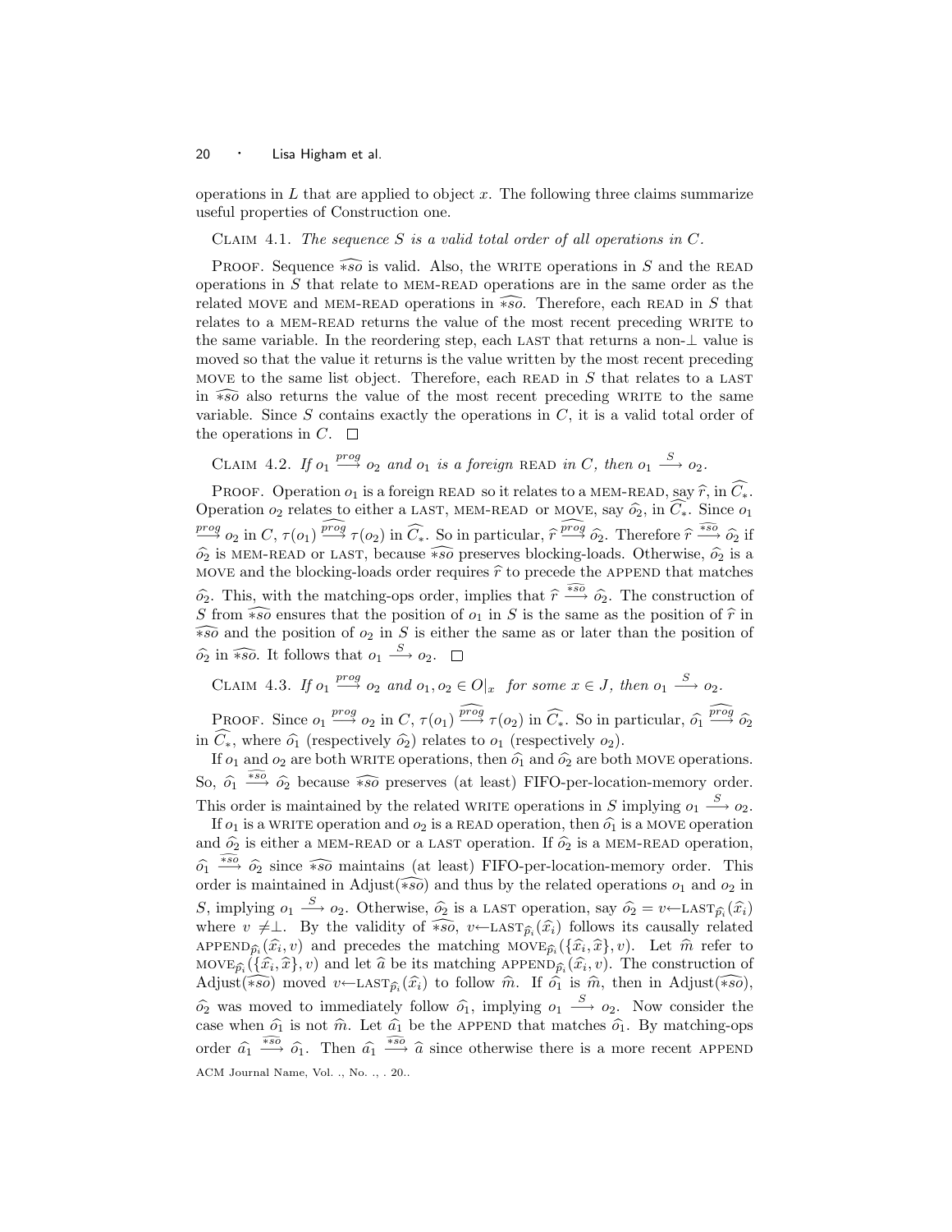operations in $L$ that are applied to object $x$. The following three claims summarize useful properties of Construction one.

Claim 4.1. *The sequence $S$ is a valid total order of all operations in $C$.*

Proof. Sequence $\widehat{*so}$ is valid. Also, the WRITE operations in $S$ and the READ operations in $S$ that relate to MEM-READ operations are in the same order as the related MOVE and MEM-READ operations in $\widehat{*so}$. Therefore, each READ in $S$ that relates to a MEM-READ returns the value of the most recent preceding WRITE to the same variable. In the reordering step, each LAST that returns a non-$\perp$ value is moved so that the value it returns is the value written by the most recent preceding MOVE to the same list object. Therefore, each READ in $S$ that relates to a LAST in $\widehat{*so}$ also returns the value of the most recent preceding WRITE to the same variable. Since $S$ contains exactly the operations in $C$, it is a valid total order of the operations in $C$. $\square$

Claim 4.2. *If $o_1 \xrightarrow{prog} o_2$ and $o_1$ is a foreign READ in $C$, then $o_1 \xrightarrow{S} o_2$.*

Proof. Operation $o_1$ is a foreign READ so it relates to a MEM-READ, say $\widehat{r}$, in $\widehat{C_*}$. Operation $o_2$ relates to either a LAST, MEM-READ or MOVE, say $\widehat{o_2}$, in $\widehat{C_*}$. Since $o_1 \xrightarrow{prog} o_2$ in $C$, $\tau(o_1) \xrightarrow{\widehat{prog}} \tau(o_2)$ in $\widehat{C_*}$. So in particular, $\widehat{r} \xrightarrow{\widehat{prog}} \widehat{o_2}$. Therefore $\widehat{r} \xrightarrow{\widehat{*so}} \widehat{o_2}$ if $\widehat{o_2}$ is MEM-READ or LAST, because $\widehat{*so}$ preserves blocking-loads. Otherwise, $\widehat{o_2}$ is a MOVE and the blocking-loads order requires $\widehat{r}$ to precede the APPEND that matches $\widehat{o_2}$. This, with the matching-ops order, implies that $\widehat{r} \xrightarrow{\widehat{*so}} \widehat{o_2}$. The construction of $S$ from $\widehat{*so}$ ensures that the position of $o_1$ in $S$ is the same as the position of $\widehat{r}$ in $\widehat{*so}$ and the position of $o_2$ in $S$ is either the same as or later than the position of $\widehat{o_2}$ in $\widehat{*so}$. It follows that $o_1 \xrightarrow{S} o_2$. $\square$

Claim 4.3. *If $o_1 \xrightarrow{prog} o_2$ and $o_1, o_2 \in O|_x$ for some $x \in J$, then $o_1 \xrightarrow{S} o_2$.*

Proof. Since $o_1 \xrightarrow{prog} o_2$ in $C$, $\tau(o_1) \xrightarrow{\widehat{prog}} \tau(o_2)$ in $\widehat{C_*}$. So in particular, $\widehat{o_1} \xrightarrow{\widehat{prog}} \widehat{o_2}$ in $\widehat{C_*}$, where $\widehat{o_1}$ (respectively $\widehat{o_2}$) relates to $o_1$ (respectively $o_2$).

If $o_1$ and $o_2$ are both WRITE operations, then $\widehat{o_1}$ and $\widehat{o_2}$ are both MOVE operations. So, $\widehat{o_1} \xrightarrow{\widehat{*so}} \widehat{o_2}$ because $\widehat{*so}$ preserves (at least) FIFO-per-location-memory order. This order is maintained by the related WRITE operations in $S$ implying $o_1 \xrightarrow{S} o_2$.

If $o_1$ is a WRITE operation and $o_2$ is a READ operation, then $\widehat{o_1}$ is a MOVE operation and $\widehat{o_2}$ is either a MEM-READ or a LAST operation. If $\widehat{o_2}$ is a MEM-READ operation, $\widehat{o_1} \xrightarrow{\widehat{*so}} \widehat{o_2}$ since $\widehat{*so}$ maintains (at least) FIFO-per-location-memory order. This order is maintained in Adjust($\widehat{*so}$) and thus by the related operations $o_1$ and $o_2$ in $S$, implying $o_1 \xrightarrow{S} o_2$. Otherwise, $\widehat{o_2}$ is a LAST operation, say $\widehat{o_2} = v \leftarrow \text{LAST}_{\widehat{p_i}}(\widehat{x_i})$ where $v \neq \perp$. By the validity of $\widehat{*so}$, $v \leftarrow \text{LAST}_{\widehat{p_i}}(\widehat{x_i})$ follows its causally related $\text{APPEND}_{\widehat{p_i}}(\widehat{x_i}, v)$ and precedes the matching $\text{MOVE}_{\widehat{p_i}}(\{\widehat{x_i}, \widehat{x}\}, v)$. Let $\widehat{m}$ refer to $\text{MOVE}_{\widehat{p_i}}(\{\widehat{x_i}, \widehat{x}\}, v)$ and let $\widehat{a}$ be its matching $\text{APPEND}_{\widehat{p_i}}(\widehat{x_i}, v)$. The construction of Adjust($\widehat{*so}$) moved $v \leftarrow \text{LAST}_{\widehat{p_i}}(\widehat{x_i})$ to follow $\widehat{m}$. If $\widehat{o_1}$ is $\widehat{m}$, then in Adjust($\widehat{*so}$), $\widehat{o_2}$ was moved to immediately follow $\widehat{o_1}$, implying $o_1 \xrightarrow{S} o_2$. Now consider the case when $\widehat{o_1}$ is not $\widehat{m}$. Let $\widehat{a_1}$ be the APPEND that matches $\widehat{o_1}$. By matching-ops order $\widehat{a_1} \xrightarrow{\widehat{*so}} \widehat{o_1}$. Then $\widehat{a_1} \xrightarrow{\widehat{*so}} \widehat{a}$ since otherwise there is a more recent APPEND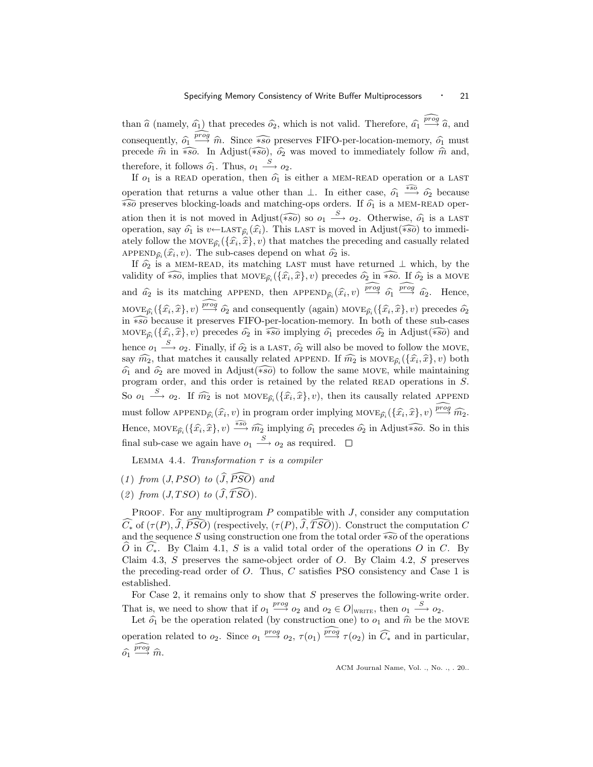than $\widehat{a}$ (namely, $\widehat{a_1}$) that precedes $\widehat{o_2}$, which is not valid. Therefore, $\widehat{a_1} \xrightarrow{\widehat{prog}} \widehat{a}$, and consequently, $\widehat{o_1} \xrightarrow{\widehat{prog}} \widehat{m}$. Since $\widehat{*so}$ preserves FIFO-per-location-memory, $\widehat{o_1}$ must precede $\widehat{m}$ in $\widehat{*so}$. In Adjust($\widehat{*so}$), $\widehat{o_2}$ was moved to immediately follow $\widehat{m}$ and, therefore, it follows $\widehat{o_1}$. Thus, $o_1 \xrightarrow{S} o_2$.

If $o_1$ is a READ operation, then $\widehat{o_1}$ is either a MEM-READ operation or a LAST operation that returns a value other than $\perp$. In either case, $\widehat{o_1} \xrightarrow{\widehat{*so}} \widehat{o_2}$ because $\widehat{*so}$ preserves blocking-loads and matching-ops orders. If $\widehat{o_1}$ is a MEM-READ operation then it is not moved in Adjust($\widehat{*so}$) so $o_1 \xrightarrow{S} o_2$. Otherwise, $\widehat{o_1}$ is a LAST operation, say $\widehat{o_1}$ is $v \leftarrow \text{LAST}_{\widehat{p_i}}(\widehat{x_i})$. This LAST is moved in Adjust($\widehat{*so}$) to immediately follow the $\text{MOVE}_{\widehat{p_i}}(\{\widehat{x_i}, \widehat{x}\}, v)$ that matches the preceding and casually related $\text{APPEND}_{\widehat{p_i}}(\widehat{x_i}, v)$. The sub-cases depend on what $\widehat{o_2}$ is.

If $\widehat{o_2}$ is a MEM-READ, its matching LAST must have returned $\perp$ which, by the validity of $\widehat{*so}$, implies that $\text{MOVE}_{\widehat{p_i}}(\{\widehat{x_i}, \widehat{x}\}, v)$ precedes $\widehat{o_2}$ in $\widehat{*so}$. If $\widehat{o_2}$ is a MOVE and $\widehat{a_2}$ is its matching APPEND, then $\text{APPEND}_{\widehat{p_i}}(\widehat{x_i}, v) \xrightarrow{\widehat{prog}} \widehat{o_1} \xrightarrow{\widehat{prog}} \widehat{a_2}$. Hence, $\text{MOVE}_{\widehat{p_i}}(\{\widehat{x_i}, \widehat{x}\}, v) \xrightarrow{\widehat{prog}} \widehat{o_2}$ and consequently (again) $\text{MOVE}_{\widehat{p_i}}(\{\widehat{x_i}, \widehat{x}\}, v)$ precedes $\widehat{o_2}$ in $\widehat{*so}$ because it preserves FIFO-per-location-memory. In both of these sub-cases $\text{MOVE}_{\widehat{p_i}}(\{\widehat{x_i}, \widehat{x}\}, v)$ precedes $\widehat{o_2}$ in $\widehat{*so}$ implying $\widehat{o_1}$ precedes $\widehat{o_2}$ in Adjust($\widehat{*so}$) and hence $o_1 \xrightarrow{S} o_2$. Finally, if $\widehat{o_2}$ is a LAST, $\widehat{o_2}$ will also be moved to follow the MOVE, say $\widehat{m_2}$, that matches it causally related APPEND. If $\widehat{m_2}$ is $\text{MOVE}_{\widehat{p_i}}(\{\widehat{x_i}, \widehat{x}\}, v)$ both $\widehat{o_1}$ and $\widehat{o_2}$ are moved in Adjust($\widehat{*so}$) to follow the same MOVE, while maintaining program order, and this order is retained by the related READ operations in $S$. So $o_1 \xrightarrow{S} o_2$. If $\widehat{m_2}$ is not $\text{MOVE}_{\widehat{p_i}}(\{\widehat{x_i}, \widehat{x}\}, v)$, then its causally related APPEND must follow $\text{APPEND}_{\widehat{p_i}}(\widehat{x_i}, v)$ in program order implying $\text{MOVE}_{\widehat{p_i}}(\{\widehat{x_i}, \widehat{x}\}, v) \xrightarrow{\widehat{prog}} \widehat{m_2}$. Hence, $\text{MOVE}_{\widehat{p_i}}(\{\widehat{x_i}, \widehat{x}\}, v) \xrightarrow{\widehat{*so}} \widehat{m_2}$ implying $\widehat{o_1}$ precedes $\widehat{o_2}$ in Adjust$\widehat{*so}$. So in this final sub-case we again have $o_1 \xrightarrow{S} o_2$ as required. □

LEMMA 4.4. *Transformation $\tau$ is a compiler*

(1) *from $(J, PSO)$ to $(\widehat{J}, \widehat{PSO})$ and*

(2) *from $(J, TSO)$ to $(\widehat{J}, \widehat{TSO})$.*

PROOF. For any multiprogram $P$ compatible with $J$, consider any computation $\widehat{C_*}$ of $(\tau(P), \widehat{J}, \widehat{PSO})$ (respectively, $(\tau(P), \widehat{J}, \widehat{TSO})$). Construct the computation $C$ and the sequence $S$ using construction one from the total order $\widehat{*so}$ of the operations $\widehat{O}$ in $\widehat{C_*}$. By Claim 4.1, $S$ is a valid total order of the operations $O$ in $C$. By Claim 4.3, $S$ preserves the same-object order of $O$. By Claim 4.2, $S$ preserves the preceding-read order of $O$. Thus, $C$ satisfies PSO consistency and Case 1 is established.

For Case 2, it remains only to show that $S$ preserves the following-write order. That is, we need to show that if $o_1 \xrightarrow{prog} o_2$ and $o_2 \in O|_{\text{WRITE}}$, then $o_1 \xrightarrow{S} o_2$.

Let $\widehat{o_1}$ be the operation related (by construction one) to $o_1$ and $\widehat{m}$ be the MOVE operation related to $o_2$. Since $o_1 \xrightarrow{prog} o_2$, $\tau(o_1) \xrightarrow{\widehat{prog}} \tau(o_2)$ in $\widehat{C_*}$ and in particular, $\widehat{o_1} \xrightarrow{\widehat{prog}} \widehat{m}$.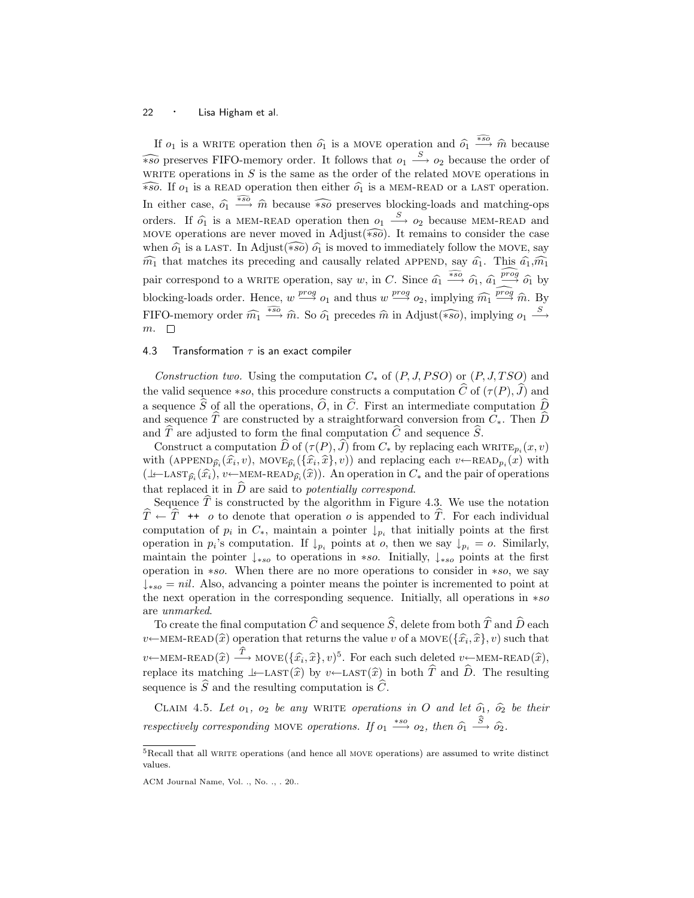If $o_1$ is a WRITE operation then $\widehat{o_1}$ is a MOVE operation and $\widehat{o_1} \xrightarrow{\widehat{*so}} \widehat{m}$ because $\widehat{*so}$ preserves FIFO-memory order. It follows that $o_1 \xrightarrow{S} o_2$ because the order of WRITE operations in $S$ is the same as the order of the related MOVE operations in $\widehat{*so}$. If $o_1$ is a READ operation then either $\widehat{o_1}$ is a MEM-READ or a LAST operation. In either case, $\widehat{o_1} \xrightarrow{\widehat{*so}} \widehat{m}$ because $\widehat{*so}$ preserves blocking-loads and matching-ops orders. If $\widehat{o_1}$ is a MEM-READ operation then $o_1 \xrightarrow{S} o_2$ because MEM-READ and MOVE operations are never moved in Adjust($\widehat{*so}$). It remains to consider the case when $\widehat{o_1}$ is a LAST. In Adjust($\widehat{*so}$) $\widehat{o_1}$ is moved to immediately follow the MOVE, say $\widehat{m_1}$ that matches its preceding and causally related APPEND, say $\widehat{a_1}$. This $\widehat{a_1}$,$\widehat{m_1}$ pair correspond to a WRITE operation, say $w$, in $C$. Since $\widehat{a_1} \xrightarrow{\widehat{*so}} \widehat{o_1}$, $\widehat{a_1} \xrightarrow{\widehat{prog}} \widehat{o_1}$ by blocking-loads order. Hence, $w \xrightarrow{prog} o_1$ and thus $w \xrightarrow{prog} o_2$, implying $\widehat{m_1} \xrightarrow{\widehat{prog}} \widehat{m}$. By FIFO-memory order $\widehat{m_1} \xrightarrow{\widehat{*so}} \widehat{m}$. So $\widehat{o_1}$ precedes $\widehat{m}$ in Adjust($\widehat{*so}$), implying $o_1 \xrightarrow{S} m$. □

### 4.3 Transformation $\tau$ is an exact compiler

*Construction two.* Using the computation $C_*$ of $(P, J, PSO)$ or $(P, J, TSO)$ and the valid sequence $*so$, this procedure constructs a computation $\widehat{C}$ of $(\tau(P), \widehat{J})$ and a sequence $\widehat{S}$ of all the operations, $\widehat{O}$, in $\widehat{C}$. First an intermediate computation $\widehat{D}$ and sequence $\widehat{T}$ are constructed by a straightforward conversion from $C_*$. Then $\widehat{D}$ and $\widehat{T}$ are adjusted to form the final computation $\widehat{C}$ and sequence $\widehat{S}$.

Construct a computation $\widehat{D}$ of $(\tau(P), \widehat{J})$ from $C_*$ by replacing each $\text{WRITE}_{p_i}(x, v)$ with $(\text{APPEND}_{\widehat{p_i}}(\widehat{x_i}, v),\ \text{MOVE}_{\widehat{p_i}}(\{\widehat{x_i}, \widehat{x}\}, v))$ and replacing each $v{\leftarrow}\text{READ}_{p_i}(x)$ with $(\perp{\leftarrow}\text{LAST}_{\widehat{p_i}}(\widehat{x_i}),\ v{\leftarrow}\text{MEM-READ}_{\widehat{p_i}}(\widehat{x}))$. An operation in $C_*$ and the pair of operations that replaced it in $\widehat{D}$ are said to *potentially correspond*.

Sequence $\widehat{T}$ is constructed by the algorithm in Figure 4.3. We use the notation $\widehat{T} \leftarrow \widehat{T}$ ++ $o$ to denote that operation $o$ is appended to $\widehat{T}$. For each individual computation of $p_i$ in $C_*$, maintain a pointer $\downarrow_{p_i}$ that initially points at the first operation in $p_i$'s computation. If $\downarrow_{p_i}$ points at $o$, then we say $\downarrow_{p_i} = o$. Similarly, maintain the pointer $\downarrow_{*so}$ to operations in $*so$. Initially, $\downarrow_{*so}$ points at the first operation in $*so$. When there are no more operations to consider in $*so$, we say $\downarrow_{*so} = nil$. Also, advancing a pointer means the pointer is incremented to point at the next operation in the corresponding sequence. Initially, all operations in $*so$ are *unmarked*.

To create the final computation $\widehat{C}$ and sequence $\widehat{S}$, delete from both $\widehat{T}$ and $\widehat{D}$ each $v{\leftarrow}\text{MEM-READ}(\widehat{x})$ operation that returns the value $v$ of a $\text{MOVE}(\{\widehat{x_i}, \widehat{x}\}, v)$ such that $v{\leftarrow}\text{MEM-READ}(\widehat{x}) \xrightarrow{\widehat{T}} \text{MOVE}(\{\widehat{x_i}, \widehat{x}\}, v)$[5]. For each such deleted $v{\leftarrow}\text{MEM-READ}(\widehat{x})$, replace its matching $\perp{\leftarrow}\text{LAST}(\widehat{x})$ by $v{\leftarrow}\text{LAST}(\widehat{x})$ in both $\widehat{T}$ and $\widehat{D}$. The resulting sequence is $\widehat{S}$ and the resulting computation is $\widehat{C}$.

CLAIM 4.5. *Let $o_1$, $o_2$ be any WRITE operations in $O$ and let $\widehat{o_1}$, $\widehat{o_2}$ be their respectively corresponding MOVE operations. If $o_1 \xrightarrow{*so} o_2$, then $\widehat{o_1} \xrightarrow{\widehat{S}} \widehat{o_2}$.*

[5] Recall that all WRITE operations (and hence all MOVE operations) are assumed to write distinct values.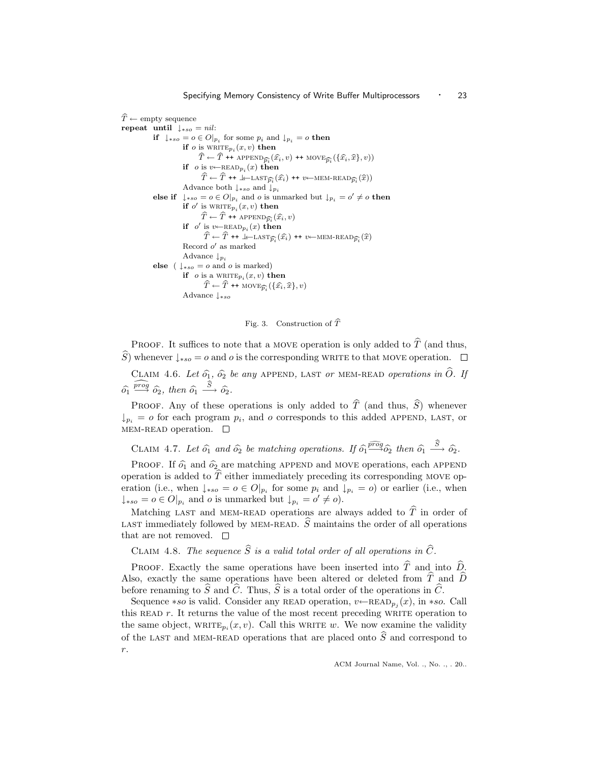```
T̂ ← empty sequence
repeat until ↓*so = nil:
    if ↓*so = o ∈ O|p_i for some p_i and ↓p_i = o then
        if o is WRITE_p_i(x, v) then
            T̂ ← T̂ ++ APPEND_p̂_i(x̂_i, v) ++ MOVE_p̂_i({x̂_i, x̂}, v))
        if o is v←READ_p_i(x) then
            T̂ ← T̂ ++ ⊥←LAST_p̂_i(x̂_i) ++ v←MEM-READ_p̂_i(x̂))
        Advance both ↓*so and ↓p_i
    else if ↓*so = o ∈ O|p_i and o is unmarked but ↓p_i = o' ≠ o then
        if o' is WRITE_p_i(x, v) then
            T̂ ← T̂ ++ APPEND_p̂_i(x̂_i, v)
        if o' is v←READ_p_i(x) then
            T̂ ← T̂ ++ ⊥←LAST_p̂_i(x̂_i) ++ v←MEM-READ_p̂_i(x̂)
        Record o' as marked
        Advance ↓p_i
    else ( ↓*so = o and o is marked)
        if o is a WRITE_p_i(x, v) then
            T̂ ← T̂ ++ MOVE_p̂_i({x̂_i, x̂}, v)
        Advance ↓*so
```

Fig. 3. Construction of $\widehat{T}$

PROOF. It suffices to note that a MOVE operation is only added to $\widehat{T}$ (and thus, $\widehat{S}$) whenever $\downarrow_{*so} = o$ and $o$ is the corresponding WRITE to that MOVE operation. $\square$

CLAIM 4.6. *Let $\widehat{o_1}$, $\widehat{o_2}$ be any* APPEND*,* LAST *or* MEM-READ *operations in $\widehat{O}$. If $\widehat{o_1} \xrightarrow{\widehat{prog}} \widehat{o_2}$, then $\widehat{o_1} \xrightarrow{\widehat{S}} \widehat{o_2}$.*

PROOF. Any of these operations is only added to $\widehat{T}$ (and thus, $\widehat{S}$) whenever $\downarrow_{p_i} = o$ for each program $p_i$, and $o$ corresponds to this added APPEND, LAST, or MEM-READ operation. $\square$

CLAIM 4.7. *Let $\widehat{o_1}$ and $\widehat{o_2}$ be matching operations. If $\widehat{o_1} \xrightarrow{\widehat{prog}} \widehat{o_2}$ then $\widehat{o_1} \xrightarrow{\widehat{S}} \widehat{o_2}$.*

PROOF. If $\widehat{o_1}$ and $\widehat{o_2}$ are matching APPEND and MOVE operations, each APPEND operation is added to $\widehat{T}$ either immediately preceding its corresponding MOVE operation (i.e., when $\downarrow_{*so} = o \in O|_{p_i}$ for some $p_i$ and $\downarrow_{p_i} = o$) or earlier (i.e., when $\downarrow_{*so} = o \in O|_{p_i}$ and $o$ is unmarked but $\downarrow_{p_i} = o' \neq o$).

Matching LAST and MEM-READ operations are always added to $\widehat{T}$ in order of LAST immediately followed by MEM-READ. $\widehat{S}$ maintains the order of all operations that are not removed. $\square$

CLAIM 4.8. *The sequence $\widehat{S}$ is a valid total order of all operations in $\widehat{C}$.*

PROOF. Exactly the same operations have been inserted into $\widehat{T}$ and into $\widehat{D}$. Also, exactly the same operations have been altered or deleted from $\widehat{T}$ and $\widehat{D}$ before renaming to $\widehat{S}$ and $\widehat{C}$. Thus, $\widehat{S}$ is a total order of the operations in $\widehat{C}$.

Sequence $*so$ is valid. Consider any READ operation, $v \leftarrow \text{READ}_{p_j}(x)$, in $*so$. Call this READ $r$. It returns the value of the most recent preceding WRITE operation to the same object, $\text{WRITE}_{p_i}(x, v)$. Call this WRITE $w$. We now examine the validity of the LAST and MEM-READ operations that are placed onto $\widehat{S}$ and correspond to $r$.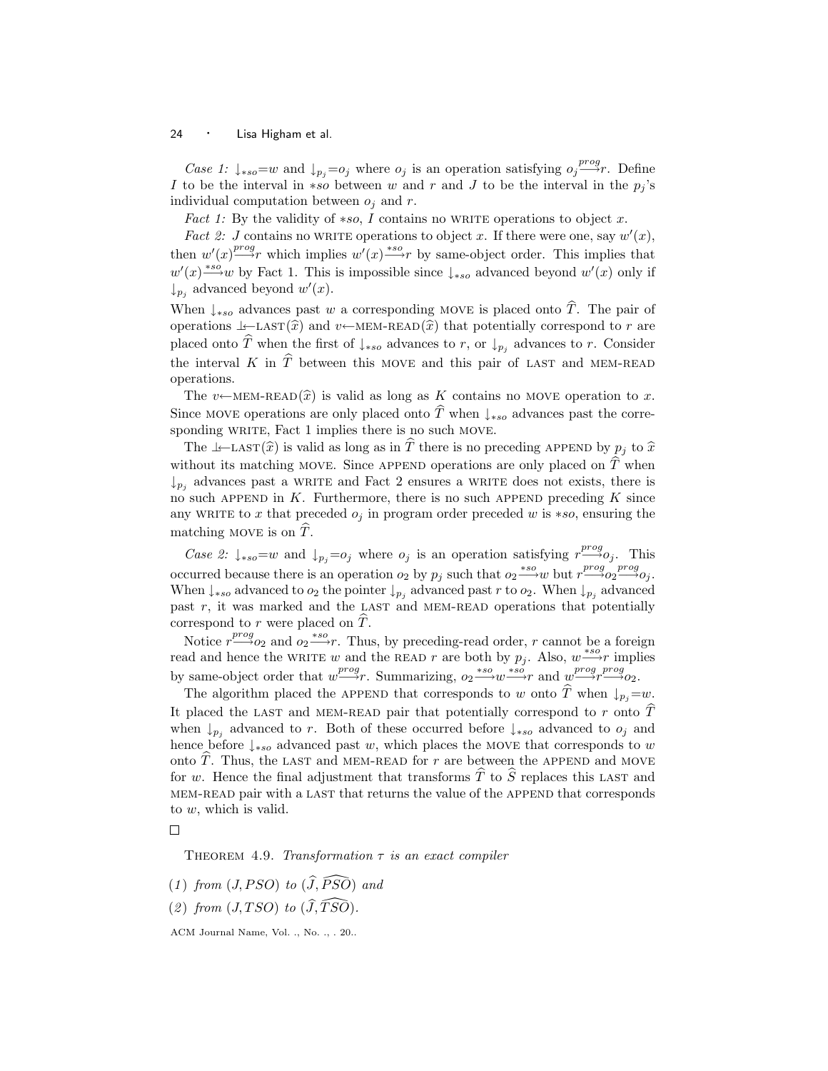*Case 1:* $\downarrow_{*so}=w$ and $\downarrow_{p_j}=o_j$ where $o_j$ is an operation satisfying $o_j \xrightarrow{prog} r$. Define $I$ to be the interval in $*so$ between $w$ and $r$ and $J$ to be the interval in the $p_j$'s individual computation between $o_j$ and $r$.

*Fact 1:* By the validity of $*so$, $I$ contains no WRITE operations to object $x$.

*Fact 2:* $J$ contains no WRITE operations to object $x$. If there were one, say $w'(x)$, then $w'(x) \xrightarrow{prog} r$ which implies $w'(x) \xrightarrow{*so} r$ by same-object order. This implies that $w'(x) \xrightarrow{*so} w$ by Fact 1. This is impossible since $\downarrow_{*so}$ advanced beyond $w'(x)$ only if $\downarrow_{p_j}$ advanced beyond $w'(x)$.

When $\downarrow_{*so}$ advances past $w$ a corresponding MOVE is placed onto $\widehat{T}$. The pair of operations $\perp\!\leftarrow$LAST$(\widehat{x})$ and $v\leftarrow$MEM-READ$(\widehat{x})$ that potentially correspond to $r$ are placed onto $\widehat{T}$ when the first of $\downarrow_{*so}$ advances to $r$, or $\downarrow_{p_j}$ advances to $r$. Consider the interval $K$ in $\widehat{T}$ between this MOVE and this pair of LAST and MEM-READ operations.

The $v\leftarrow$MEM-READ$(\widehat{x})$ is valid as long as $K$ contains no MOVE operation to $x$. Since MOVE operations are only placed onto $\widehat{T}$ when $\downarrow_{*so}$ advances past the corresponding WRITE, Fact 1 implies there is no such MOVE.

The $\perp\!\leftarrow$LAST$(\widehat{x})$ is valid as long as in $\widehat{T}$ there is no preceding APPEND by $p_j$ to $\widehat{x}$ without its matching MOVE. Since APPEND operations are only placed on $\widehat{T}$ when $\downarrow_{p_j}$ advances past a WRITE and Fact 2 ensures a WRITE does not exists, there is no such APPEND in $K$. Furthermore, there is no such APPEND preceding $K$ since any WRITE to $x$ that preceded $o_j$ in program order preceded $w$ is $*so$, ensuring the matching MOVE is on $\widehat{T}$.

*Case 2:* $\downarrow_{*so}=w$ and $\downarrow_{p_j}=o_j$ where $o_j$ is an operation satisfying $r \xrightarrow{prog} o_j$. This occurred because there is an operation $o_2$ by $p_j$ such that $o_2 \xrightarrow{*so} w$ but $r \xrightarrow{prog} o_2 \xrightarrow{prog} o_j$. When $\downarrow_{*so}$ advanced to $o_2$ the pointer $\downarrow_{p_j}$ advanced past $r$ to $o_2$. When $\downarrow_{p_j}$ advanced past $r$, it was marked and the LAST and MEM-READ operations that potentially correspond to $r$ were placed on $\widehat{T}$.

Notice $r \xrightarrow{prog} o_2$ and $o_2 \xrightarrow{*so} r$. Thus, by preceding-read order, $r$ cannot be a foreign read and hence the WRITE $w$ and the READ $r$ are both by $p_j$. Also, $w \xrightarrow{*so} r$ implies by same-object order that $w \xrightarrow{prog} r$. Summarizing, $o_2 \xrightarrow{*so} w \xrightarrow{*so} r$ and $w \xrightarrow{prog} r \xrightarrow{prog} o_2$.

The algorithm placed the APPEND that corresponds to $w$ onto $\widehat{T}$ when $\downarrow_{p_j}=w$. It placed the LAST and MEM-READ pair that potentially correspond to $r$ onto $\widehat{T}$ when $\downarrow_{p_j}$ advanced to $r$. Both of these occurred before $\downarrow_{*so}$ advanced to $o_j$ and hence before $\downarrow_{*so}$ advanced past $w$, which places the MOVE that corresponds to $w$ onto $\widehat{T}$. Thus, the LAST and MEM-READ for $r$ are between the APPEND and MOVE for $w$. Hence the final adjustment that transforms $\widehat{T}$ to $\widehat{S}$ replaces this LAST and MEM-READ pair with a LAST that returns the value of the APPEND that corresponds to $w$, which is valid.

□

THEOREM 4.9. *Transformation $\tau$ is an exact compiler*

(1) *from $(J, PSO)$ to $(\widehat{J}, \widehat{PSO})$ and*

(2) *from $(J, TSO)$ to $(\widehat{J}, \widehat{TSO})$.*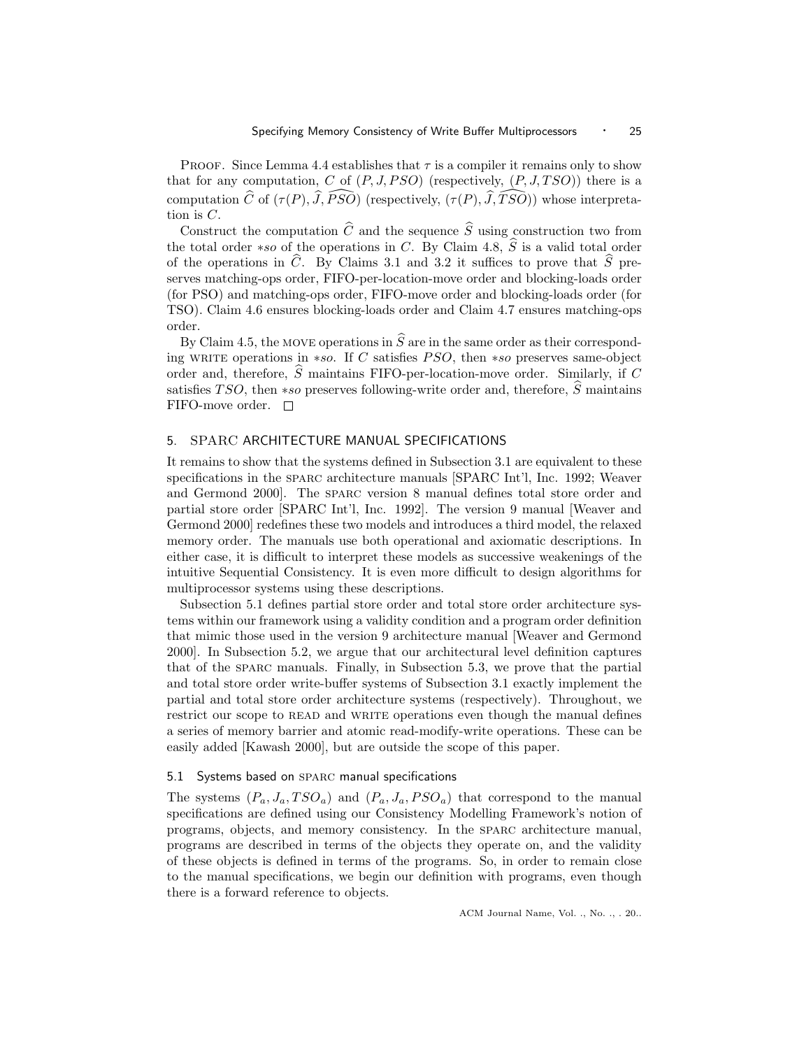Proof. Since Lemma 4.4 establishes that $\tau$ is a compiler it remains only to show that for any computation, $C$ of $(P, J, PSO)$ (respectively, $(P, J, TSO)$) there is a computation $\widehat{C}$ of $(\tau(P), \widehat{J}, \widehat{PSO})$ (respectively, $(\tau(P), \widehat{J}, \widehat{TSO})$) whose interpretation is $C$.

Construct the computation $\widehat{C}$ and the sequence $\widehat{S}$ using construction two from the total order $*so$ of the operations in $C$. By Claim 4.8, $\widehat{S}$ is a valid total order of the operations in $\widehat{C}$. By Claims 3.1 and 3.2 it suffices to prove that $\widehat{S}$ preserves matching-ops order, FIFO-per-location-move order and blocking-loads order (for PSO) and matching-ops order, FIFO-move order and blocking-loads order (for TSO). Claim 4.6 ensures blocking-loads order and Claim 4.7 ensures matching-ops order.

By Claim 4.5, the MOVE operations in $\widehat{S}$ are in the same order as their corresponding WRITE operations in $*so$. If $C$ satisfies $PSO$, then $*so$ preserves same-object order and, therefore, $\widehat{S}$ maintains FIFO-per-location-move order. Similarly, if $C$ satisfies $TSO$, then $*so$ preserves following-write order and, therefore, $\widehat{S}$ maintains FIFO-move order. □

## 5. SPARC ARCHITECTURE MANUAL SPECIFICATIONS

It remains to show that the systems defined in Subsection 3.1 are equivalent to these specifications in the SPARC architecture manuals [SPARC Int'l, Inc. 1992; Weaver and Germond 2000]. The SPARC version 8 manual defines total store order and partial store order [SPARC Int'l, Inc. 1992]. The version 9 manual [Weaver and Germond 2000] redefines these two models and introduces a third model, the relaxed memory order. The manuals use both operational and axiomatic descriptions. In either case, it is difficult to interpret these models as successive weakenings of the intuitive Sequential Consistency. It is even more difficult to design algorithms for multiprocessor systems using these descriptions.

Subsection 5.1 defines partial store order and total store order architecture systems within our framework using a validity condition and a program order definition that mimic those used in the version 9 architecture manual [Weaver and Germond 2000]. In Subsection 5.2, we argue that our architectural level definition captures that of the SPARC manuals. Finally, in Subsection 5.3, we prove that the partial and total store order write-buffer systems of Subsection 3.1 exactly implement the partial and total store order architecture systems (respectively). Throughout, we restrict our scope to READ and WRITE operations even though the manual defines a series of memory barrier and atomic read-modify-write operations. These can be easily added [Kawash 2000], but are outside the scope of this paper.

### 5.1 Systems based on SPARC manual specifications

The systems $(P_a, J_a, TSO_a)$ and $(P_a, J_a, PSO_a)$ that correspond to the manual specifications are defined using our Consistency Modelling Framework's notion of programs, objects, and memory consistency. In the SPARC architecture manual, programs are described in terms of the objects they operate on, and the validity of these objects is defined in terms of the programs. So, in order to remain close to the manual specifications, we begin our definition with programs, even though there is a forward reference to objects.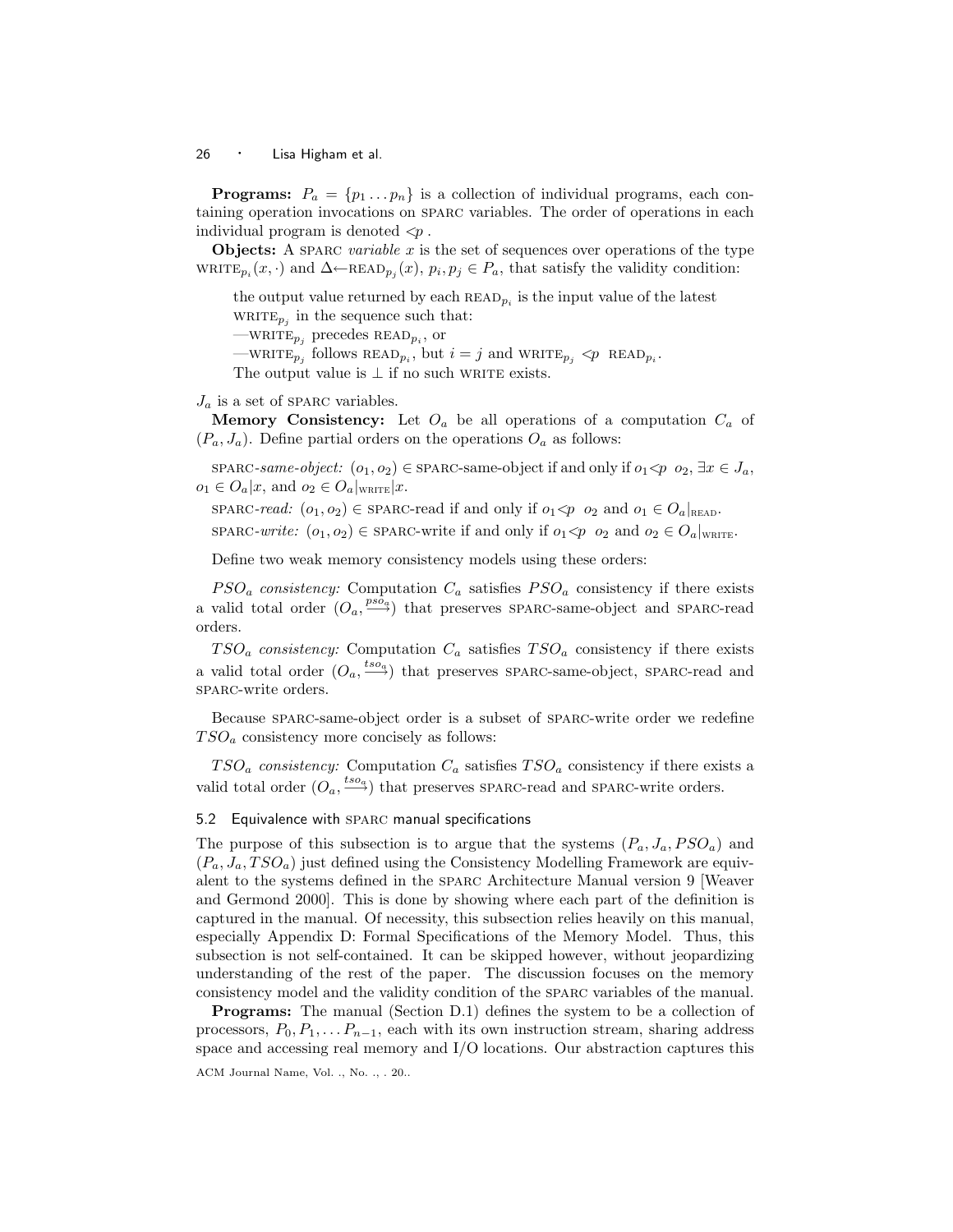**Programs:** $P_a = \{p_1 \ldots p_n\}$ is a collection of individual programs, each containing operation invocations on SPARC variables. The order of operations in each individual program is denoted $<\!p$ .

**Objects:** A SPARC *variable* $x$ is the set of sequences over operations of the type $\text{WRITE}_{p_i}(x, \cdot)$ and $\Delta\!\leftarrow\!\text{READ}_{p_j}(x)$, $p_i, p_j \in P_a$, that satisfy the validity condition:

> the output value returned by each $\text{READ}_{p_i}$ is the input value of the latest $\text{WRITE}_{p_j}$ in the sequence such that:
> —$\text{WRITE}_{p_j}$ precedes $\text{READ}_{p_i}$, or
> —$\text{WRITE}_{p_j}$ follows $\text{READ}_{p_i}$, but $i = j$ and $\text{WRITE}_{p_j} <\!p\ \text{READ}_{p_i}$.
> The output value is $\perp$ if no such WRITE exists.

$J_a$ is a set of SPARC variables.

**Memory Consistency:** Let $O_a$ be all operations of a computation $C_a$ of $(P_a, J_a)$. Define partial orders on the operations $O_a$ as follows:

SPARC-*same-object:* $(o_1, o_2) \in$ SPARC-same-object if and only if $o_1 <\!p\ o_2$, $\exists x \in J_a$, $o_1 \in O_a|x$, and $o_2 \in O_a|_{\text{WRITE}}|x$.

SPARC-*read:* $(o_1, o_2) \in$ SPARC-read if and only if $o_1 <\!p\ o_2$ and $o_1 \in O_a|_{\text{READ}}$.

SPARC-*write:* $(o_1, o_2) \in$ SPARC-write if and only if $o_1 <\!p\ o_2$ and $o_2 \in O_a|_{\text{WRITE}}$.

Define two weak memory consistency models using these orders:

*$PSO_a$ consistency:* Computation $C_a$ satisfies $PSO_a$ consistency if there exists a valid total order $(O_a, \xrightarrow{pso_a})$ that preserves SPARC-same-object and SPARC-read orders.

*$TSO_a$ consistency:* Computation $C_a$ satisfies $TSO_a$ consistency if there exists a valid total order $(O_a, \xrightarrow{tso_a})$ that preserves SPARC-same-object, SPARC-read and SPARC-write orders.

Because SPARC-same-object order is a subset of SPARC-write order we redefine $TSO_a$ consistency more concisely as follows:

*$TSO_a$ consistency:* Computation $C_a$ satisfies $TSO_a$ consistency if there exists a valid total order $(O_a, \xrightarrow{tso_a})$ that preserves SPARC-read and SPARC-write orders.

### 5.2 Equivalence with SPARC manual specifications

The purpose of this subsection is to argue that the systems $(P_a, J_a, PSO_a)$ and $(P_a, J_a, TSO_a)$ just defined using the Consistency Modelling Framework are equivalent to the systems defined in the SPARC Architecture Manual version 9 [Weaver and Germond 2000]. This is done by showing where each part of the definition is captured in the manual. Of necessity, this subsection relies heavily on this manual, especially Appendix D: Formal Specifications of the Memory Model. Thus, this subsection is not self-contained. It can be skipped however, without jeopardizing understanding of the rest of the paper. The discussion focuses on the memory consistency model and the validity condition of the SPARC variables of the manual.

**Programs:** The manual (Section D.1) defines the system to be a collection of processors, $P_0, P_1, \ldots P_{n-1}$, each with its own instruction stream, sharing address space and accessing real memory and I/O locations. Our abstraction captures this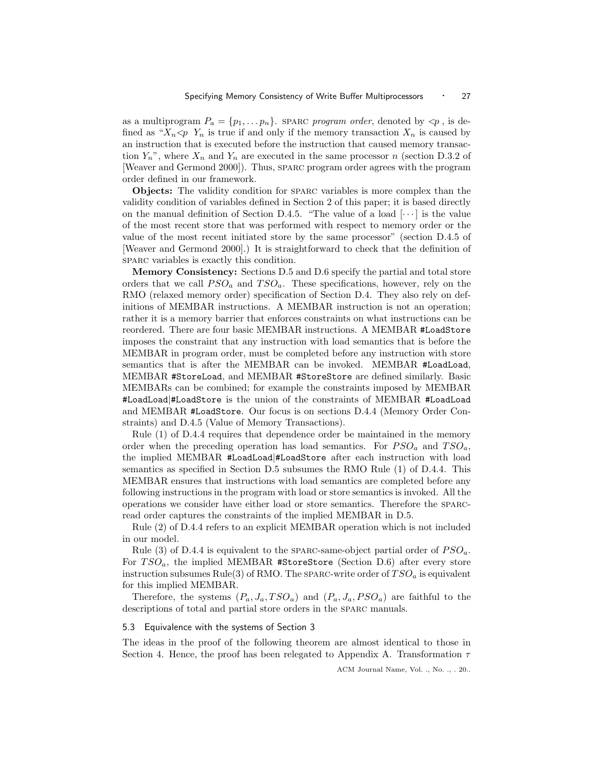as a multiprogram $P_a = \{p_1, \ldots p_n\}$. SPARC *program order*, denoted by $\lessdot p$ , is defined as "$X_n \lessdot p \; Y_n$ is true if and only if the memory transaction $X_n$ is caused by an instruction that is executed before the instruction that caused memory transaction $Y_n$", where $X_n$ and $Y_n$ are executed in the same processor $n$ (section D.3.2 of [Weaver and Germond 2000]). Thus, SPARC program order agrees with the program order defined in our framework.

**Objects:** The validity condition for SPARC variables is more complex than the validity condition of variables defined in Section 2 of this paper; it is based directly on the manual definition of Section D.4.5. "The value of a load $[\cdots]$ is the value of the most recent store that was performed with respect to memory order or the value of the most recent initiated store by the same processor" (section D.4.5 of [Weaver and Germond 2000].) It is straightforward to check that the definition of SPARC variables is exactly this condition.

**Memory Consistency:** Sections D.5 and D.6 specify the partial and total store orders that we call $PSO_a$ and $TSO_a$. These specifications, however, rely on the RMO (relaxed memory order) specification of Section D.4. They also rely on definitions of MEMBAR instructions. A MEMBAR instruction is not an operation; rather it is a memory barrier that enforces constraints on what instructions can be reordered. There are four basic MEMBAR instructions. A MEMBAR `#LoadStore` imposes the constraint that any instruction with load semantics that is before the MEMBAR in program order, must be completed before any instruction with store semantics that is after the MEMBAR can be invoked. MEMBAR `#LoadLoad`, MEMBAR `#StoreLoad`, and MEMBAR `#StoreStore` are defined similarly. Basic MEMBARs can be combined; for example the constraints imposed by MEMBAR `#LoadLoad|#LoadStore` is the union of the constraints of MEMBAR `#LoadLoad` and MEMBAR `#LoadStore`. Our focus is on sections D.4.4 (Memory Order Constraints) and D.4.5 (Value of Memory Transactions).

Rule (1) of D.4.4 requires that dependence order be maintained in the memory order when the preceding operation has load semantics. For $PSO_a$ and $TSO_a$, the implied MEMBAR `#LoadLoad|#LoadStore` after each instruction with load semantics as specified in Section D.5 subsumes the RMO Rule (1) of D.4.4. This MEMBAR ensures that instructions with load semantics are completed before any following instructions in the program with load or store semantics is invoked. All the operations we consider have either load or store semantics. Therefore the SPARC-read order captures the constraints of the implied MEMBAR in D.5.

Rule (2) of D.4.4 refers to an explicit MEMBAR operation which is not included in our model.

Rule (3) of D.4.4 is equivalent to the SPARC-same-object partial order of $PSO_a$. For $TSO_a$, the implied MEMBAR `#StoreStore` (Section D.6) after every store instruction subsumes Rule(3) of RMO. The SPARC-write order of $TSO_a$ is equivalent for this implied MEMBAR.

Therefore, the systems $(P_a, J_a, TSO_a)$ and $(P_a, J_a, PSO_a)$ are faithful to the descriptions of total and partial store orders in the SPARC manuals.

### 5.3 Equivalence with the systems of Section 3

The ideas in the proof of the following theorem are almost identical to those in Section 4. Hence, the proof has been relegated to Appendix A. Transformation $\tau$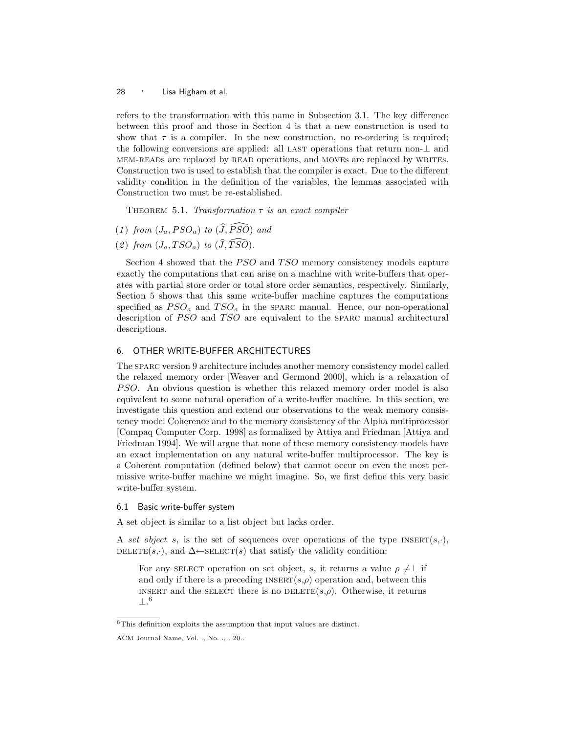refers to the transformation with this name in Subsection 3.1. The key difference between this proof and those in Section 4 is that a new construction is used to show that $\tau$ is a compiler. In the new construction, no re-ordering is required; the following conversions are applied: all LAST operations that return non-$\perp$ and MEM-READs are replaced by READ operations, and MOVEs are replaced by WRITEs. Construction two is used to establish that the compiler is exact. Due to the different validity condition in the definition of the variables, the lemmas associated with Construction two must be re-established.

THEOREM 5.1. *Transformation $\tau$ is an exact compiler*

(1) *from $(J_a, PSO_a)$ to $(\widehat{J}, \widehat{PSO})$ and*

(2) *from $(J_a, TSO_a)$ to $(\widehat{J}, \widehat{TSO})$.*

Section 4 showed that the $PSO$ and $TSO$ memory consistency models capture exactly the computations that can arise on a machine with write-buffers that operates with partial store order or total store order semantics, respectively. Similarly, Section 5 shows that this same write-buffer machine captures the computations specified as $PSO_a$ and $TSO_a$ in the SPARC manual. Hence, our non-operational description of $PSO$ and $TSO$ are equivalent to the SPARC manual architectural descriptions.

## 6. OTHER WRITE-BUFFER ARCHITECTURES

The SPARC version 9 architecture includes another memory consistency model called the relaxed memory order [Weaver and Germond 2000], which is a relaxation of $PSO$. An obvious question is whether this relaxed memory order model is also equivalent to some natural operation of a write-buffer machine. In this section, we investigate this question and extend our observations to the weak memory consistency model Coherence and to the memory consistency of the Alpha multiprocessor [Compaq Computer Corp. 1998] as formalized by Attiya and Friedman [Attiya and Friedman 1994]. We will argue that none of these memory consistency models have an exact implementation on any natural write-buffer multiprocessor. The key is a Coherent computation (defined below) that cannot occur on even the most permissive write-buffer machine we might imagine. So, we first define this very basic write-buffer system.

### 6.1 Basic write-buffer system

A set object is similar to a list object but lacks order.

A *set object* $s$, is the set of sequences over operations of the type INSERT$(s,\cdot)$, DELETE$(s,\cdot)$, and $\Delta\leftarrow$SELECT$(s)$ that satisfy the validity condition:

> For any SELECT operation on set object, $s$, it returns a value $\rho \neq \perp$ if and only if there is a preceding INSERT$(s,\rho)$ operation and, between this INSERT and the SELECT there is no DELETE$(s,\rho)$. Otherwise, it returns $\perp$.[6]

[6]This definition exploits the assumption that input values are distinct.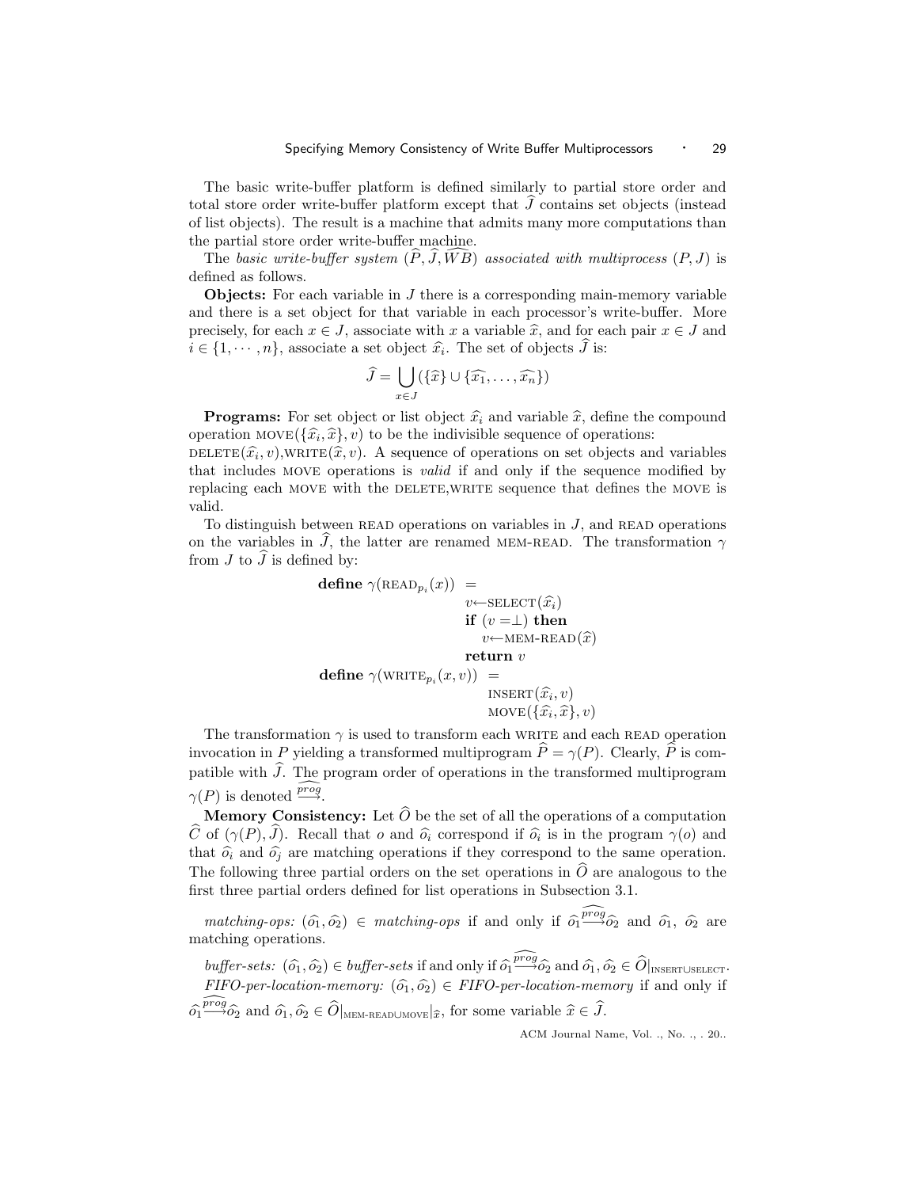The basic write-buffer platform is defined similarly to partial store order and total store order write-buffer platform except that $\widehat{J}$ contains set objects (instead of list objects). The result is a machine that admits many more computations than the partial store order write-buffer machine.

The *basic write-buffer system* $(\widehat{P}, \widehat{J}, \widehat{WB})$ *associated with multiprocess* $(P, J)$ is defined as follows.

**Objects:** For each variable in $J$ there is a corresponding main-memory variable and there is a set object for that variable in each processor's write-buffer. More precisely, for each $x \in J$, associate with $x$ a variable $\widehat{x}$, and for each pair $x \in J$ and $i \in \{1, \cdots, n\}$, associate a set object $\widehat{x_i}$. The set of objects $\widehat{J}$ is:

$$\widehat{J} = \bigcup_{x \in J} (\{\widehat{x}\} \cup \{\widehat{x_1}, \ldots, \widehat{x_n}\})$$

**Programs:** For set object or list object $\widehat{x_i}$ and variable $\widehat{x}$, define the compound operation $\text{MOVE}(\{\widehat{x_i}, \widehat{x}\}, v)$ to be the indivisible sequence of operations: $\text{DELETE}(\widehat{x_i}, v), \text{WRITE}(\widehat{x}, v)$. A sequence of operations on set objects and variables that includes MOVE operations is *valid* if and only if the sequence modified by replacing each MOVE with the DELETE,WRITE sequence that defines the MOVE is valid.

To distinguish between READ operations on variables in $J$, and READ operations on the variables in $\widehat{J}$, the latter are renamed MEM-READ. The transformation $\gamma$ from $J$ to $\widehat{J}$ is defined by:

$$
\begin{aligned}
\textbf{define } \gamma(\text{READ}_{p_i}(x)) \;=\;& \\
& v \leftarrow \text{SELECT}(\widehat{x_i}) \\
& \textbf{if } (v = \perp) \textbf{ then} \\
& \quad v \leftarrow \text{MEM-READ}(\widehat{x}) \\
& \textbf{return } v \\
\textbf{define } \gamma(\text{WRITE}_{p_i}(x, v)) \;=\;& \\
& \quad \text{INSERT}(\widehat{x_i}, v) \\
& \quad \text{MOVE}(\{\widehat{x_i}, \widehat{x}\}, v)
\end{aligned}
$$

The transformation $\gamma$ is used to transform each WRITE and each READ operation invocation in $P$ yielding a transformed multiprogram $\widehat{P} = \gamma(P)$. Clearly, $\widehat{P}$ is compatible with $\widehat{J}$. The program order of operations in the transformed multiprogram $\gamma(P)$ is denoted $\overset{\widehat{prog}}{\longrightarrow}$.

**Memory Consistency:** Let $\widehat{O}$ be the set of all the operations of a computation $\widehat{C}$ of $(\gamma(P), \widehat{J})$. Recall that $o$ and $\widehat{o_i}$ correspond if $\widehat{o_i}$ is in the program $\gamma(o)$ and that $\widehat{o_i}$ and $\widehat{o_j}$ are matching operations if they correspond to the same operation. The following three partial orders on the set operations in $\widehat{O}$ are analogous to the first three partial orders defined for list operations in Subsection 3.1.

*matching-ops:* $(\widehat{o_1}, \widehat{o_2}) \in$ *matching-ops* if and only if $\widehat{o_1} \overset{\widehat{prog}}{\longrightarrow} \widehat{o_2}$ and $\widehat{o_1}$, $\widehat{o_2}$ are matching operations.

*buffer-sets:* $(\widehat{o_1}, \widehat{o_2}) \in$ *buffer-sets* if and only if $\widehat{o_1} \overset{\widehat{prog}}{\longrightarrow} \widehat{o_2}$ and $\widehat{o_1}, \widehat{o_2} \in \widehat{O}|_{\text{INSERT} \cup \text{SELECT}}$.

*FIFO-per-location-memory:* $(\widehat{o_1}, \widehat{o_2}) \in$ *FIFO-per-location-memory* if and only if $\widehat{o_1} \overset{\widehat{prog}}{\longrightarrow} \widehat{o_2}$ and $\widehat{o_1}, \widehat{o_2} \in \widehat{O}|_{\text{MEM-READ} \cup \text{MOVE}}|_{\widehat{x}}$, for some variable $\widehat{x} \in \widehat{J}$.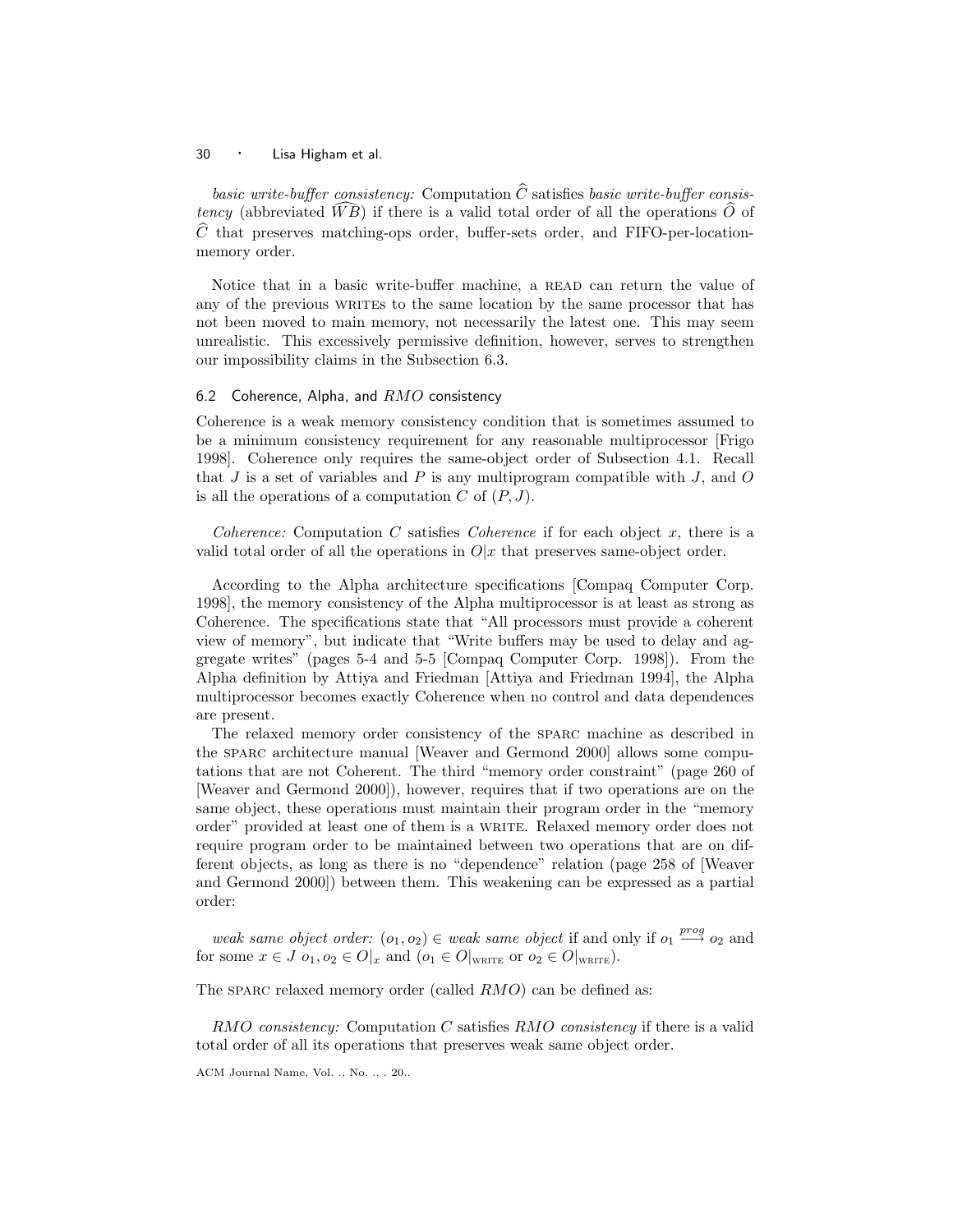*basic write-buffer consistency:* Computation $\widehat{C}$ satisfies *basic write-buffer consistency* (abbreviated $\widehat{WB}$) if there is a valid total order of all the operations $\widehat{O}$ of $\widehat{C}$ that preserves matching-ops order, buffer-sets order, and FIFO-per-location-memory order.

Notice that in a basic write-buffer machine, a READ can return the value of any of the previous WRITEs to the same location by the same processor that has not been moved to main memory, not necessarily the latest one. This may seem unrealistic. This excessively permissive definition, however, serves to strengthen our impossibility claims in the Subsection 6.3.

### 6.2 Coherence, Alpha, and $RMO$ consistency

Coherence is a weak memory consistency condition that is sometimes assumed to be a minimum consistency requirement for any reasonable multiprocessor [Frigo 1998]. Coherence only requires the same-object order of Subsection 4.1. Recall that $J$ is a set of variables and $P$ is any multiprogram compatible with $J$, and $O$ is all the operations of a computation $C$ of $(P, J)$.

*Coherence:* Computation $C$ satisfies *Coherence* if for each object $x$, there is a valid total order of all the operations in $O|x$ that preserves same-object order.

According to the Alpha architecture specifications [Compaq Computer Corp. 1998], the memory consistency of the Alpha multiprocessor is at least as strong as Coherence. The specifications state that "All processors must provide a coherent view of memory", but indicate that "Write buffers may be used to delay and aggregate writes" (pages 5-4 and 5-5 [Compaq Computer Corp. 1998]). From the Alpha definition by Attiya and Friedman [Attiya and Friedman 1994], the Alpha multiprocessor becomes exactly Coherence when no control and data dependences are present.

The relaxed memory order consistency of the SPARC machine as described in the SPARC architecture manual [Weaver and Germond 2000] allows some computations that are not Coherent. The third "memory order constraint" (page 260 of [Weaver and Germond 2000]), however, requires that if two operations are on the same object, these operations must maintain their program order in the "memory order" provided at least one of them is a WRITE. Relaxed memory order does not require program order to be maintained between two operations that are on different objects, as long as there is no "dependence" relation (page 258 of [Weaver and Germond 2000]) between them. This weakening can be expressed as a partial order:

*weak same object order:* $(o_1, o_2) \in$ *weak same object* if and only if $o_1 \stackrel{prog}{\longrightarrow} o_2$ and for some $x \in J$ $o_1, o_2 \in O|_x$ and ($o_1 \in O|_{\text{WRITE}}$ or $o_2 \in O|_{\text{WRITE}}$).

The SPARC relaxed memory order (called $RMO$) can be defined as:

*$RMO$ consistency:* Computation $C$ satisfies *$RMO$ consistency* if there is a valid total order of all its operations that preserves weak same object order.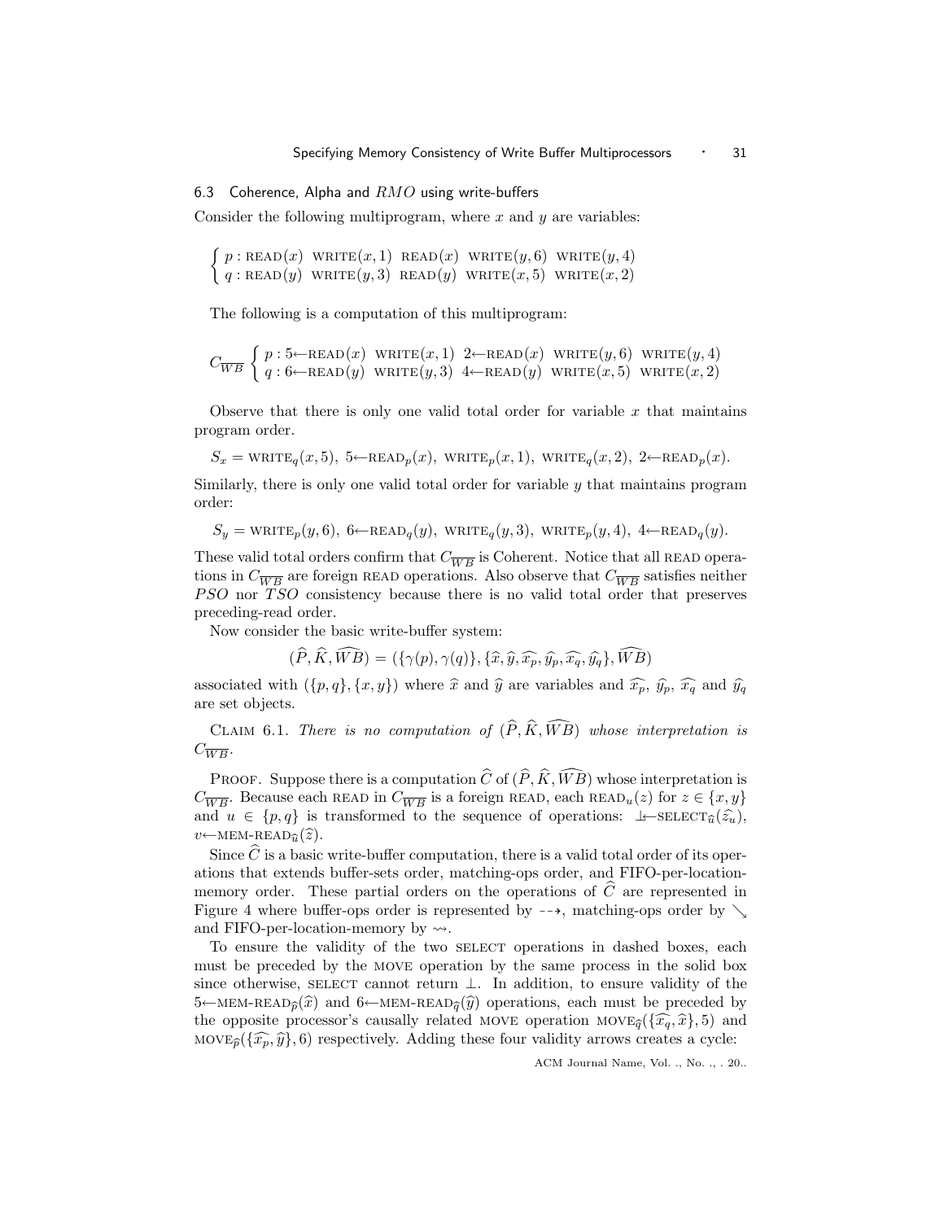### 6.3 Coherence, Alpha and $RMO$ using write-buffers

Consider the following multiprogram, where $x$ and $y$ are variables:

$$\begin{cases} p : \text{READ}(x)\ \ \text{WRITE}(x,1)\ \ \text{READ}(x)\ \ \text{WRITE}(y,6)\ \ \text{WRITE}(y,4) \\ q : \text{READ}(y)\ \ \text{WRITE}(y,3)\ \ \text{READ}(y)\ \ \text{WRITE}(x,5)\ \ \text{WRITE}(x,2) \end{cases}$$

The following is a computation of this multiprogram:

$$C_{\overline{WB}} \begin{cases} p : 5 \leftarrow \text{READ}(x)\ \ \text{WRITE}(x,1)\ \ 2 \leftarrow \text{READ}(x)\ \ \text{WRITE}(y,6)\ \ \text{WRITE}(y,4) \\ q : 6 \leftarrow \text{READ}(y)\ \ \text{WRITE}(y,3)\ \ 4 \leftarrow \text{READ}(y)\ \ \text{WRITE}(x,5)\ \ \text{WRITE}(x,2) \end{cases}$$

Observe that there is only one valid total order for variable $x$ that maintains program order.

$$S_x = \text{WRITE}_q(x,5),\ 5 \leftarrow \text{READ}_p(x),\ \text{WRITE}_p(x,1),\ \text{WRITE}_q(x,2),\ 2 \leftarrow \text{READ}_p(x).$$

Similarly, there is only one valid total order for variable $y$ that maintains program order:

$$S_y = \text{WRITE}_p(y,6),\ 6 \leftarrow \text{READ}_q(y),\ \text{WRITE}_q(y,3),\ \text{WRITE}_p(y,4),\ 4 \leftarrow \text{READ}_q(y).$$

These valid total orders confirm that $C_{\overline{WB}}$ is Coherent. Notice that all READ operations in $C_{\overline{WB}}$ are foreign READ operations. Also observe that $C_{\overline{WB}}$ satisfies neither $PSO$ nor $TSO$ consistency because there is no valid total order that preserves preceding-read order.

Now consider the basic write-buffer system:

$$(\widehat{P}, \widehat{K}, \widehat{WB}) = (\{\gamma(p), \gamma(q)\}, \{\widehat{x}, \widehat{y}, \widehat{x_p}, \widehat{y_p}, \widehat{x_q}, \widehat{y_q}\}, \widehat{WB})$$

associated with $(\{p,q\}, \{x,y\})$ where $\widehat{x}$ and $\widehat{y}$ are variables and $\widehat{x_p}$, $\widehat{y_p}$, $\widehat{x_q}$ and $\widehat{y_q}$ are set objects.

CLAIM 6.1. *There is no computation of $(\widehat{P}, \widehat{K}, \widehat{WB})$ whose interpretation is $C_{\overline{WB}}$.*

PROOF. Suppose there is a computation $\widehat{C}$ of $(\widehat{P}, \widehat{K}, \widehat{WB})$ whose interpretation is $C_{\overline{WB}}$. Because each READ in $C_{\overline{WB}}$ is a foreign READ, each $\text{READ}_u(z)$ for $z \in \{x,y\}$ and $u \in \{p,q\}$ is transformed to the sequence of operations: $\perp \leftarrow \text{SELECT}_{\widehat{u}}(\widehat{z_u})$, $v \leftarrow \text{MEM-READ}_{\widehat{u}}(\widehat{z})$.

Since $\widehat{C}$ is a basic write-buffer computation, there is a valid total order of its operations that extends buffer-sets order, matching-ops order, and FIFO-per-location-memory order. These partial orders on the operations of $\widehat{C}$ are represented in Figure 4 where buffer-ops order is represented by $\dashrightarrow$, matching-ops order by $\searrow$ and FIFO-per-location-memory by $\rightsquigarrow$.

To ensure the validity of the two SELECT operations in dashed boxes, each must be preceded by the MOVE operation by the same process in the solid box since otherwise, SELECT cannot return $\perp$. In addition, to ensure validity of the $5 \leftarrow \text{MEM-READ}_{\widehat{p}}(\widehat{x})$ and $6 \leftarrow \text{MEM-READ}_{\widehat{q}}(\widehat{y})$ operations, each must be preceded by the opposite processor's causally related MOVE operation $\text{MOVE}_{\widehat{q}}(\{\widehat{x_q}, \widehat{x}\}, 5)$ and $\text{MOVE}_{\widehat{p}}(\{\widehat{x_p}, \widehat{y}\}, 6)$ respectively. Adding these four validity arrows creates a cycle: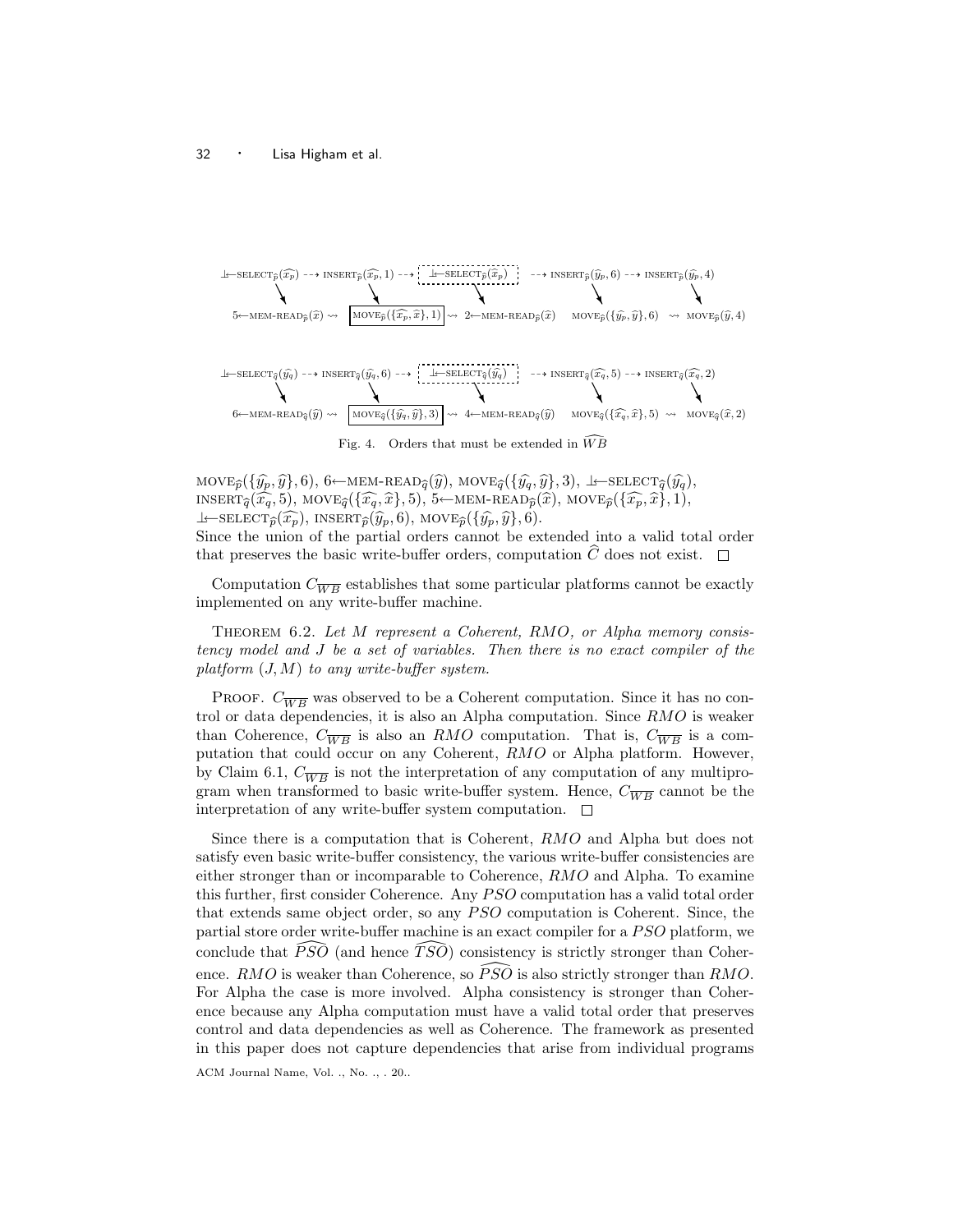$\bot\!\!\leftarrow$SELECT$_{\widehat{p}}(\widehat{x_p})$ $\dashrightarrow$ INSERT$_{\widehat{p}}(\widehat{x_p},1)$ $\dashrightarrow$ $\bot\!\!\leftarrow$SELECT$_{\widehat{p}}(\widehat{x_p})$ $\dashrightarrow$ INSERT$_{\widehat{p}}(\widehat{y_p},6)$ $\dashrightarrow$ INSERT$_{\widehat{p}}(\widehat{y_p},4)$

5$\leftarrow$MEM-READ$_{\widehat{p}}(\widehat{x})$ $\rightsquigarrow$ MOVE$_{\widehat{p}}(\{\widehat{x_p},\widehat{x}\},1)$ $\rightsquigarrow$ 2$\leftarrow$MEM-READ$_{\widehat{p}}(\widehat{x})$ MOVE$_{\widehat{p}}(\{\widehat{y_p},\widehat{y}\},6)$ $\rightsquigarrow$ MOVE$_{\widehat{p}}(\widehat{y},4)$

$\bot\!\!\leftarrow$SELECT$_{\widehat{q}}(\widehat{y_q})$ $\dashrightarrow$ INSERT$_{\widehat{q}}(\widehat{y_q},6)$ $\dashrightarrow$ $\bot\!\!\leftarrow$SELECT$_{\widehat{q}}(\widehat{y_q})$ $\dashrightarrow$ INSERT$_{\widehat{q}}(\widehat{x_q},5)$ $\dashrightarrow$ INSERT$_{\widehat{q}}(\widehat{x_q},2)$

6$\leftarrow$MEM-READ$_{\widehat{q}}(\widehat{y})$ $\rightsquigarrow$ MOVE$_{\widehat{q}}(\{\widehat{y_q},\widehat{y}\},3)$ $\rightsquigarrow$ 4$\leftarrow$MEM-READ$_{\widehat{q}}(\widehat{y})$ MOVE$_{\widehat{q}}(\{\widehat{x_q},\widehat{x}\},5)$ $\rightsquigarrow$ MOVE$_{\widehat{q}}(\widehat{x},2)$

Fig. 4. Orders that must be extended in $\widehat{WB}$

MOVE$_{\widehat{p}}(\{\widehat{y_p},\widehat{y}\},6)$, 6$\leftarrow$MEM-READ$_{\widehat{q}}(\widehat{y})$, MOVE$_{\widehat{q}}(\{\widehat{y_q},\widehat{y}\},3)$, $\bot\!\!\leftarrow$SELECT$_{\widehat{q}}(\widehat{y_q})$, INSERT$_{\widehat{q}}(\widehat{x_q},5)$, MOVE$_{\widehat{q}}(\{\widehat{x_q},\widehat{x}\},5)$, 5$\leftarrow$MEM-READ$_{\widehat{p}}(\widehat{x})$, MOVE$_{\widehat{p}}(\{\widehat{x_p},\widehat{x}\},1)$, $\bot\!\!\leftarrow$SELECT$_{\widehat{p}}(\widehat{x_p})$, INSERT$_{\widehat{p}}(\widehat{y_p},6)$, MOVE$_{\widehat{p}}(\{\widehat{y_p},\widehat{y}\},6)$.
Since the union of the partial orders cannot be extended into a valid total order that preserves the basic write-buffer orders, computation $\widehat{C}$ does not exist. □

Computation $C_{\overline{WB}}$ establishes that some particular platforms cannot be exactly implemented on any write-buffer machine.

Theorem 6.2. *Let $M$ represent a Coherent, RMO, or Alpha memory consistency model and $J$ be a set of variables. Then there is no exact compiler of the platform $(J, M)$ to any write-buffer system.*

Proof. $C_{\overline{WB}}$ was observed to be a Coherent computation. Since it has no control or data dependencies, it is also an Alpha computation. Since $RMO$ is weaker than Coherence, $C_{\overline{WB}}$ is also an $RMO$ computation. That is, $C_{\overline{WB}}$ is a computation that could occur on any Coherent, $RMO$ or Alpha platform. However, by Claim 6.1, $C_{\overline{WB}}$ is not the interpretation of any computation of any multiprogram when transformed to basic write-buffer system. Hence, $C_{\overline{WB}}$ cannot be the interpretation of any write-buffer system computation. □

Since there is a computation that is Coherent, $RMO$ and Alpha but does not satisfy even basic write-buffer consistency, the various write-buffer consistencies are either stronger than or incomparable to Coherence, $RMO$ and Alpha. To examine this further, first consider Coherence. Any $PSO$ computation has a valid total order that extends same object order, so any $PSO$ computation is Coherent. Since, the partial store order write-buffer machine is an exact compiler for a $PSO$ platform, we conclude that $\widehat{PSO}$ (and hence $\widehat{TSO}$) consistency is strictly stronger than Coherence. $RMO$ is weaker than Coherence, so $\widehat{PSO}$ is also strictly stronger than $RMO$. For Alpha the case is more involved. Alpha consistency is stronger than Coherence because any Alpha computation must have a valid total order that preserves control and data dependencies as well as Coherence. The framework as presented in this paper does not capture dependencies that arise from individual programs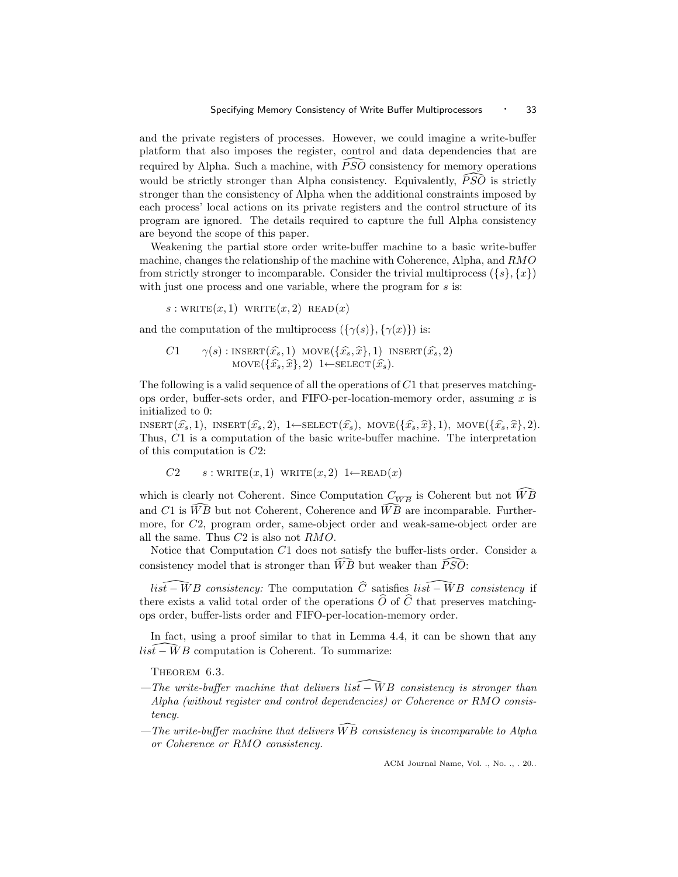and the private registers of processes. However, we could imagine a write-buffer platform that also imposes the register, control and data dependencies that are required by Alpha. Such a machine, with $\widehat{PSO}$ consistency for memory operations would be strictly stronger than Alpha consistency. Equivalently, $\widehat{PSO}$ is strictly stronger than the consistency of Alpha when the additional constraints imposed by each process' local actions on its private registers and the control structure of its program are ignored. The details required to capture the full Alpha consistency are beyond the scope of this paper.

Weakening the partial store order write-buffer machine to a basic write-buffer machine, changes the relationship of the machine with Coherence, Alpha, and $RMO$ from strictly stronger to incomparable. Consider the trivial multiprocess $(\{s\}, \{x\})$ with just one process and one variable, where the program for $s$ is:

$$s : \text{WRITE}(x, 1) \;\; \text{WRITE}(x, 2) \;\; \text{READ}(x)$$

and the computation of the multiprocess $(\{\gamma(s)\}, \{\gamma(x)\})$ is:

$$C1 \qquad \gamma(s) : \text{INSERT}(\widehat{x}_s, 1) \;\; \text{MOVE}(\{\widehat{x}_s, \widehat{x}\}, 1) \;\; \text{INSERT}(\widehat{x}_s, 2) \;\; \text{MOVE}(\{\widehat{x}_s, \widehat{x}\}, 2) \;\; 1 \leftarrow \text{SELECT}(\widehat{x}_s).$$

The following is a valid sequence of all the operations of $C1$ that preserves matching-ops order, buffer-sets order, and FIFO-per-location-memory order, assuming $x$ is initialized to 0:
$\text{INSERT}(\widehat{x}_s, 1)$, $\text{INSERT}(\widehat{x}_s, 2)$, $1 \leftarrow \text{SELECT}(\widehat{x}_s)$, $\text{MOVE}(\{\widehat{x}_s, \widehat{x}\}, 1)$, $\text{MOVE}(\{\widehat{x}_s, \widehat{x}\}, 2)$. Thus, $C1$ is a computation of the basic write-buffer machine. The interpretation of this computation is $C2$:

$$C2 \qquad s : \text{WRITE}(x, 1) \;\; \text{WRITE}(x, 2) \;\; 1 \leftarrow \text{READ}(x)$$

which is clearly not Coherent. Since Computation $C_{\overline{WB}}$ is Coherent but not $\widehat{WB}$ and $C1$ is $\widehat{WB}$ but not Coherent, Coherence and $\widehat{WB}$ are incomparable. Furthermore, for $C2$, program order, same-object order and weak-same-object order are all the same. Thus $C2$ is also not $RMO$.

Notice that Computation $C1$ does not satisfy the buffer-lists order. Consider a consistency model that is stronger than $\widehat{WB}$ but weaker than $\widehat{PSO}$:

*$\widehat{list-WB}$ consistency:* The computation $\widehat{C}$ satisfies *$\widehat{list-WB}$ consistency* if there exists a valid total order of the operations $\widehat{O}$ of $\widehat{C}$ that preserves matching-ops order, buffer-lists order and FIFO-per-location-memory order.

In fact, using a proof similar to that in Lemma 4.4, it can be shown that any $\widehat{list-WB}$ computation is Coherent. To summarize:

Theorem 6.3.

—*The write-buffer machine that delivers $\widehat{list-WB}$ consistency is stronger than Alpha (without register and control dependencies) or Coherence or RMO consistency.*

—*The write-buffer machine that delivers $\widehat{WB}$ consistency is incomparable to Alpha or Coherence or RMO consistency.*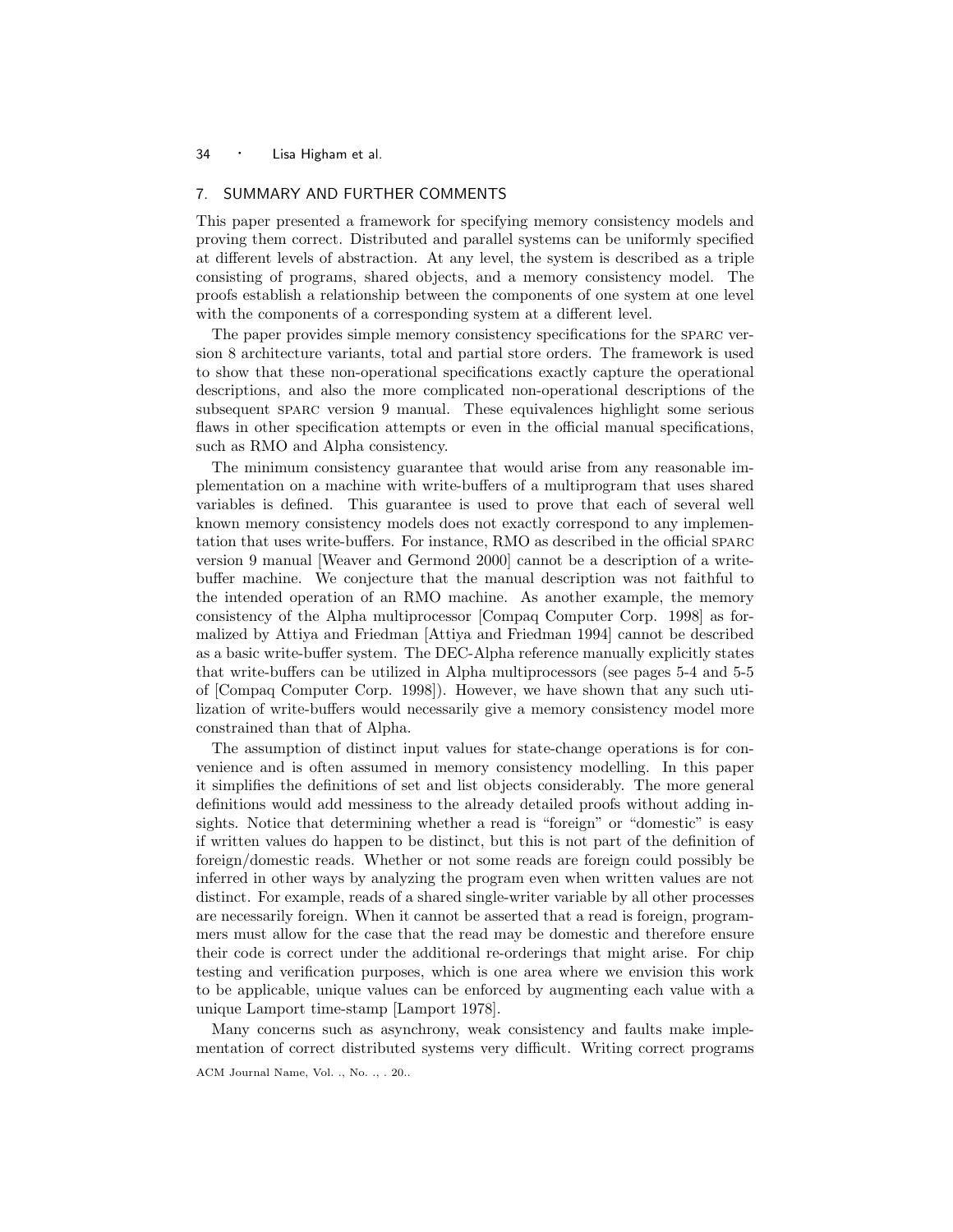## 7. SUMMARY AND FURTHER COMMENTS

This paper presented a framework for specifying memory consistency models and proving them correct. Distributed and parallel systems can be uniformly specified at different levels of abstraction. At any level, the system is described as a triple consisting of programs, shared objects, and a memory consistency model. The proofs establish a relationship between the components of one system at one level with the components of a corresponding system at a different level.

The paper provides simple memory consistency specifications for the SPARC version 8 architecture variants, total and partial store orders. The framework is used to show that these non-operational specifications exactly capture the operational descriptions, and also the more complicated non-operational descriptions of the subsequent SPARC version 9 manual. These equivalences highlight some serious flaws in other specification attempts or even in the official manual specifications, such as RMO and Alpha consistency.

The minimum consistency guarantee that would arise from any reasonable implementation on a machine with write-buffers of a multiprogram that uses shared variables is defined. This guarantee is used to prove that each of several well known memory consistency models does not exactly correspond to any implementation that uses write-buffers. For instance, RMO as described in the official SPARC version 9 manual [Weaver and Germond 2000] cannot be a description of a write-buffer machine. We conjecture that the manual description was not faithful to the intended operation of an RMO machine. As another example, the memory consistency of the Alpha multiprocessor [Compaq Computer Corp. 1998] as formalized by Attiya and Friedman [Attiya and Friedman 1994] cannot be described as a basic write-buffer system. The DEC-Alpha reference manually explicitly states that write-buffers can be utilized in Alpha multiprocessors (see pages 5-4 and 5-5 of [Compaq Computer Corp. 1998]). However, we have shown that any such utilization of write-buffers would necessarily give a memory consistency model more constrained than that of Alpha.

The assumption of distinct input values for state-change operations is for convenience and is often assumed in memory consistency modelling. In this paper it simplifies the definitions of set and list objects considerably. The more general definitions would add messiness to the already detailed proofs without adding insights. Notice that determining whether a read is "foreign" or "domestic" is easy if written values do happen to be distinct, but this is not part of the definition of foreign/domestic reads. Whether or not some reads are foreign could possibly be inferred in other ways by analyzing the program even when written values are not distinct. For example, reads of a shared single-writer variable by all other processes are necessarily foreign. When it cannot be asserted that a read is foreign, programmers must allow for the case that the read may be domestic and therefore ensure their code is correct under the additional re-orderings that might arise. For chip testing and verification purposes, which is one area where we envision this work to be applicable, unique values can be enforced by augmenting each value with a unique Lamport time-stamp [Lamport 1978].

Many concerns such as asynchrony, weak consistency and faults make implementation of correct distributed systems very difficult. Writing correct programs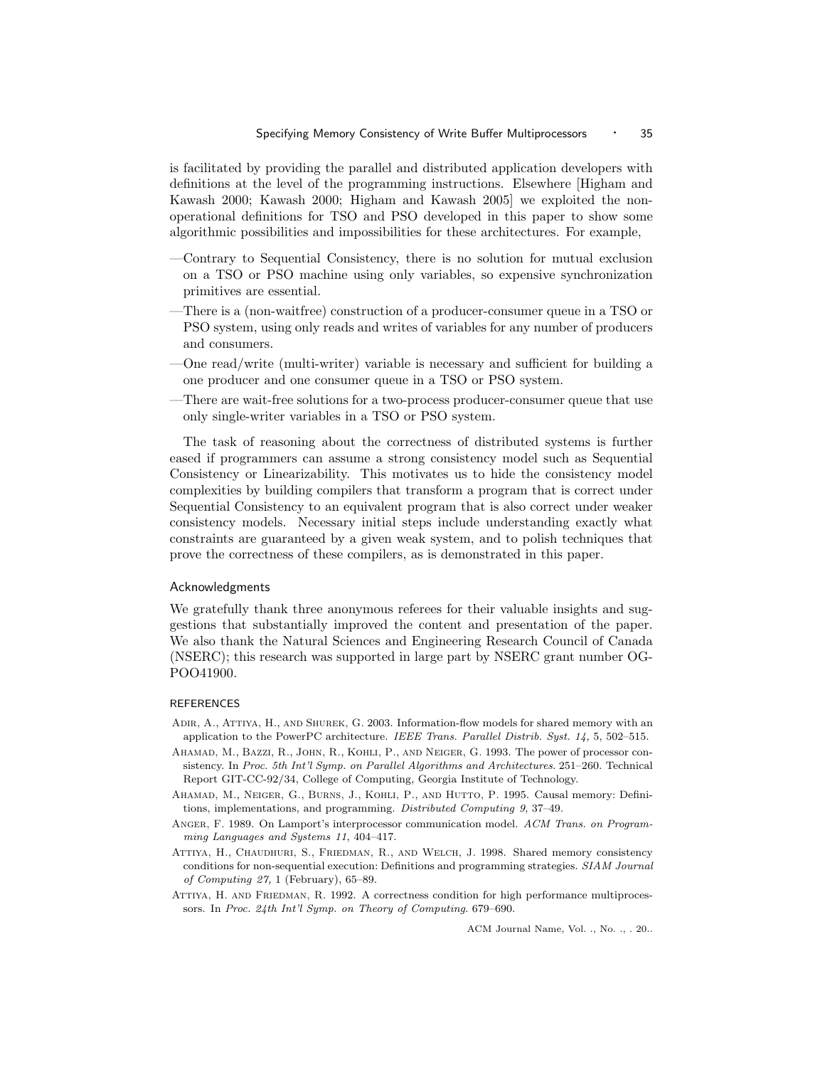is facilitated by providing the parallel and distributed application developers with definitions at the level of the programming instructions. Elsewhere [Higham and Kawash 2000; Kawash 2000; Higham and Kawash 2005] we exploited the non-operational definitions for TSO and PSO developed in this paper to show some algorithmic possibilities and impossibilities for these architectures. For example,

—Contrary to Sequential Consistency, there is no solution for mutual exclusion on a TSO or PSO machine using only variables, so expensive synchronization primitives are essential.

—There is a (non-waitfree) construction of a producer-consumer queue in a TSO or PSO system, using only reads and writes of variables for any number of producers and consumers.

—One read/write (multi-writer) variable is necessary and sufficient for building a one producer and one consumer queue in a TSO or PSO system.

—There are wait-free solutions for a two-process producer-consumer queue that use only single-writer variables in a TSO or PSO system.

The task of reasoning about the correctness of distributed systems is further eased if programmers can assume a strong consistency model such as Sequential Consistency or Linearizability. This motivates us to hide the consistency model complexities by building compilers that transform a program that is correct under Sequential Consistency to an equivalent program that is also correct under weaker consistency models. Necessary initial steps include understanding exactly what constraints are guaranteed by a given weak system, and to polish techniques that prove the correctness of these compilers, as is demonstrated in this paper.

## Acknowledgments

We gratefully thank three anonymous referees for their valuable insights and suggestions that substantially improved the content and presentation of the paper. We also thank the Natural Sciences and Engineering Research Council of Canada (NSERC); this research was supported in large part by NSERC grant number OG-POO41900.

## REFERENCES

Adir, A., Attiya, H., and Shurek, G. 2003. Information-flow models for shared memory with an application to the PowerPC architecture. *IEEE Trans. Parallel Distrib. Syst. 14,* 5, 502–515.

Ahamad, M., Bazzi, R., John, R., Kohli, P., and Neiger, G. 1993. The power of processor consistency. In *Proc. 5th Int'l Symp. on Parallel Algorithms and Architectures*. 251–260. Technical Report GIT-CC-92/34, College of Computing, Georgia Institute of Technology.

Ahamad, M., Neiger, G., Burns, J., Kohli, P., and Hutto, P. 1995. Causal memory: Definitions, implementations, and programming. *Distributed Computing 9*, 37–49.

Anger, F. 1989. On Lamport's interprocessor communication model. *ACM Trans. on Programming Languages and Systems 11*, 404–417.

Attiya, H., Chaudhuri, S., Friedman, R., and Welch, J. 1998. Shared memory consistency conditions for non-sequential execution: Definitions and programming strategies. *SIAM Journal of Computing 27,* 1 (February), 65–89.

Attiya, H. and Friedman, R. 1992. A correctness condition for high performance multiprocessors. In *Proc. 24th Int'l Symp. on Theory of Computing*. 679–690.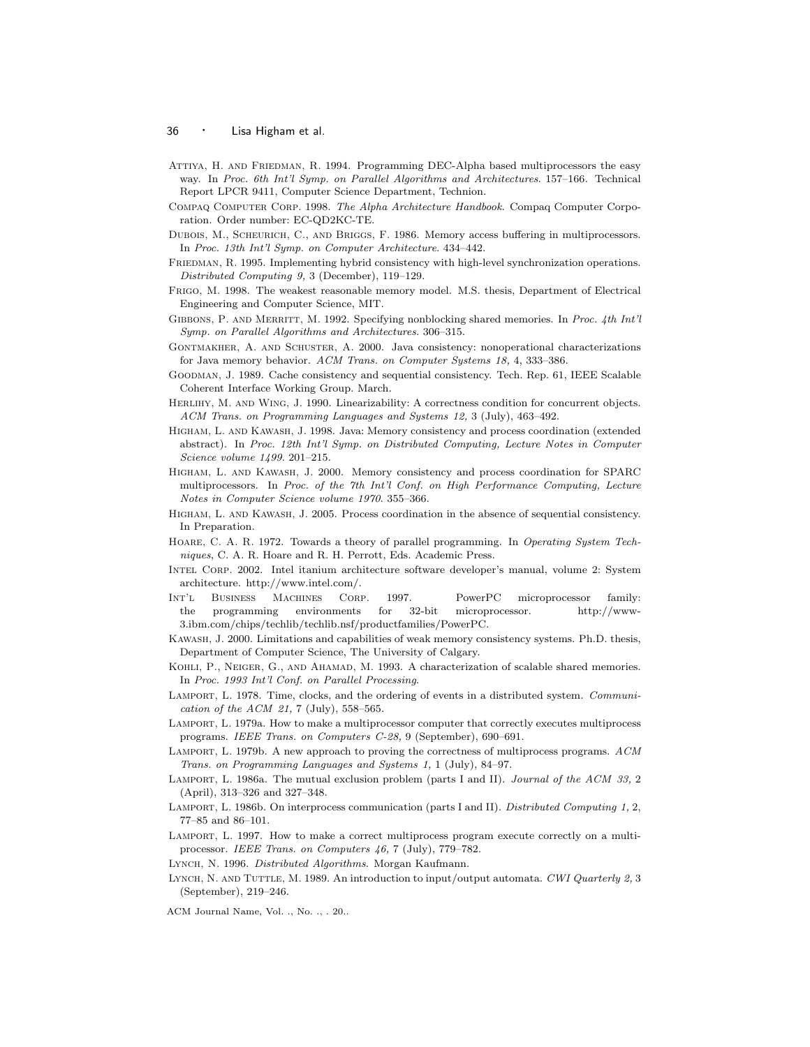Attiya, H. and Friedman, R. 1994. Programming DEC-Alpha based multiprocessors the easy way. In *Proc. 6th Int'l Symp. on Parallel Algorithms and Architectures*. 157–166. Technical Report LPCR 9411, Computer Science Department, Technion.

Compaq Computer Corp. 1998. *The Alpha Architecture Handbook*. Compaq Computer Corporation. Order number: EC-QD2KC-TE.

Dubois, M., Scheurich, C., and Briggs, F. 1986. Memory access buffering in multiprocessors. In *Proc. 13th Int'l Symp. on Computer Architecture*. 434–442.

Friedman, R. 1995. Implementing hybrid consistency with high-level synchronization operations. *Distributed Computing 9,* 3 (December), 119–129.

Frigo, M. 1998. The weakest reasonable memory model. M.S. thesis, Department of Electrical Engineering and Computer Science, MIT.

Gibbons, P. and Merritt, M. 1992. Specifying nonblocking shared memories. In *Proc. 4th Int'l Symp. on Parallel Algorithms and Architectures*. 306–315.

Gontmakher, A. and Schuster, A. 2000. Java consistency: nonoperational characterizations for Java memory behavior. *ACM Trans. on Computer Systems 18,* 4, 333–386.

Goodman, J. 1989. Cache consistency and sequential consistency. Tech. Rep. 61, IEEE Scalable Coherent Interface Working Group. March.

Herlihy, M. and Wing, J. 1990. Linearizability: A correctness condition for concurrent objects. *ACM Trans. on Programming Languages and Systems 12,* 3 (July), 463–492.

Higham, L. and Kawash, J. 1998. Java: Memory consistency and process coordination (extended abstract). In *Proc. 12th Int'l Symp. on Distributed Computing, Lecture Notes in Computer Science volume 1499*. 201–215.

Higham, L. and Kawash, J. 2000. Memory consistency and process coordination for SPARC multiprocessors. In *Proc. of the 7th Int'l Conf. on High Performance Computing, Lecture Notes in Computer Science volume 1970*. 355–366.

Higham, L. and Kawash, J. 2005. Process coordination in the absence of sequential consistency. In Preparation.

Hoare, C. A. R. 1972. Towards a theory of parallel programming. In *Operating System Techniques*, C. A. R. Hoare and R. H. Perrott, Eds. Academic Press.

Intel Corp. 2002. Intel itanium architecture software developer's manual, volume 2: System architecture. http://www.intel.com/.

Int'l Business Machines Corp. 1997. PowerPC microprocessor family: the programming environments for 32-bit microprocessor. http://www-3.ibm.com/chips/techlib/techlib.nsf/productfamilies/PowerPC.

Kawash, J. 2000. Limitations and capabilities of weak memory consistency systems. Ph.D. thesis, Department of Computer Science, The University of Calgary.

Kohli, P., Neiger, G., and Ahamad, M. 1993. A characterization of scalable shared memories. In *Proc. 1993 Int'l Conf. on Parallel Processing*.

Lamport, L. 1978. Time, clocks, and the ordering of events in a distributed system. *Communication of the ACM 21,* 7 (July), 558–565.

Lamport, L. 1979a. How to make a multiprocessor computer that correctly executes multiprocess programs. *IEEE Trans. on Computers C-28,* 9 (September), 690–691.

Lamport, L. 1979b. A new approach to proving the correctness of multiprocess programs. *ACM Trans. on Programming Languages and Systems 1,* 1 (July), 84–97.

Lamport, L. 1986a. The mutual exclusion problem (parts I and II). *Journal of the ACM 33,* 2 (April), 313–326 and 327–348.

Lamport, L. 1986b. On interprocess communication (parts I and II). *Distributed Computing 1,* 2, 77–85 and 86–101.

Lamport, L. 1997. How to make a correct multiprocess program execute correctly on a multiprocessor. *IEEE Trans. on Computers 46,* 7 (July), 779–782.

Lynch, N. 1996. *Distributed Algorithms*. Morgan Kaufmann.

Lynch, N. and Tuttle, M. 1989. An introduction to input/output automata. *CWI Quarterly 2,* 3 (September), 219–246.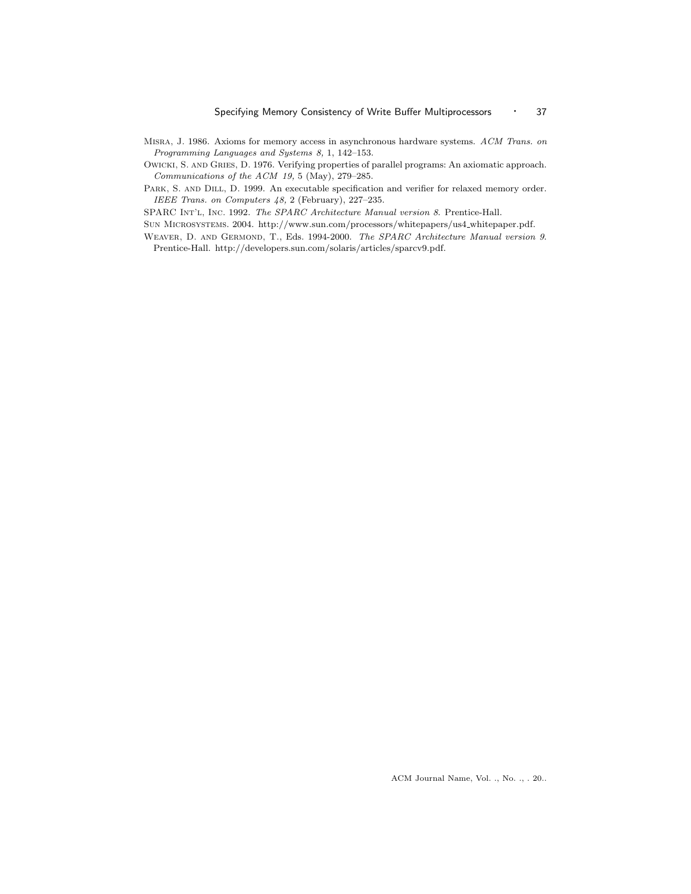Misra, J. 1986. Axioms for memory access in asynchronous hardware systems. *ACM Trans. on Programming Languages and Systems 8,* 1, 142–153.

Owicki, S. and Gries, D. 1976. Verifying properties of parallel programs: An axiomatic approach. *Communications of the ACM 19,* 5 (May), 279–285.

Park, S. and Dill, D. 1999. An executable specification and verifier for relaxed memory order. *IEEE Trans. on Computers 48,* 2 (February), 227–235.

SPARC Int'l, Inc. 1992. *The SPARC Architecture Manual version 8.* Prentice-Hall.

Sun Microsystems. 2004. http://www.sun.com/processors/whitepapers/us4_whitepaper.pdf.

Weaver, D. and Germond, T., Eds. 1994-2000. *The SPARC Architecture Manual version 9.* Prentice-Hall. http://developers.sun.com/solaris/articles/sparcv9.pdf.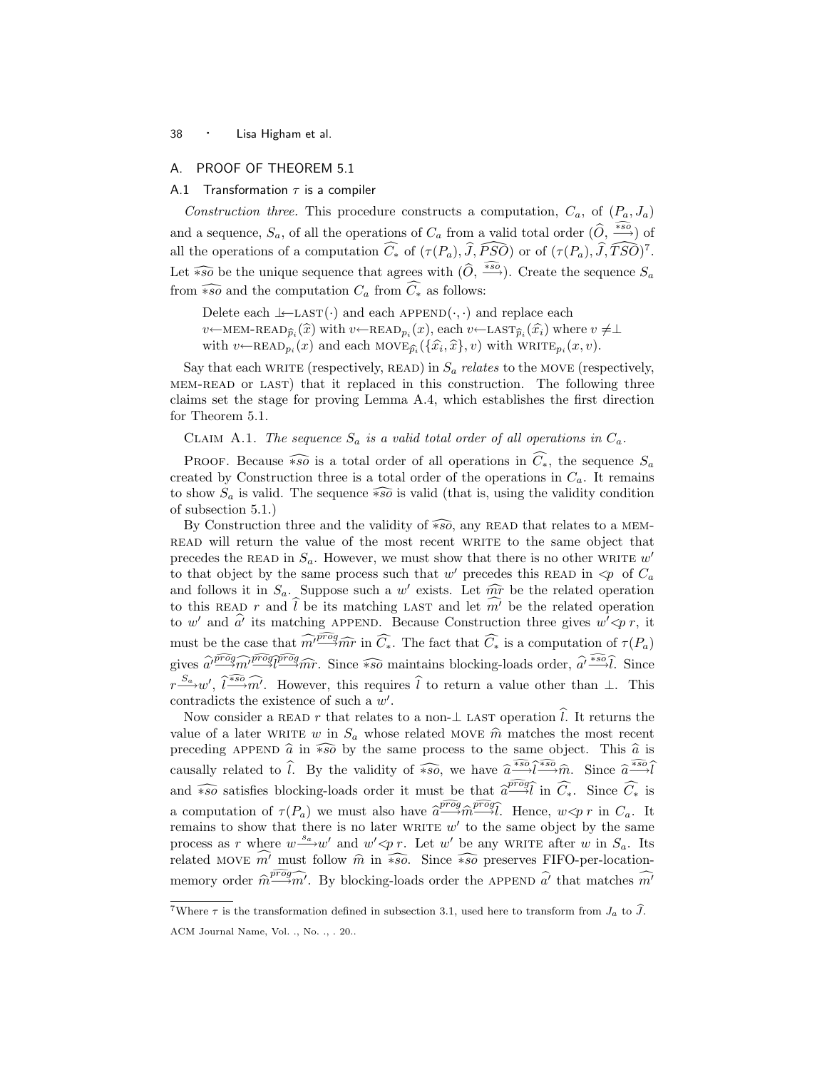## A. PROOF OF THEOREM 5.1

### A.1 Transformation $\tau$ is a compiler

*Construction three.* This procedure constructs a computation, $C_a$, of $(P_a, J_a)$ and a sequence, $S_a$, of all the operations of $C_a$ from a valid total order $(\widehat{O}, \xrightarrow{\widehat{*so}})$ of all the operations of a computation $\widehat{C_*}$ of $(\tau(P_a), \widehat{J}, \widehat{PSO})$ or of $(\tau(P_a), \widehat{J}, \widehat{TSO})$[7]. Let $\widehat{*so}$ be the unique sequence that agrees with $(\widehat{O}, \xrightarrow{\widehat{*so}})$. Create the sequence $S_a$ from $\widehat{*so}$ and the computation $C_a$ from $\widehat{C_*}$ as follows:

> Delete each $\bot \leftarrow$LAST$(\cdot)$ and each APPEND$(\cdot,\cdot)$ and replace each $v \leftarrow$MEM-READ$_{\widehat{p}_i}(\widehat{x})$ with $v \leftarrow$READ$_{p_i}(x)$, each $v \leftarrow$LAST$_{\widehat{p}_i}(\widehat{x}_i)$ where $v \neq \bot$ with $v \leftarrow$READ$_{p_i}(x)$ and each MOVE$_{\widehat{p}_i}(\{\widehat{x}_i, \widehat{x}\}, v)$ with WRITE$_{p_i}(x, v)$.

Say that each WRITE (respectively, READ) in $S_a$ *relates* to the MOVE (respectively, MEM-READ or LAST) that it replaced in this construction. The following three claims set the stage for proving Lemma A.4, which establishes the first direction for Theorem 5.1.

CLAIM A.1. *The sequence $S_a$ is a valid total order of all operations in $C_a$.*

PROOF. Because $\widehat{*so}$ is a total order of all operations in $\widehat{C_*}$, the sequence $S_a$ created by Construction three is a total order of the operations in $C_a$. It remains to show $S_a$ is valid. The sequence $\widehat{*so}$ is valid (that is, using the validity condition of subsection 5.1.)

By Construction three and the validity of $\widehat{*so}$, any READ that relates to a MEM-READ will return the value of the most recent WRITE to the same object that precedes the READ in $S_a$. However, we must show that there is no other WRITE $w'$ to that object by the same process such that $w'$ precedes this READ in $<p$ of $C_a$ and follows it in $S_a$. Suppose such a $w'$ exists. Let $\widehat{mr}$ be the related operation to this READ $r$ and $\widehat{l}$ be its matching LAST and let $\widehat{m'}$ be the related operation to $w'$ and $\widehat{a'}$ its matching APPEND. Because Construction three gives $w' <p\, r$, it must be the case that $\widehat{m'} \xrightarrow{\widehat{prog}} \widehat{mr}$ in $\widehat{C_*}$. The fact that $\widehat{C_*}$ is a computation of $\tau(P_a)$ gives $\widehat{a'} \xrightarrow{\widehat{prog}} \widehat{m'} \xrightarrow{\widehat{prog}} \widehat{l} \xrightarrow{\widehat{prog}} \widehat{mr}$. Since $\widehat{*so}$ maintains blocking-loads order, $\widehat{a'} \xrightarrow{\widehat{*so}} \widehat{l}$. Since $r \xrightarrow{S_a} w'$, $\widehat{l} \xrightarrow{\widehat{*so}} \widehat{m'}$. However, this requires $\widehat{l}$ to return a value other than $\bot$. This contradicts the existence of such a $w'$.

Now consider a READ $r$ that relates to a non-$\bot$ LAST operation $\widehat{l}$. It returns the value of a later WRITE $w$ in $S_a$ whose related MOVE $\widehat{m}$ matches the most recent preceding APPEND $\widehat{a}$ in $\widehat{*so}$ by the same process to the same object. This $\widehat{a}$ is causally related to $\widehat{l}$. By the validity of $\widehat{*so}$, we have $\widehat{a} \xrightarrow{\widehat{*so}} \widehat{l} \xrightarrow{\widehat{*so}} \widehat{m}$. Since $\widehat{a} \xrightarrow{\widehat{*so}} \widehat{l}$ and $\widehat{*so}$ satisfies blocking-loads order it must be that $\widehat{a} \xrightarrow{\widehat{prog}} \widehat{l}$ in $\widehat{C_*}$. Since $\widehat{C_*}$ is a computation of $\tau(P_a)$ we must also have $\widehat{a} \xrightarrow{\widehat{prog}} \widehat{m} \xrightarrow{\widehat{prog}} \widehat{l}$. Hence, $w <p\, r$ in $C_a$. It remains to show that there is no later WRITE $w'$ to the same object by the same process as $r$ where $w \xrightarrow{s_a} w'$ and $w' <p\, r$. Let $w'$ be any WRITE after $w$ in $S_a$. Its related MOVE $\widehat{m'}$ must follow $\widehat{m}$ in $\widehat{*so}$. Since $\widehat{*so}$ preserves FIFO-per-location-memory order $\widehat{m} \xrightarrow{\widehat{prog}} \widehat{m'}$. By blocking-loads order the APPEND $\widehat{a'}$ that matches $\widehat{m'}$

---

[7] Where $\tau$ is the transformation defined in subsection 3.1, used here to transform from $J_a$ to $\widehat{J}$.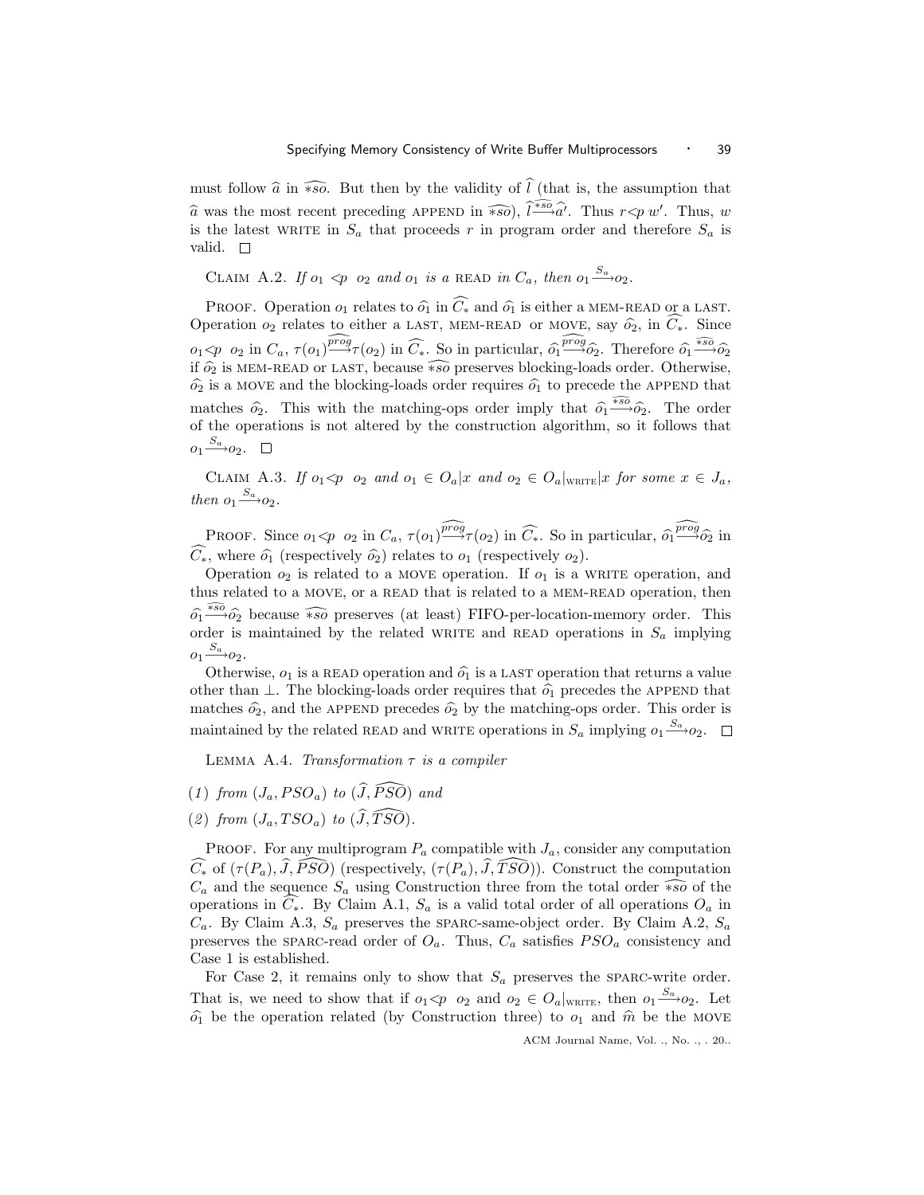must follow $\widehat{a}$ in $\widehat{*so}$. But then by the validity of $\widehat{l}$ (that is, the assumption that $\widehat{a}$ was the most recent preceding APPEND in $\widehat{*so}$), $\widehat{l} \xrightarrow{\widehat{*so}} \widehat{a}'$. Thus $r <p\ w'$. Thus, $w$ is the latest WRITE in $S_a$ that proceeds $r$ in program order and therefore $S_a$ is valid. □

CLAIM A.2. *If $o_1 <p\ o_2$ and $o_1$ is a* READ *in $C_a$, then $o_1 \xrightarrow{S_a} o_2$.*

PROOF. Operation $o_1$ relates to $\widehat{o_1}$ in $\widehat{C_*}$ and $\widehat{o_1}$ is either a MEM-READ or a LAST. Operation $o_2$ relates to either a LAST, MEM-READ or MOVE, say $\widehat{o_2}$, in $\widehat{C_*}$. Since $o_1 <p\ o_2$ in $C_a$, $\tau(o_1) \xrightarrow{\widehat{prog}} \tau(o_2)$ in $\widehat{C_*}$. So in particular, $\widehat{o_1} \xrightarrow{\widehat{prog}} \widehat{o_2}$. Therefore $\widehat{o_1} \xrightarrow{\widehat{*so}} \widehat{o_2}$ if $\widehat{o_2}$ is MEM-READ or LAST, because $\widehat{*so}$ preserves blocking-loads order. Otherwise, $\widehat{o_2}$ is a MOVE and the blocking-loads order requires $\widehat{o_1}$ to precede the APPEND that matches $\widehat{o_2}$. This with the matching-ops order imply that $\widehat{o_1} \xrightarrow{\widehat{*so}} \widehat{o_2}$. The order of the operations is not altered by the construction algorithm, so it follows that $o_1 \xrightarrow{S_a} o_2$. □

CLAIM A.3. *If $o_1 <p\ o_2$ and $o_1 \in O_a|x$ and $o_2 \in O_a|_{\text{WRITE}}|x$ for some $x \in J_a$, then $o_1 \xrightarrow{S_a} o_2$.*

PROOF. Since $o_1 <p\ o_2$ in $C_a$, $\tau(o_1) \xrightarrow{\widehat{prog}} \tau(o_2)$ in $\widehat{C_*}$. So in particular, $\widehat{o_1} \xrightarrow{\widehat{prog}} \widehat{o_2}$ in $\widehat{C_*}$, where $\widehat{o_1}$ (respectively $\widehat{o_2}$) relates to $o_1$ (respectively $o_2$).

Operation $o_2$ is related to a MOVE operation. If $o_1$ is a WRITE operation, and thus related to a MOVE, or a READ that is related to a MEM-READ operation, then $\widehat{o_1} \xrightarrow{\widehat{*so}} \widehat{o_2}$ because $\widehat{*so}$ preserves (at least) FIFO-per-location-memory order. This order is maintained by the related WRITE and READ operations in $S_a$ implying $o_1 \xrightarrow{S_a} o_2$.

Otherwise, $o_1$ is a READ operation and $\widehat{o_1}$ is a LAST operation that returns a value other than $\perp$. The blocking-loads order requires that $\widehat{o_1}$ precedes the APPEND that matches $\widehat{o_2}$, and the APPEND precedes $\widehat{o_2}$ by the matching-ops order. This order is maintained by the related READ and WRITE operations in $S_a$ implying $o_1 \xrightarrow{S_a} o_2$. □

LEMMA A.4. *Transformation $\tau$ is a compiler*

(1) *from $(J_a, PSO_a)$ to $(\widehat{J}, \widehat{PSO})$ and*

(2) *from $(J_a, TSO_a)$ to $(\widehat{J}, \widehat{TSO})$.*

PROOF. For any multiprogram $P_a$ compatible with $J_a$, consider any computation $\widehat{C_*}$ of $(\tau(P_a), \widehat{J}, \widehat{PSO})$ (respectively, $(\tau(P_a), \widehat{J}, \widehat{TSO})$). Construct the computation $C_a$ and the sequence $S_a$ using Construction three from the total order $\widehat{*so}$ of the operations in $\widehat{C_*}$. By Claim A.1, $S_a$ is a valid total order of all operations $O_a$ in $C_a$. By Claim A.3, $S_a$ preserves the SPARC-same-object order. By Claim A.2, $S_a$ preserves the SPARC-read order of $O_a$. Thus, $C_a$ satisfies $PSO_a$ consistency and Case 1 is established.

For Case 2, it remains only to show that $S_a$ preserves the SPARC-write order. That is, we need to show that if $o_1 <p\ o_2$ and $o_2 \in O_a|_{\text{WRITE}}$, then $o_1 \xrightarrow{S_a} o_2$. Let $\widehat{o_1}$ be the operation related (by Construction three) to $o_1$ and $\widehat{m}$ be the MOVE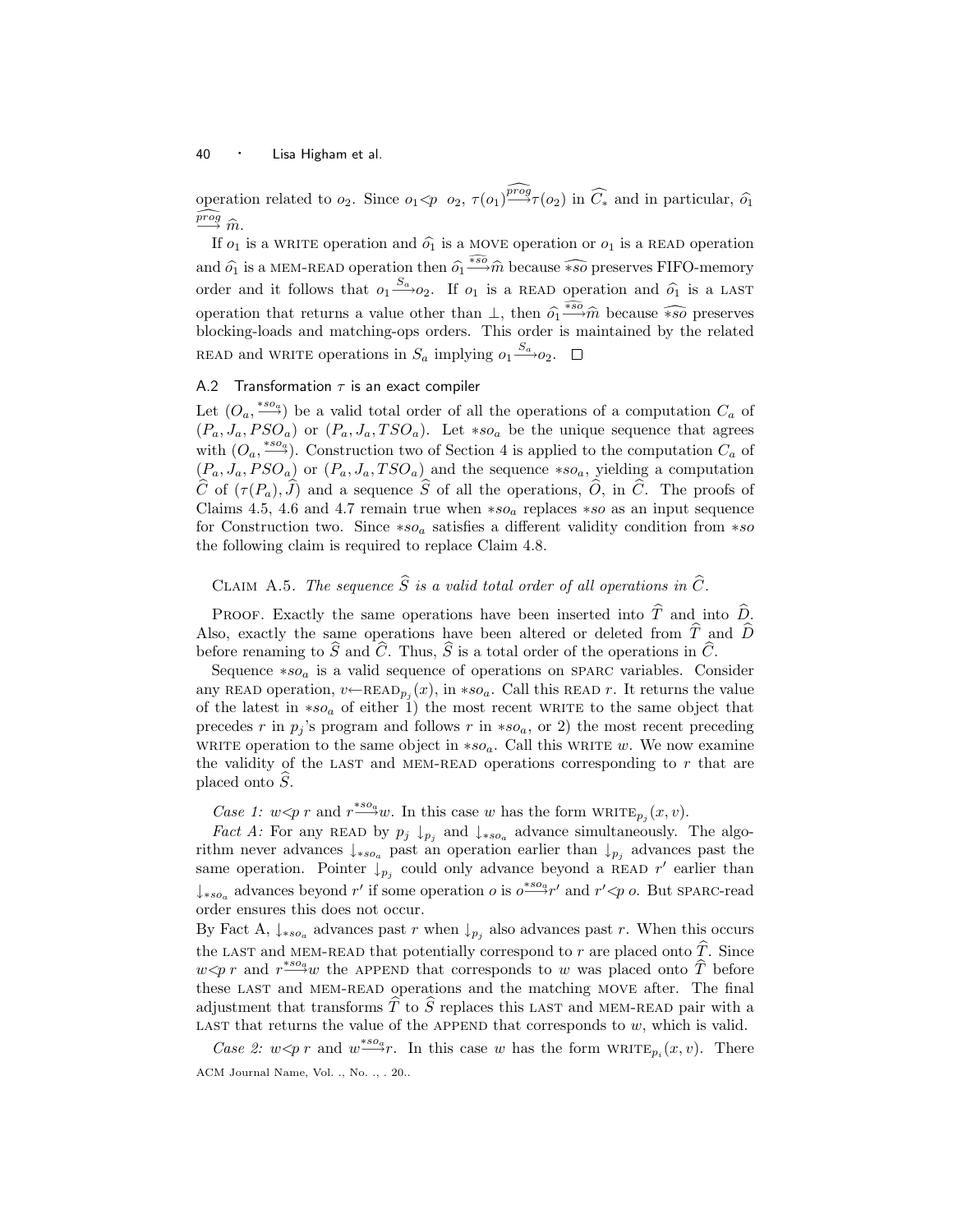operation related to $o_2$. Since $o_1 <p\ o_2$, $\tau(o_1) \xrightarrow{\widehat{prog}} \tau(o_2)$ in $\widehat{C_*}$ and in particular, $\widehat{o_1} \xrightarrow{\widehat{prog}} \widehat{m}$.

If $o_1$ is a WRITE operation and $\widehat{o_1}$ is a MOVE operation or $o_1$ is a READ operation and $\widehat{o_1}$ is a MEM-READ operation then $\widehat{o_1} \xrightarrow{\widehat{*so}} \widehat{m}$ because $\widehat{*so}$ preserves FIFO-memory order and it follows that $o_1 \xrightarrow{S_a} o_2$. If $o_1$ is a READ operation and $\widehat{o_1}$ is a LAST operation that returns a value other than $\perp$, then $\widehat{o_1} \xrightarrow{\widehat{*so}} \widehat{m}$ because $\widehat{*so}$ preserves blocking-loads and matching-ops orders. This order is maintained by the related READ and WRITE operations in $S_a$ implying $o_1 \xrightarrow{S_a} o_2$. $\square$

### A.2 Transformation $\tau$ is an exact compiler

Let $(O_a, \xrightarrow{*so_a})$ be a valid total order of all the operations of a computation $C_a$ of $(P_a, J_a, PSO_a)$ or $(P_a, J_a, TSO_a)$. Let $*so_a$ be the unique sequence that agrees with $(O_a, \xrightarrow{*so_a})$. Construction two of Section 4 is applied to the computation $C_a$ of $(P_a, J_a, PSO_a)$ or $(P_a, J_a, TSO_a)$ and the sequence $*so_a$, yielding a computation $\widehat{C}$ of $(\tau(P_a), \widehat{J})$ and a sequence $\widehat{S}$ of all the operations, $\widehat{O}$, in $\widehat{C}$. The proofs of Claims 4.5, 4.6 and 4.7 remain true when $*so_a$ replaces $*so$ as an input sequence for Construction two. Since $*so_a$ satisfies a different validity condition from $*so$ the following claim is required to replace Claim 4.8.

Claim A.5. *The sequence $\widehat{S}$ is a valid total order of all operations in $\widehat{C}$.*

Proof. Exactly the same operations have been inserted into $\widehat{T}$ and into $\widehat{D}$. Also, exactly the same operations have been altered or deleted from $\widehat{T}$ and $\widehat{D}$ before renaming to $\widehat{S}$ and $\widehat{C}$. Thus, $\widehat{S}$ is a total order of the operations in $\widehat{C}$.

Sequence $*so_a$ is a valid sequence of operations on SPARC variables. Consider any READ operation, $v \leftarrow \text{READ}_{p_j}(x)$, in $*so_a$. Call this READ $r$. It returns the value of the latest in $*so_a$ of either 1) the most recent WRITE to the same object that precedes $r$ in $p_j$'s program and follows $r$ in $*so_a$, or 2) the most recent preceding WRITE operation to the same object in $*so_a$. Call this WRITE $w$. We now examine the validity of the LAST and MEM-READ operations corresponding to $r$ that are placed onto $\widehat{S}$.

*Case 1:* $w <p\ r$ and $r \xrightarrow{*so_a} w$. In this case $w$ has the form $\text{WRITE}_{p_j}(x, v)$.

*Fact A:* For any READ by $p_j$ $\downarrow_{p_j}$ and $\downarrow_{*so_a}$ advance simultaneously. The algorithm never advances $\downarrow_{*so_a}$ past an operation earlier than $\downarrow_{p_j}$ advances past the same operation. Pointer $\downarrow_{p_j}$ could only advance beyond a READ $r'$ earlier than $\downarrow_{*so_a}$ advances beyond $r'$ if some operation $o$ is $o \xrightarrow{*so_a} r'$ and $r' <p\ o$. But SPARC-read order ensures this does not occur.
By Fact A, $\downarrow_{*so_a}$ advances past $r$ when $\downarrow_{p_j}$ also advances past $r$. When this occurs the LAST and MEM-READ that potentially correspond to $r$ are placed onto $\widehat{T}$. Since $w <p\ r$ and $r \xrightarrow{*so_a} w$ the APPEND that corresponds to $w$ was placed onto $\widehat{T}$ before these LAST and MEM-READ operations and the matching MOVE after. The final adjustment that transforms $\widehat{T}$ to $\widehat{S}$ replaces this LAST and MEM-READ pair with a LAST that returns the value of the APPEND that corresponds to $w$, which is valid.

*Case 2:* $w <p\ r$ and $w \xrightarrow{*so_a} r$. In this case $w$ has the form $\text{WRITE}_{p_i}(x, v)$. There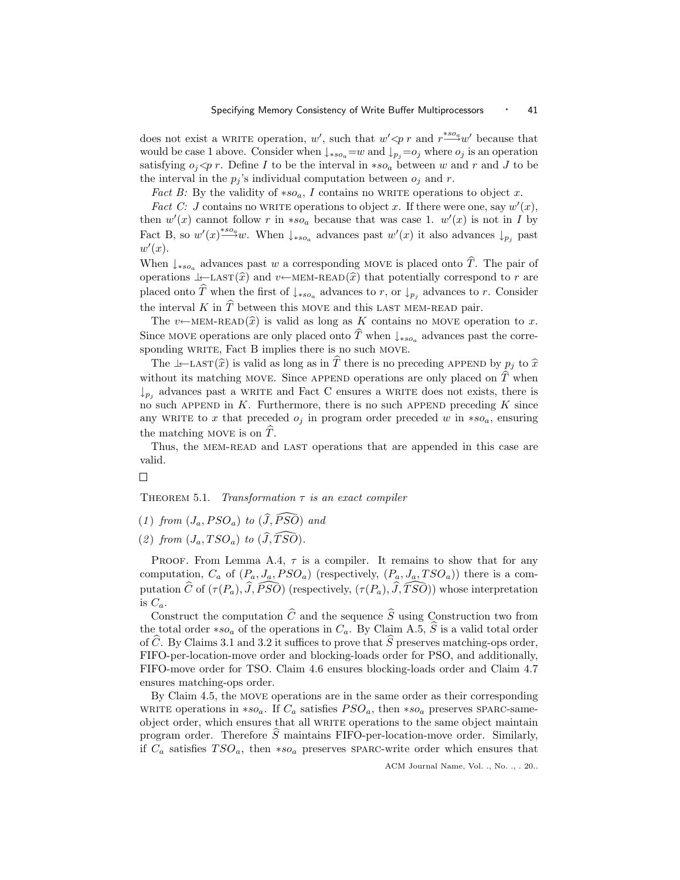does not exist a WRITE operation, $w'$, such that $w' <_p r$ and $r \xrightarrow{*so_a} w'$ because that would be case 1 above. Consider when $\downarrow_{*so_a} = w$ and $\downarrow_{p_j} = o_j$ where $o_j$ is an operation satisfying $o_j <_p r$. Define $I$ to be the interval in $*so_a$ between $w$ and $r$ and $J$ to be the interval in the $p_j$'s individual computation between $o_j$ and $r$.

*Fact B:* By the validity of $*so_a$, $I$ contains no WRITE operations to object $x$.

*Fact C:* $J$ contains no WRITE operations to object $x$. If there were one, say $w'(x)$, then $w'(x)$ cannot follow $r$ in $*so_a$ because that was case 1. $w'(x)$ is not in $I$ by Fact B, so $w'(x) \xrightarrow{*so_a} w$. When $\downarrow_{*so_a}$ advances past $w'(x)$ it also advances $\downarrow_{p_j}$ past $w'(x)$.

When $\downarrow_{*so_a}$ advances past $w$ a corresponding MOVE is placed onto $\widehat{T}$. The pair of operations $\perp \leftarrow$LAST$(\widehat{x})$ and $v \leftarrow$MEM-READ$(\widehat{x})$ that potentially correspond to $r$ are placed onto $\widehat{T}$ when the first of $\downarrow_{*so_a}$ advances to $r$, or $\downarrow_{p_j}$ advances to $r$. Consider the interval $K$ in $\widehat{T}$ between this MOVE and this LAST MEM-READ pair.

The $v \leftarrow$MEM-READ$(\widehat{x})$ is valid as long as $K$ contains no MOVE operation to $x$. Since MOVE operations are only placed onto $\widehat{T}$ when $\downarrow_{*so_a}$ advances past the corresponding WRITE, Fact B implies there is no such MOVE.

The $\perp \leftarrow$LAST$(\widehat{x})$ is valid as long as in $\widehat{T}$ there is no preceding APPEND by $p_j$ to $\widehat{x}$ without its matching MOVE. Since APPEND operations are only placed on $\widehat{T}$ when $\downarrow_{p_j}$ advances past a WRITE and Fact C ensures a WRITE does not exists, there is no such APPEND in $K$. Furthermore, there is no such APPEND preceding $K$ since any WRITE to $x$ that preceded $o_j$ in program order preceded $w$ in $*so_a$, ensuring the matching MOVE is on $\widehat{T}$.

Thus, the MEM-READ and LAST operations that are appended in this case are valid.

□

THEOREM 5.1. *Transformation $\tau$ is an exact compiler*

*(1) from $(J_a, PSO_a)$ to $(\widehat{J}, \widehat{PSO})$ and*

*(2) from $(J_a, TSO_a)$ to $(\widehat{J}, \widehat{TSO})$.*

PROOF. From Lemma A.4, $\tau$ is a compiler. It remains to show that for any computation, $C_a$ of $(P_a, J_a, PSO_a)$ (respectively, $(P_a, J_a, TSO_a)$) there is a computation $\widehat{C}$ of $(\tau(P_a), \widehat{J}, \widehat{PSO})$ (respectively, $(\tau(P_a), \widehat{J}, \widehat{TSO})$) whose interpretation is $C_a$.

Construct the computation $\widehat{C}$ and the sequence $\widehat{S}$ using Construction two from the total order $*so_a$ of the operations in $C_a$. By Claim A.5, $\widehat{S}$ is a valid total order of $\widehat{C}$. By Claims 3.1 and 3.2 it suffices to prove that $\widehat{S}$ preserves matching-ops order, FIFO-per-location-move order and blocking-loads order for PSO, and additionally, FIFO-move order for TSO. Claim 4.6 ensures blocking-loads order and Claim 4.7 ensures matching-ops order.

By Claim 4.5, the MOVE operations are in the same order as their corresponding WRITE operations in $*so_a$. If $C_a$ satisfies $PSO_a$, then $*so_a$ preserves SPARC-same-object order, which ensures that all WRITE operations to the same object maintain program order. Therefore $\widehat{S}$ maintains FIFO-per-location-move order. Similarly, if $C_a$ satisfies $TSO_a$, then $*so_a$ preserves SPARC-write order which ensures that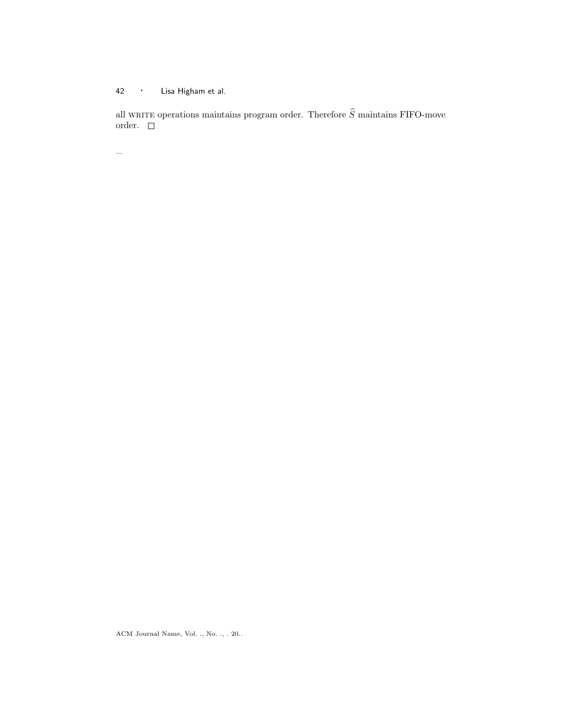all WRITE operations maintains program order. Therefore $\widehat{S}$ maintains FIFO-move order. $\square$

...